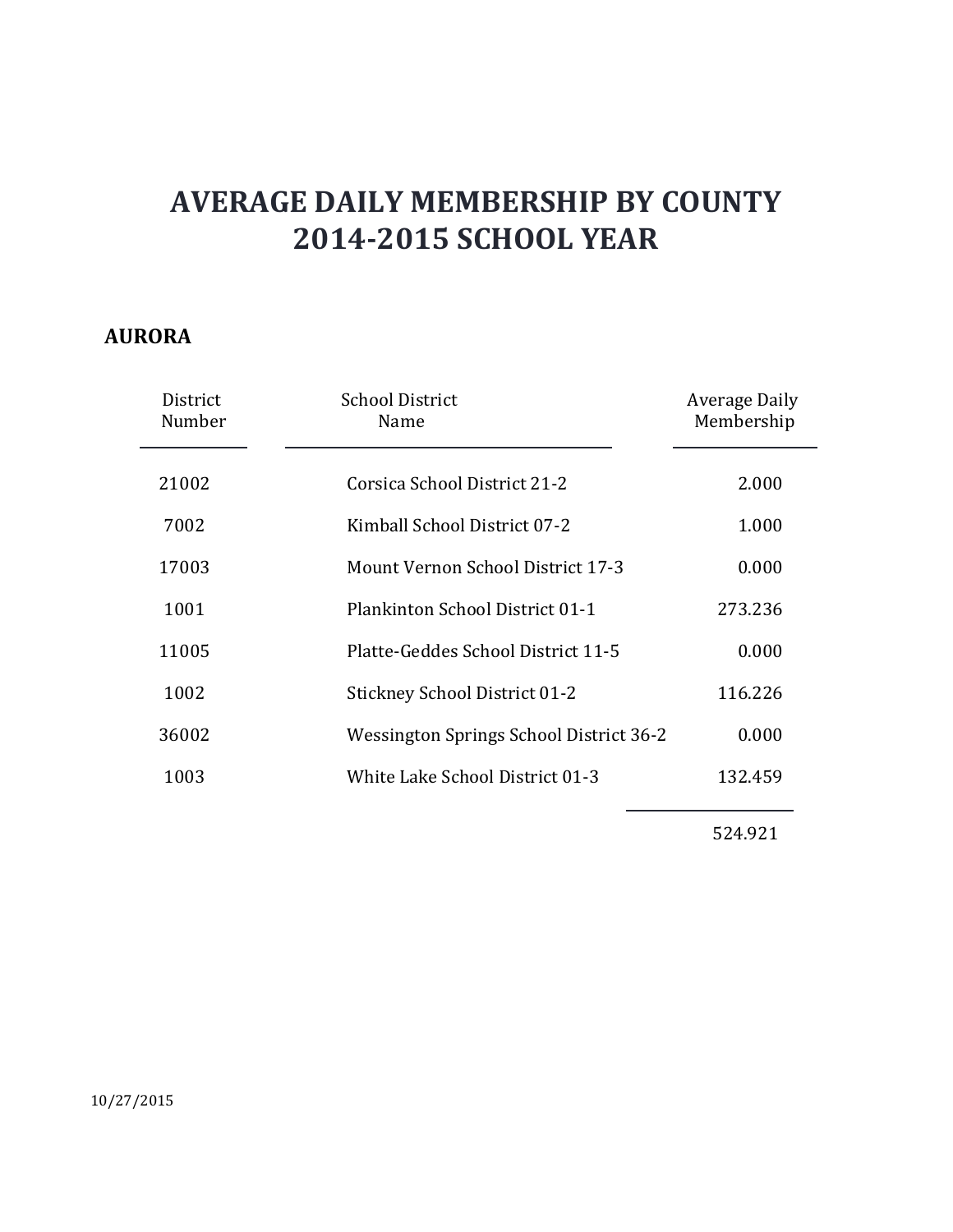# AVERAGE DAILY MEMBERSHIP BY COUNTY
# 2014-2015 SCHOOL YEAR

## AURORA

| District Number | School District Name | Average Daily Membership |
|---|---|---|
| 21002 | Corsica School District 21-2 | 2.000 |
| 7002 | Kimball School District 07-2 | 1.000 |
| 17003 | Mount Vernon School District 17-3 | 0.000 |
| 1001 | Plankinton School District 01-1 | 273.236 |
| 11005 | Platte-Geddes School District 11-5 | 0.000 |
| 1002 | Stickney School District 01-2 | 116.226 |
| 36002 | Wessington Springs School District 36-2 | 0.000 |
| 1003 | White Lake School District 01-3 | 132.459 |
| | | 524.921 |

10/27/2015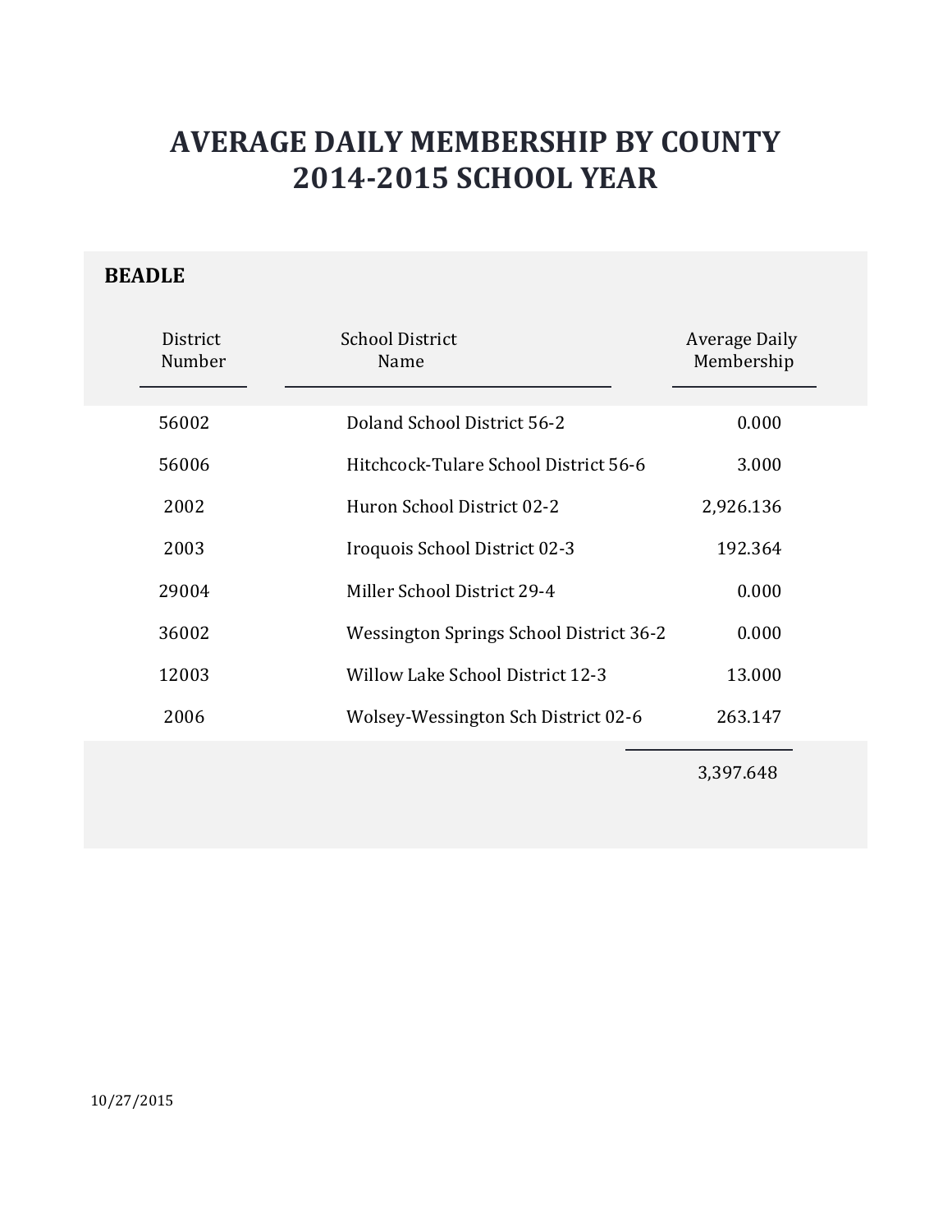# AVERAGE DAILY MEMBERSHIP BY COUNTY
# 2014-2015 SCHOOL YEAR

## BEADLE

| District Number | School District Name | Average Daily Membership |
|---|---|---|
| 56002 | Doland School District 56-2 | 0.000 |
| 56006 | Hitchcock-Tulare School District 56-6 | 3.000 |
| 2002 | Huron School District 02-2 | 2,926.136 |
| 2003 | Iroquois School District 02-3 | 192.364 |
| 29004 | Miller School District 29-4 | 0.000 |
| 36002 | Wessington Springs School District 36-2 | 0.000 |
| 12003 | Willow Lake School District 12-3 | 13.000 |
| 2006 | Wolsey-Wessington Sch District 02-6 | 263.147 |
| | | 3,397.648 |

10/27/2015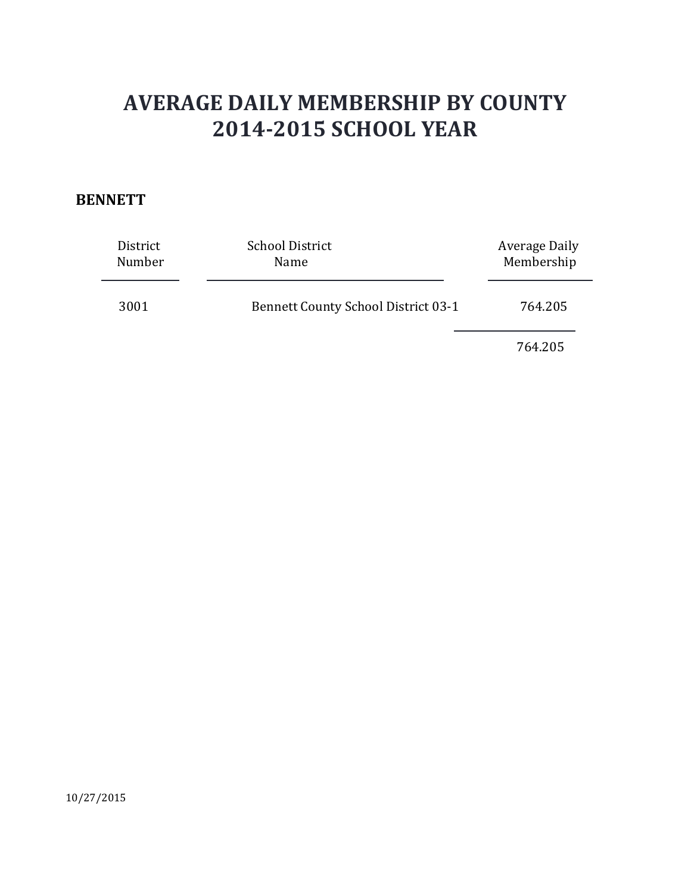# AVERAGE DAILY MEMBERSHIP BY COUNTY
# 2014-2015 SCHOOL YEAR

**BENNETT**

| District Number | School District Name | Average Daily Membership |
|---|---|---|
| 3001 | Bennett County School District 03-1 | 764.205 |
| | | 764.205 |

10/27/2015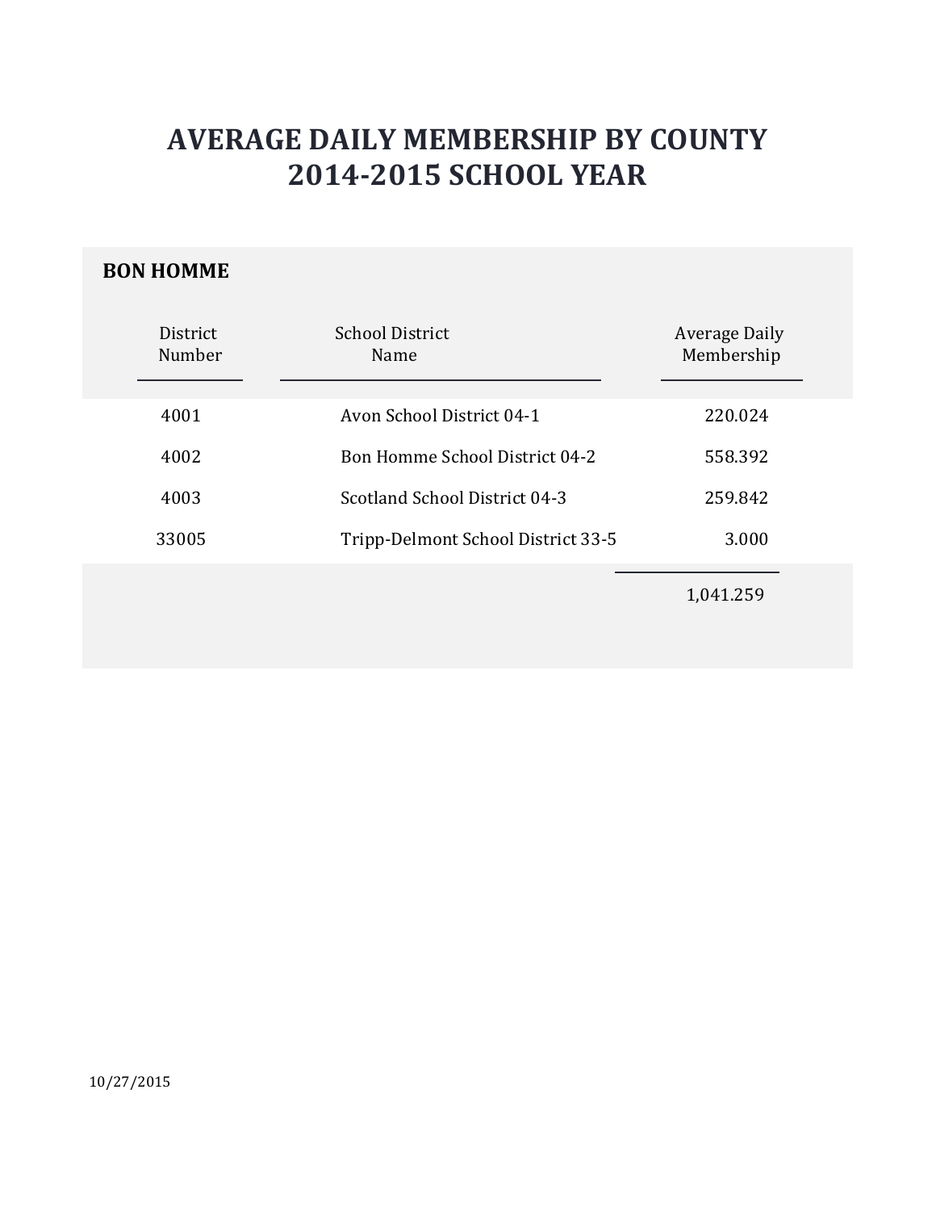# AVERAGE DAILY MEMBERSHIP BY COUNTY
# 2014-2015 SCHOOL YEAR

## BON HOMME

| District Number | School District Name | Average Daily Membership |
|---|---|---|
| 4001 | Avon School District 04-1 | 220.024 |
| 4002 | Bon Homme School District 04-2 | 558.392 |
| 4003 | Scotland School District 04-3 | 259.842 |
| 33005 | Tripp-Delmont School District 33-5 | 3.000 |
| | | 1,041.259 |

10/27/2015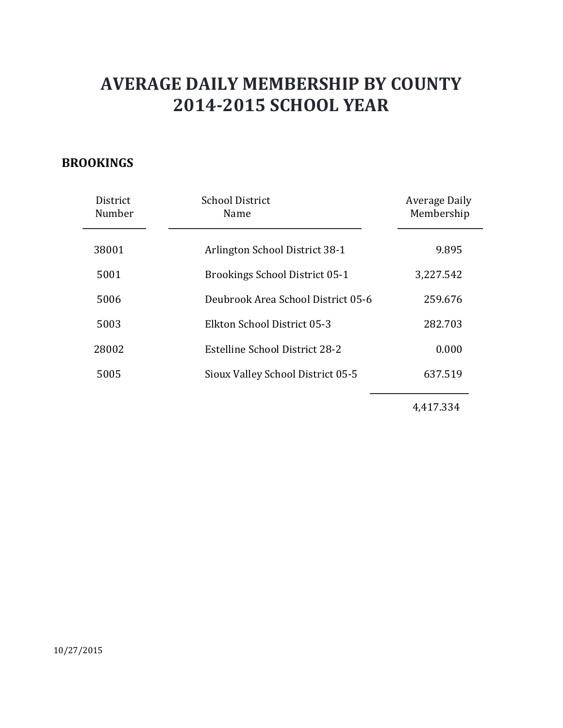# AVERAGE DAILY MEMBERSHIP BY COUNTY
# 2014-2015 SCHOOL YEAR

## BROOKINGS

| District Number | School District Name | Average Daily Membership |
|---|---|---|
| 38001 | Arlington School District 38-1 | 9.895 |
| 5001 | Brookings School District 05-1 | 3,227.542 |
| 5006 | Deubrook Area School District 05-6 | 259.676 |
| 5003 | Elkton School District 05-3 | 282.703 |
| 28002 | Estelline School District 28-2 | 0.000 |
| 5005 | Sioux Valley School District 05-5 | 637.519 |
| | | 4,417.334 |

10/27/2015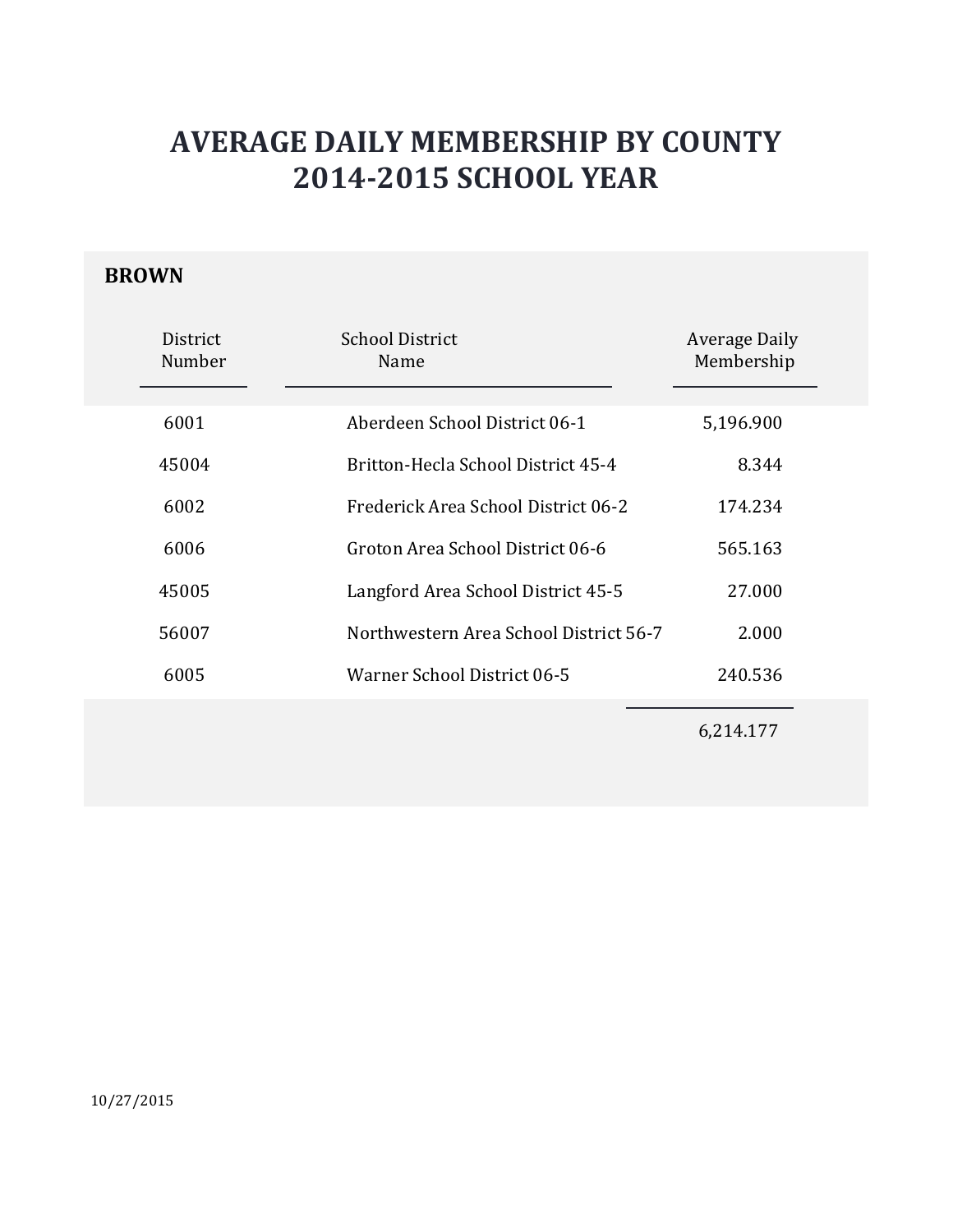# AVERAGE DAILY MEMBERSHIP BY COUNTY
# 2014-2015 SCHOOL YEAR

## BROWN

| District Number | School District Name | Average Daily Membership |
|---|---|---|
| 6001 | Aberdeen School District 06-1 | 5,196.900 |
| 45004 | Britton-Hecla School District 45-4 | 8.344 |
| 6002 | Frederick Area School District 06-2 | 174.234 |
| 6006 | Groton Area School District 06-6 | 565.163 |
| 45005 | Langford Area School District 45-5 | 27.000 |
| 56007 | Northwestern Area School District 56-7 | 2.000 |
| 6005 | Warner School District 06-5 | 240.536 |
| | | 6,214.177 |

10/27/2015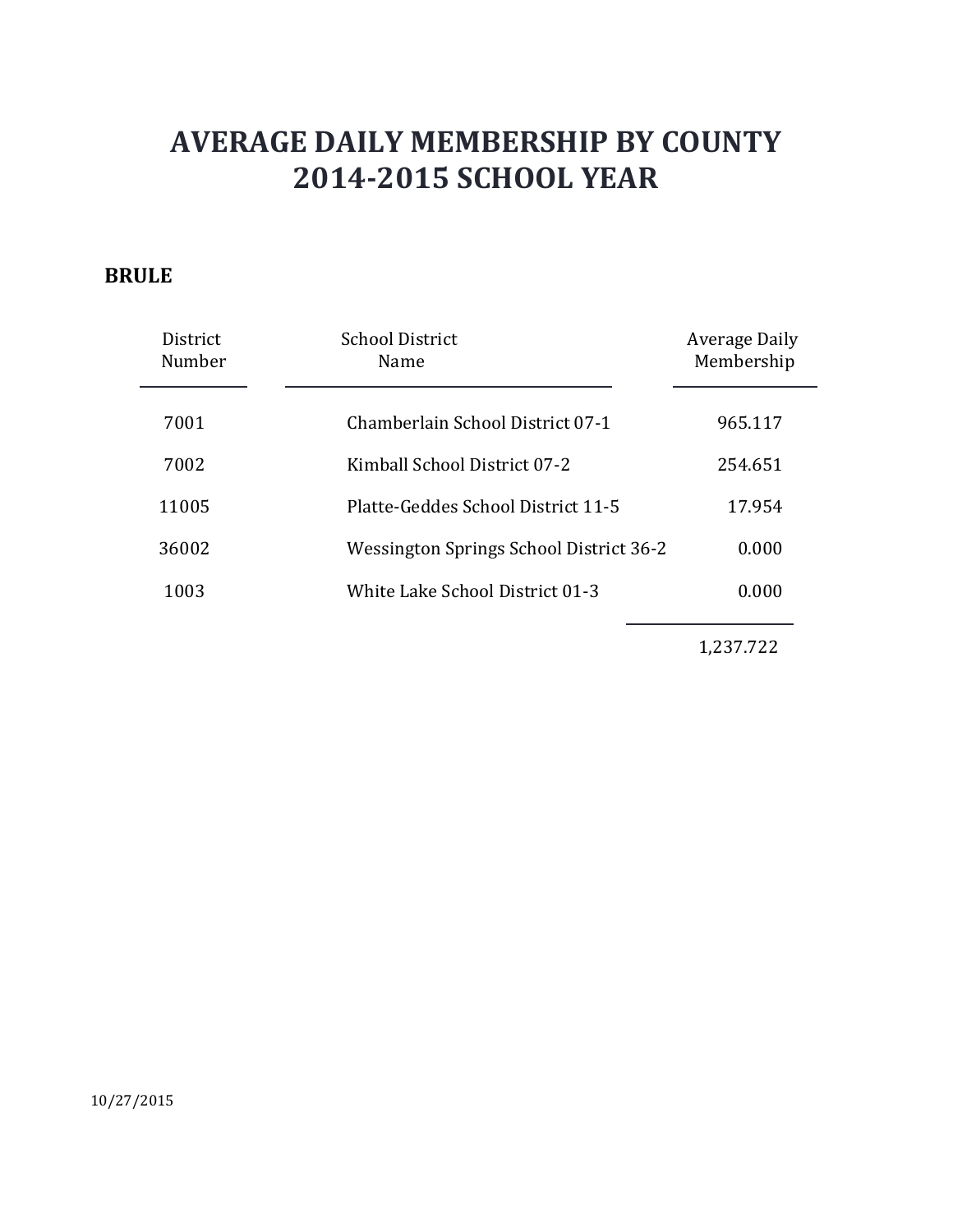# AVERAGE DAILY MEMBERSHIP BY COUNTY
# 2014-2015 SCHOOL YEAR

**BRULE**

| District Number | School District Name | Average Daily Membership |
|---|---|---|
| 7001 | Chamberlain School District 07-1 | 965.117 |
| 7002 | Kimball School District 07-2 | 254.651 |
| 11005 | Platte-Geddes School District 11-5 | 17.954 |
| 36002 | Wessington Springs School District 36-2 | 0.000 |
| 1003 | White Lake School District 01-3 | 0.000 |
| | | 1,237.722 |

10/27/2015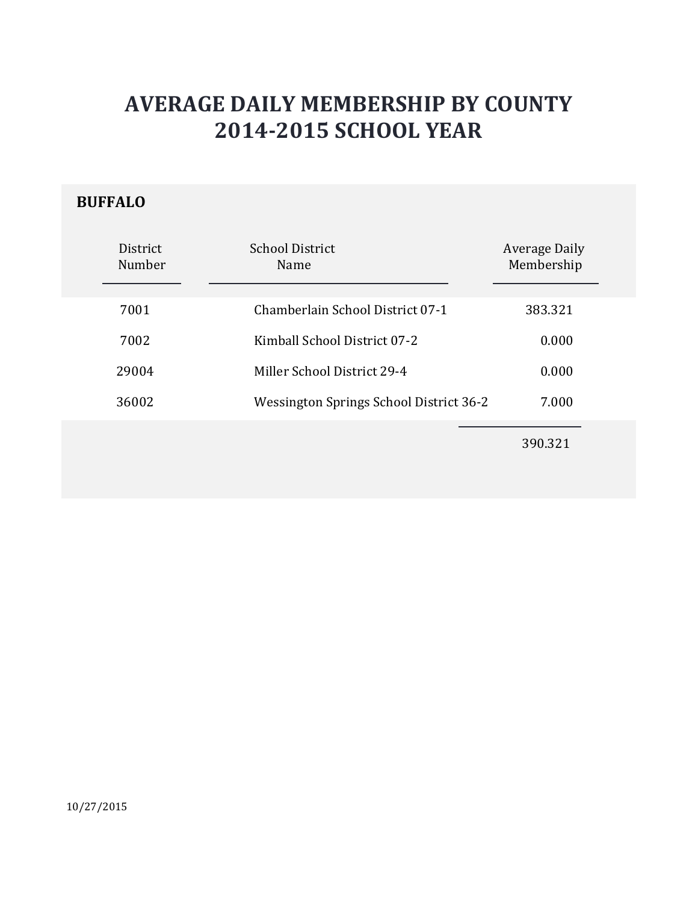# AVERAGE DAILY MEMBERSHIP BY COUNTY
# 2014-2015 SCHOOL YEAR

## BUFFALO

| District Number | School District Name | Average Daily Membership |
|---|---|---|
| 7001 | Chamberlain School District 07-1 | 383.321 |
| 7002 | Kimball School District 07-2 | 0.000 |
| 29004 | Miller School District 29-4 | 0.000 |
| 36002 | Wessington Springs School District 36-2 | 7.000 |
| | | 390.321 |

10/27/2015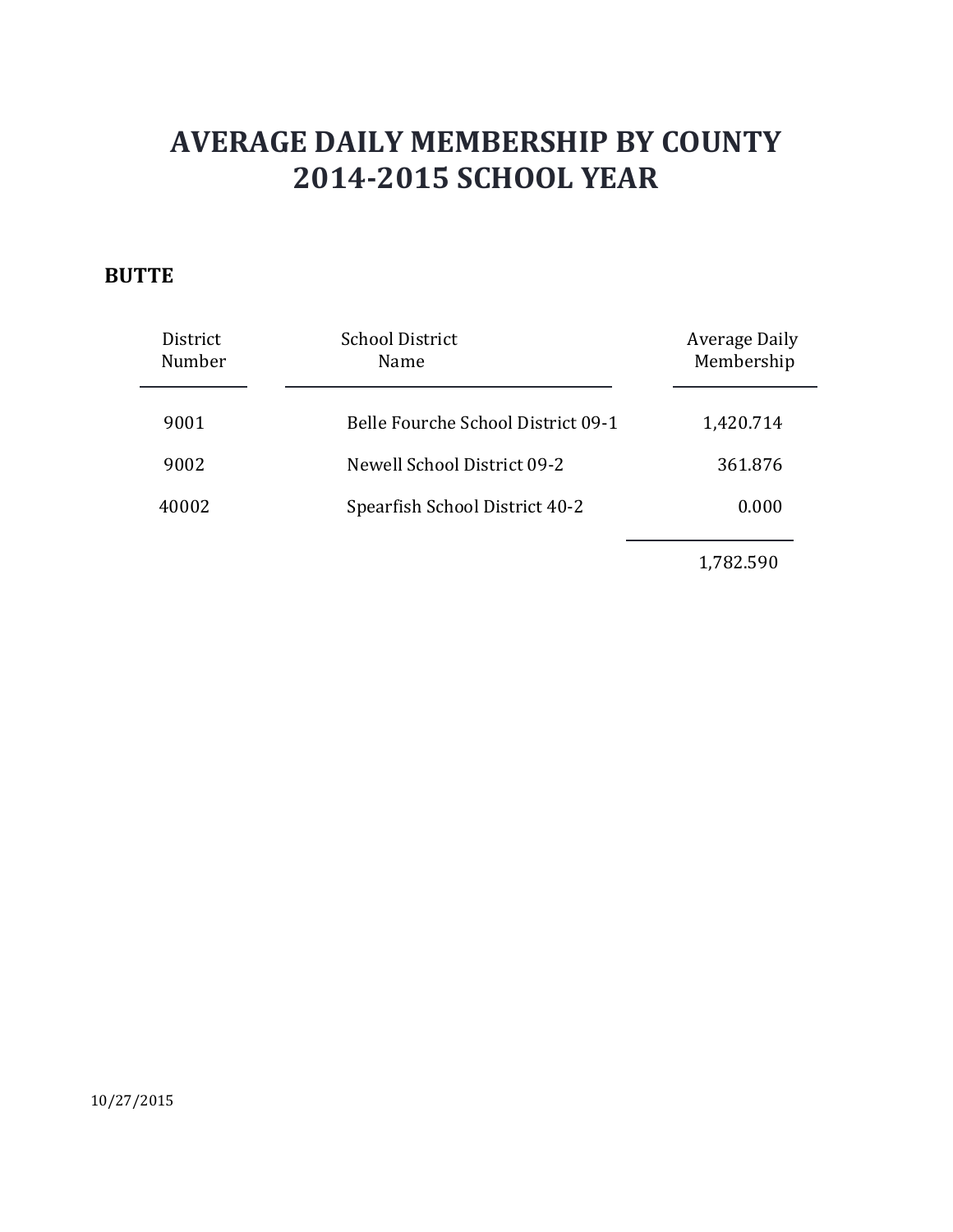# AVERAGE DAILY MEMBERSHIP BY COUNTY
# 2014-2015 SCHOOL YEAR

**BUTTE**

| District Number | School District Name | Average Daily Membership |
|---|---|---|
| 9001 | Belle Fourche School District 09-1 | 1,420.714 |
| 9002 | Newell School District 09-2 | 361.876 |
| 40002 | Spearfish School District 40-2 | 0.000 |
| | | 1,782.590 |

10/27/2015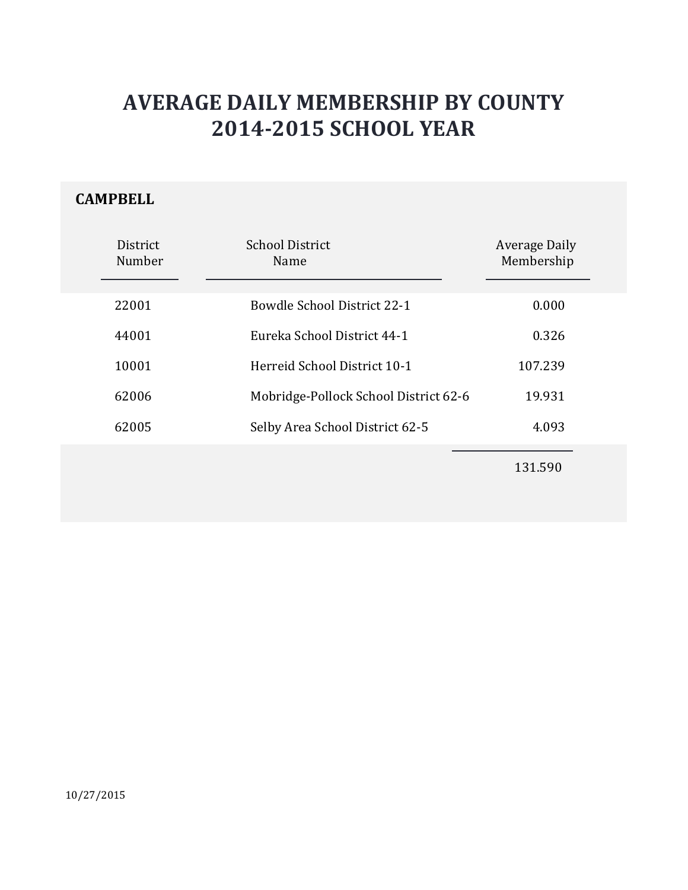# AVERAGE DAILY MEMBERSHIP BY COUNTY
# 2014-2015 SCHOOL YEAR

## CAMPBELL

| District Number | School District Name | Average Daily Membership |
|---|---|---|
| 22001 | Bowdle School District 22-1 | 0.000 |
| 44001 | Eureka School District 44-1 | 0.326 |
| 10001 | Herreid School District 10-1 | 107.239 |
| 62006 | Mobridge-Pollock School District 62-6 | 19.931 |
| 62005 | Selby Area School District 62-5 | 4.093 |
| | | 131.590 |

10/27/2015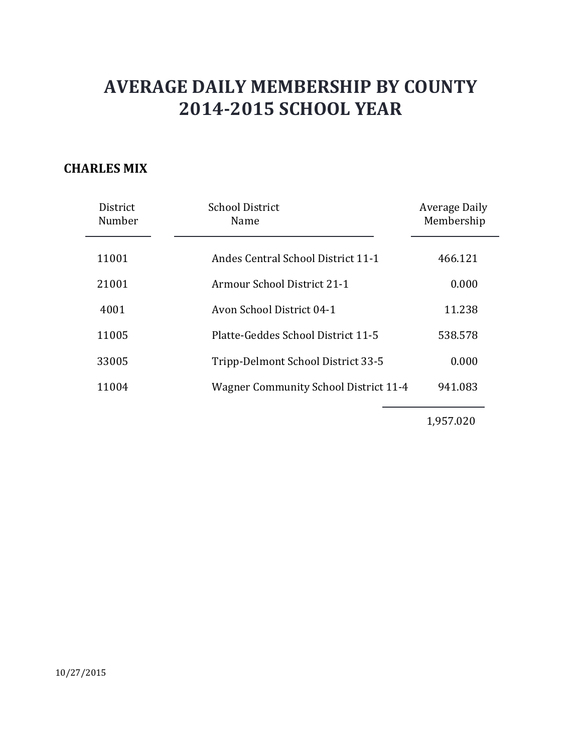# AVERAGE DAILY MEMBERSHIP BY COUNTY
# 2014-2015 SCHOOL YEAR

## CHARLES MIX

| District Number | School District Name | Average Daily Membership |
|---|---|---|
| 11001 | Andes Central School District 11-1 | 466.121 |
| 21001 | Armour School District 21-1 | 0.000 |
| 4001 | Avon School District 04-1 | 11.238 |
| 11005 | Platte-Geddes School District 11-5 | 538.578 |
| 33005 | Tripp-Delmont School District 33-5 | 0.000 |
| 11004 | Wagner Community School District 11-4 | 941.083 |
| | | 1,957.020 |

10/27/2015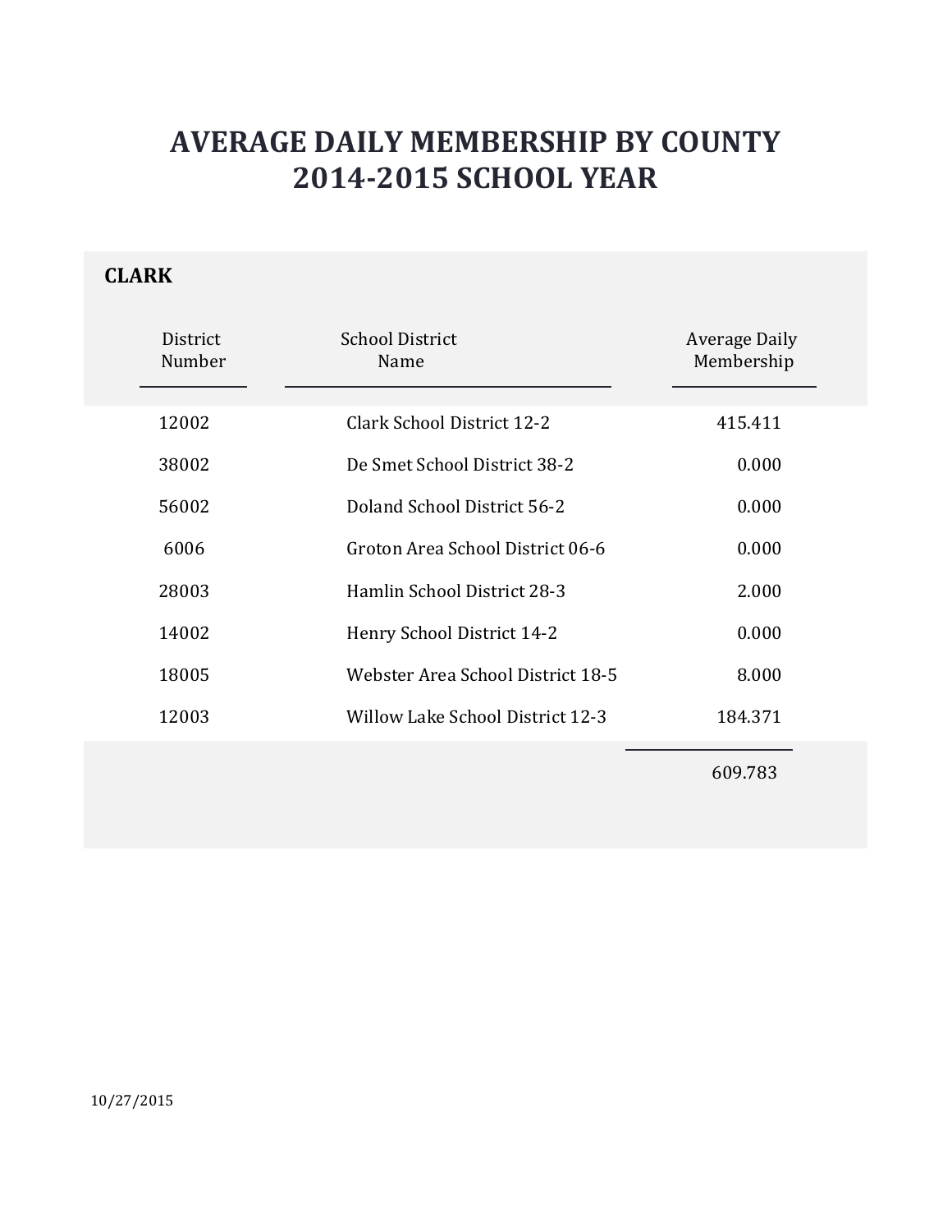# AVERAGE DAILY MEMBERSHIP BY COUNTY
# 2014-2015 SCHOOL YEAR

## CLARK

| District Number | School District Name | Average Daily Membership |
|---|---|---|
| 12002 | Clark School District 12-2 | 415.411 |
| 38002 | De Smet School District 38-2 | 0.000 |
| 56002 | Doland School District 56-2 | 0.000 |
| 6006 | Groton Area School District 06-6 | 0.000 |
| 28003 | Hamlin School District 28-3 | 2.000 |
| 14002 | Henry School District 14-2 | 0.000 |
| 18005 | Webster Area School District 18-5 | 8.000 |
| 12003 | Willow Lake School District 12-3 | 184.371 |
| | | 609.783 |

10/27/2015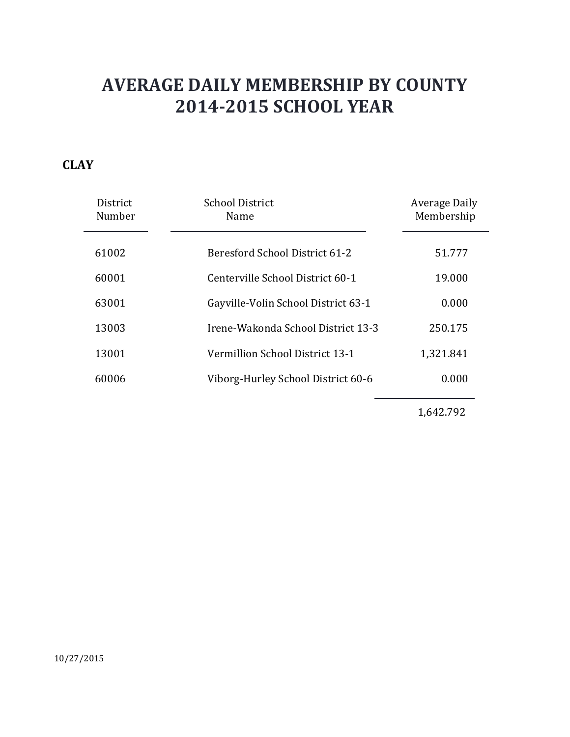# AVERAGE DAILY MEMBERSHIP BY COUNTY
# 2014-2015 SCHOOL YEAR

## CLAY

| District Number | School District Name | Average Daily Membership |
|---|---|---|
| 61002 | Beresford School District 61-2 | 51.777 |
| 60001 | Centerville School District 60-1 | 19.000 |
| 63001 | Gayville-Volin School District 63-1 | 0.000 |
| 13003 | Irene-Wakonda School District 13-3 | 250.175 |
| 13001 | Vermillion School District 13-1 | 1,321.841 |
| 60006 | Viborg-Hurley School District 60-6 | 0.000 |
| | | 1,642.792 |

10/27/2015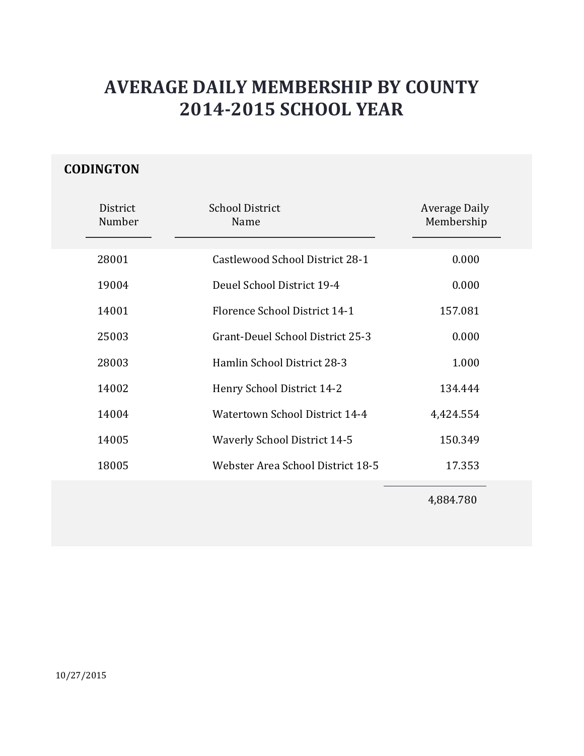# AVERAGE DAILY MEMBERSHIP BY COUNTY
# 2014-2015 SCHOOL YEAR

## CODINGTON

| District Number | School District Name | Average Daily Membership |
|---|---|---|
| 28001 | Castlewood School District 28-1 | 0.000 |
| 19004 | Deuel School District 19-4 | 0.000 |
| 14001 | Florence School District 14-1 | 157.081 |
| 25003 | Grant-Deuel School District 25-3 | 0.000 |
| 28003 | Hamlin School District 28-3 | 1.000 |
| 14002 | Henry School District 14-2 | 134.444 |
| 14004 | Watertown School District 14-4 | 4,424.554 |
| 14005 | Waverly School District 14-5 | 150.349 |
| 18005 | Webster Area School District 18-5 | 17.353 |
| | | 4,884.780 |

10/27/2015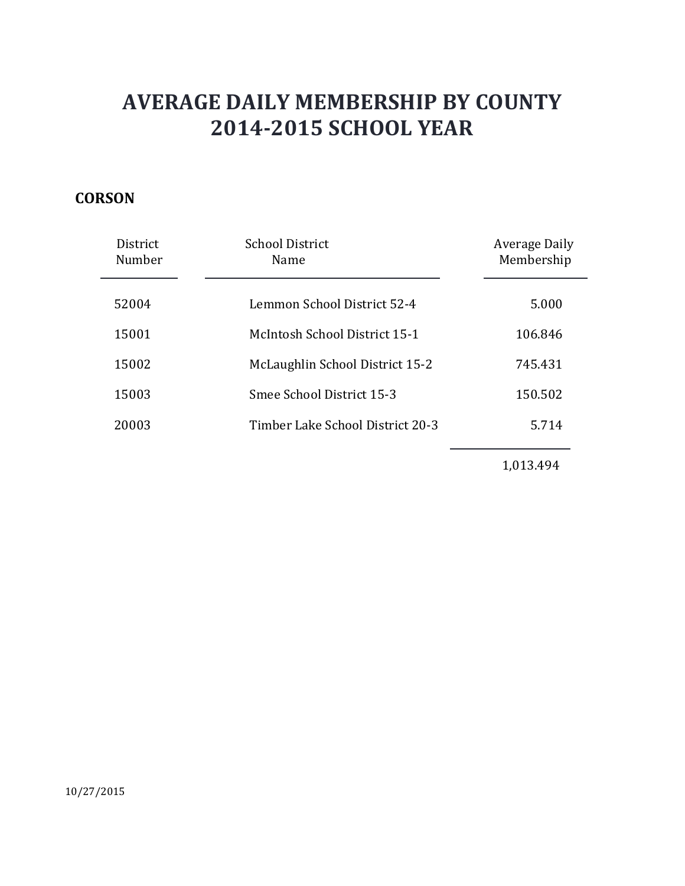# AVERAGE DAILY MEMBERSHIP BY COUNTY
# 2014-2015 SCHOOL YEAR

**CORSON**

| District Number | School District Name | Average Daily Membership |
|---|---|---|
| 52004 | Lemmon School District 52-4 | 5.000 |
| 15001 | McIntosh School District 15-1 | 106.846 |
| 15002 | McLaughlin School District 15-2 | 745.431 |
| 15003 | Smee School District 15-3 | 150.502 |
| 20003 | Timber Lake School District 20-3 | 5.714 |
| | | 1,013.494 |

10/27/2015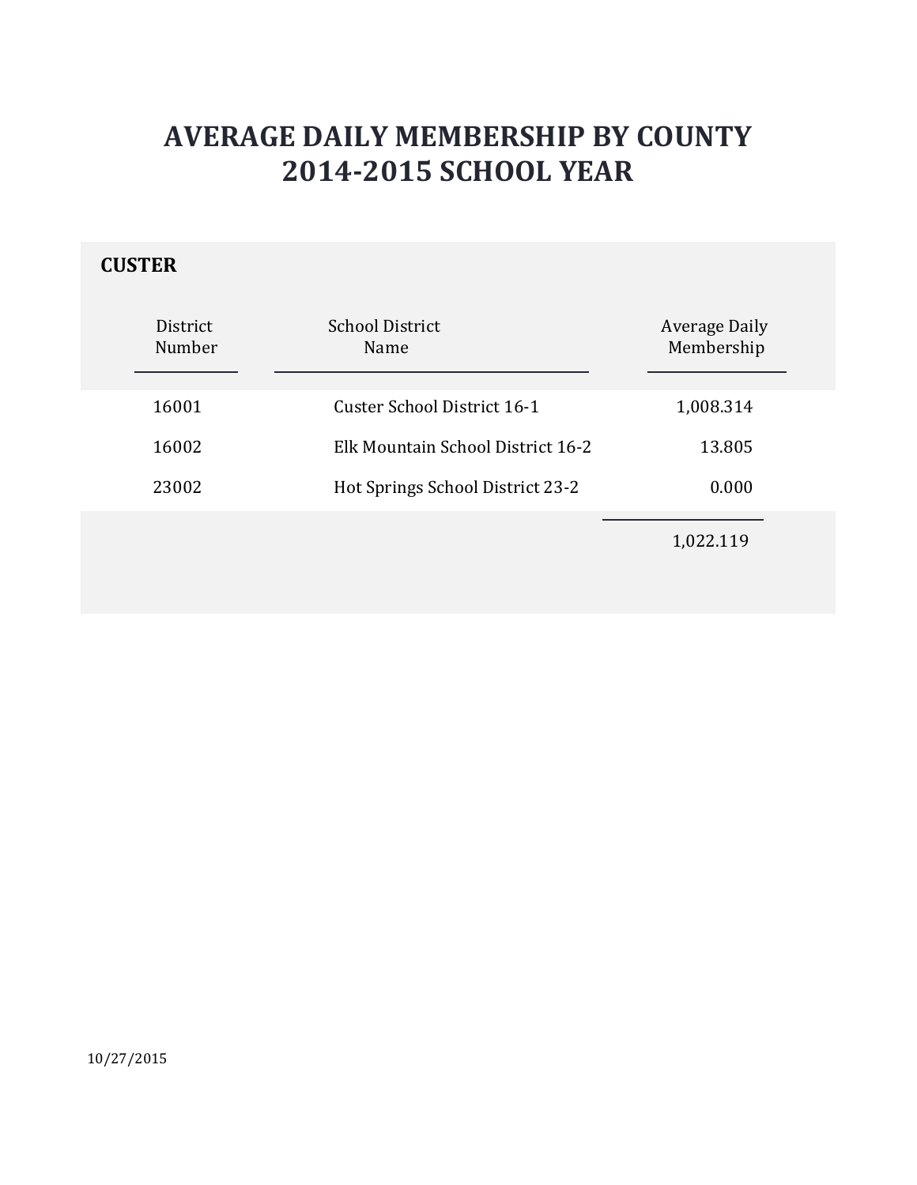# AVERAGE DAILY MEMBERSHIP BY COUNTY
# 2014-2015 SCHOOL YEAR

## CUSTER

| District Number | School District Name | Average Daily Membership |
|---|---|---|
| 16001 | Custer School District 16-1 | 1,008.314 |
| 16002 | Elk Mountain School District 16-2 | 13.805 |
| 23002 | Hot Springs School District 23-2 | 0.000 |
| | | 1,022.119 |

10/27/2015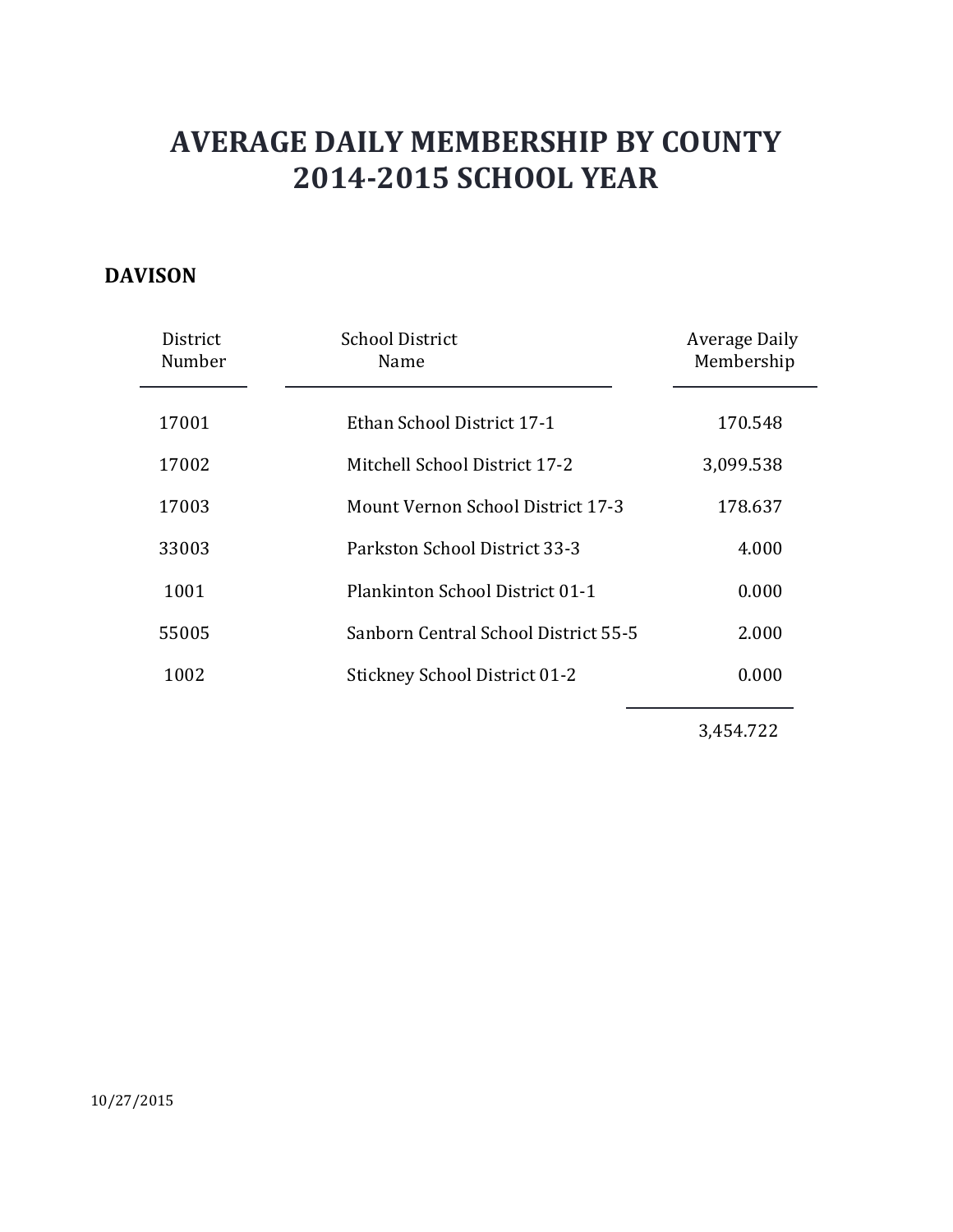# AVERAGE DAILY MEMBERSHIP BY COUNTY
# 2014-2015 SCHOOL YEAR

## DAVISON

| District Number | School District Name | Average Daily Membership |
|---|---|---|
| 17001 | Ethan School District 17-1 | 170.548 |
| 17002 | Mitchell School District 17-2 | 3,099.538 |
| 17003 | Mount Vernon School District 17-3 | 178.637 |
| 33003 | Parkston School District 33-3 | 4.000 |
| 1001 | Plankinton School District 01-1 | 0.000 |
| 55005 | Sanborn Central School District 55-5 | 2.000 |
| 1002 | Stickney School District 01-2 | 0.000 |
| | | 3,454.722 |

10/27/2015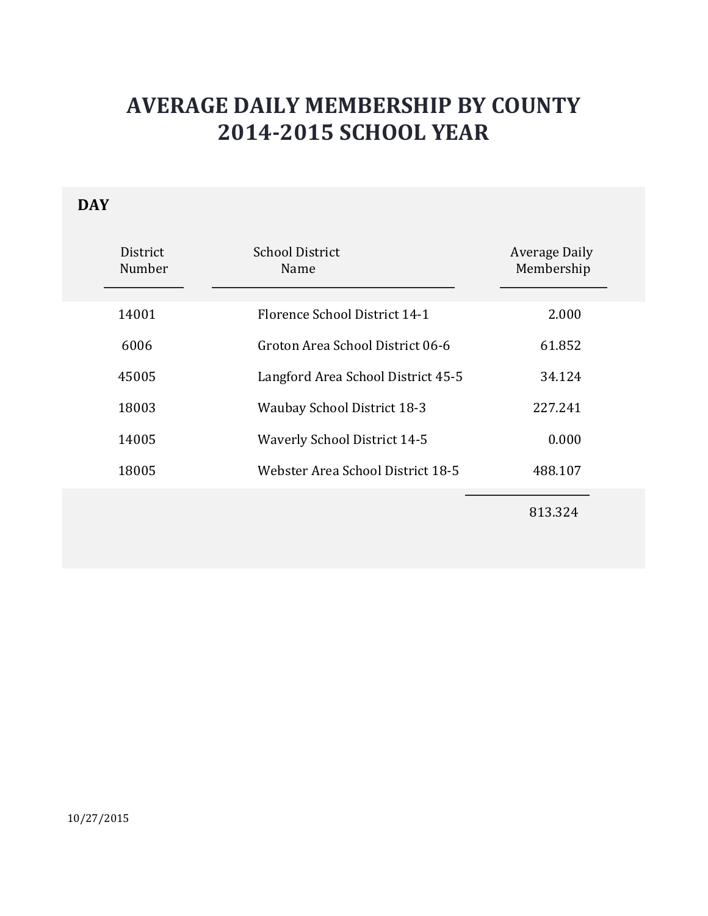# AVERAGE DAILY MEMBERSHIP BY COUNTY
# 2014-2015 SCHOOL YEAR

**DAY**

| District Number | School District Name | Average Daily Membership |
|---|---|---|
| 14001 | Florence School District 14-1 | 2.000 |
| 6006 | Groton Area School District 06-6 | 61.852 |
| 45005 | Langford Area School District 45-5 | 34.124 |
| 18003 | Waubay School District 18-3 | 227.241 |
| 14005 | Waverly School District 14-5 | 0.000 |
| 18005 | Webster Area School District 18-5 | 488.107 |
| | | 813.324 |

10/27/2015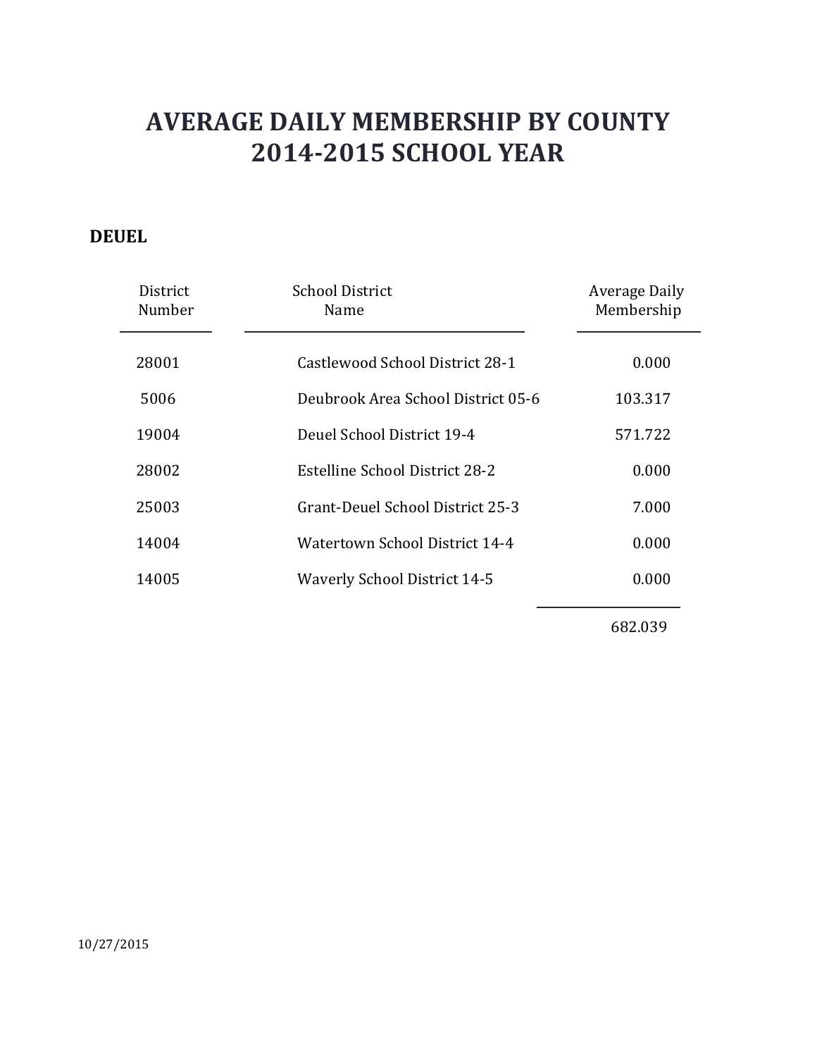# AVERAGE DAILY MEMBERSHIP BY COUNTY
# 2014-2015 SCHOOL YEAR

**DEUEL**

| District Number | School District Name | Average Daily Membership |
|---|---|---|
| 28001 | Castlewood School District 28-1 | 0.000 |
| 5006 | Deubrook Area School District 05-6 | 103.317 |
| 19004 | Deuel School District 19-4 | 571.722 |
| 28002 | Estelline School District 28-2 | 0.000 |
| 25003 | Grant-Deuel School District 25-3 | 7.000 |
| 14004 | Watertown School District 14-4 | 0.000 |
| 14005 | Waverly School District 14-5 | 0.000 |
| | | 682.039 |

10/27/2015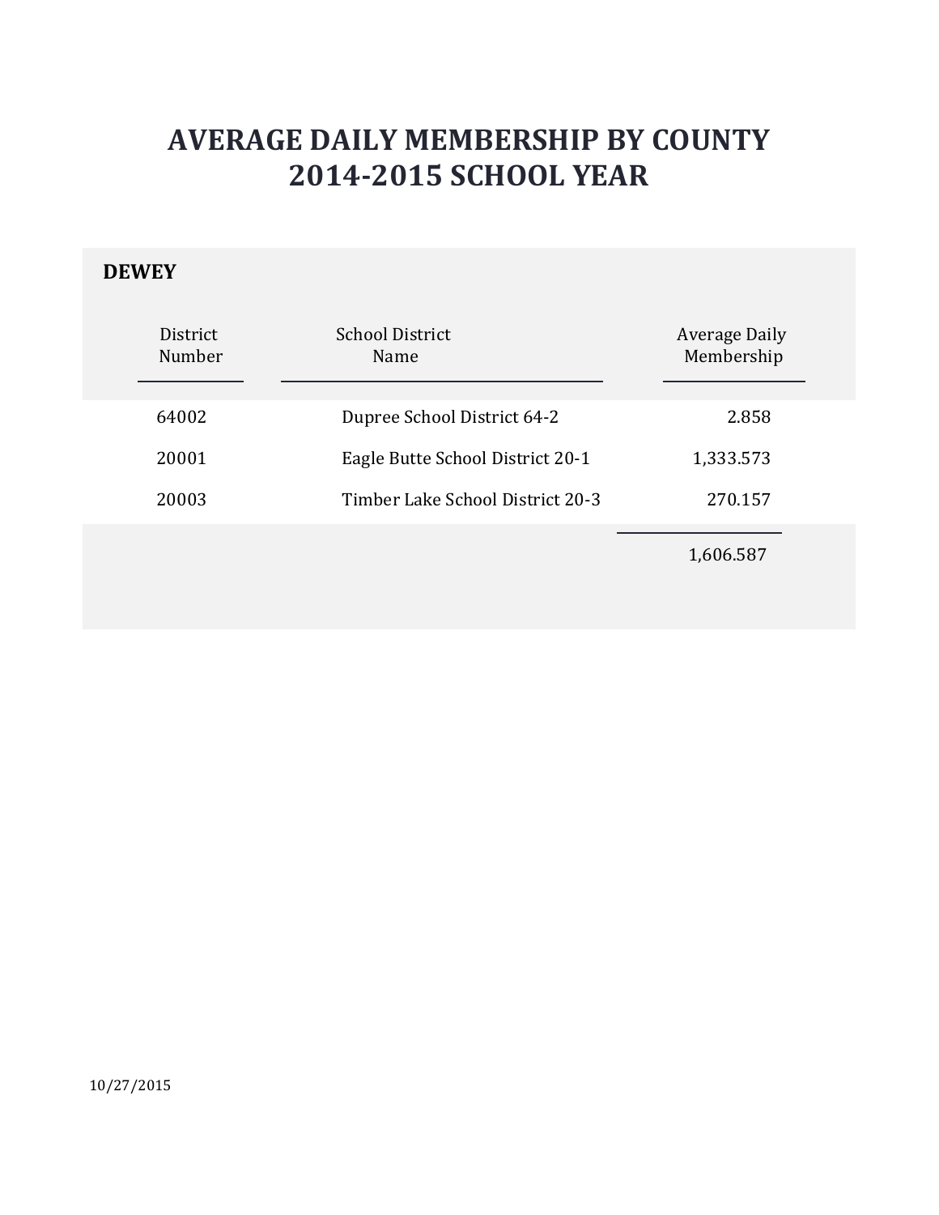# AVERAGE DAILY MEMBERSHIP BY COUNTY
# 2014-2015 SCHOOL YEAR

## DEWEY

| District Number | School District Name | Average Daily Membership |
|---|---|---|
| 64002 | Dupree School District 64-2 | 2.858 |
| 20001 | Eagle Butte School District 20-1 | 1,333.573 |
| 20003 | Timber Lake School District 20-3 | 270.157 |
| | | 1,606.587 |

10/27/2015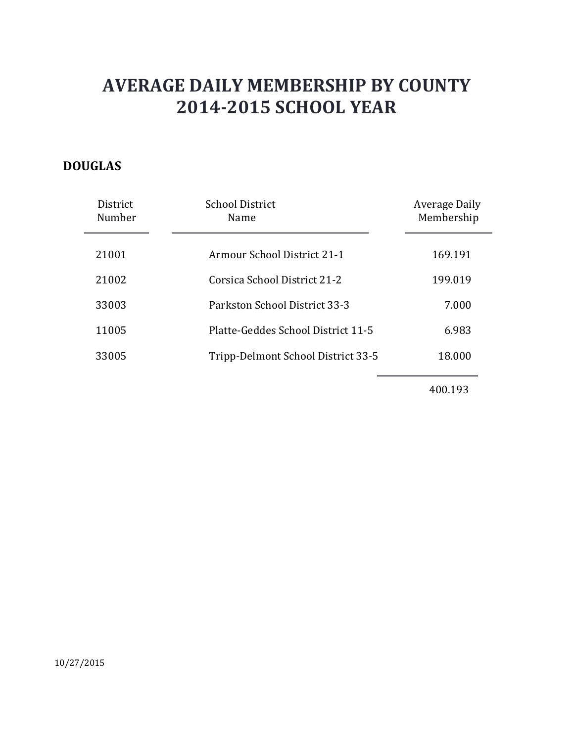# AVERAGE DAILY MEMBERSHIP BY COUNTY
# 2014-2015 SCHOOL YEAR

**DOUGLAS**

| District Number | School District Name | Average Daily Membership |
|---|---|---|
| 21001 | Armour School District 21-1 | 169.191 |
| 21002 | Corsica School District 21-2 | 199.019 |
| 33003 | Parkston School District 33-3 | 7.000 |
| 11005 | Platte-Geddes School District 11-5 | 6.983 |
| 33005 | Tripp-Delmont School District 33-5 | 18.000 |
| | | 400.193 |

10/27/2015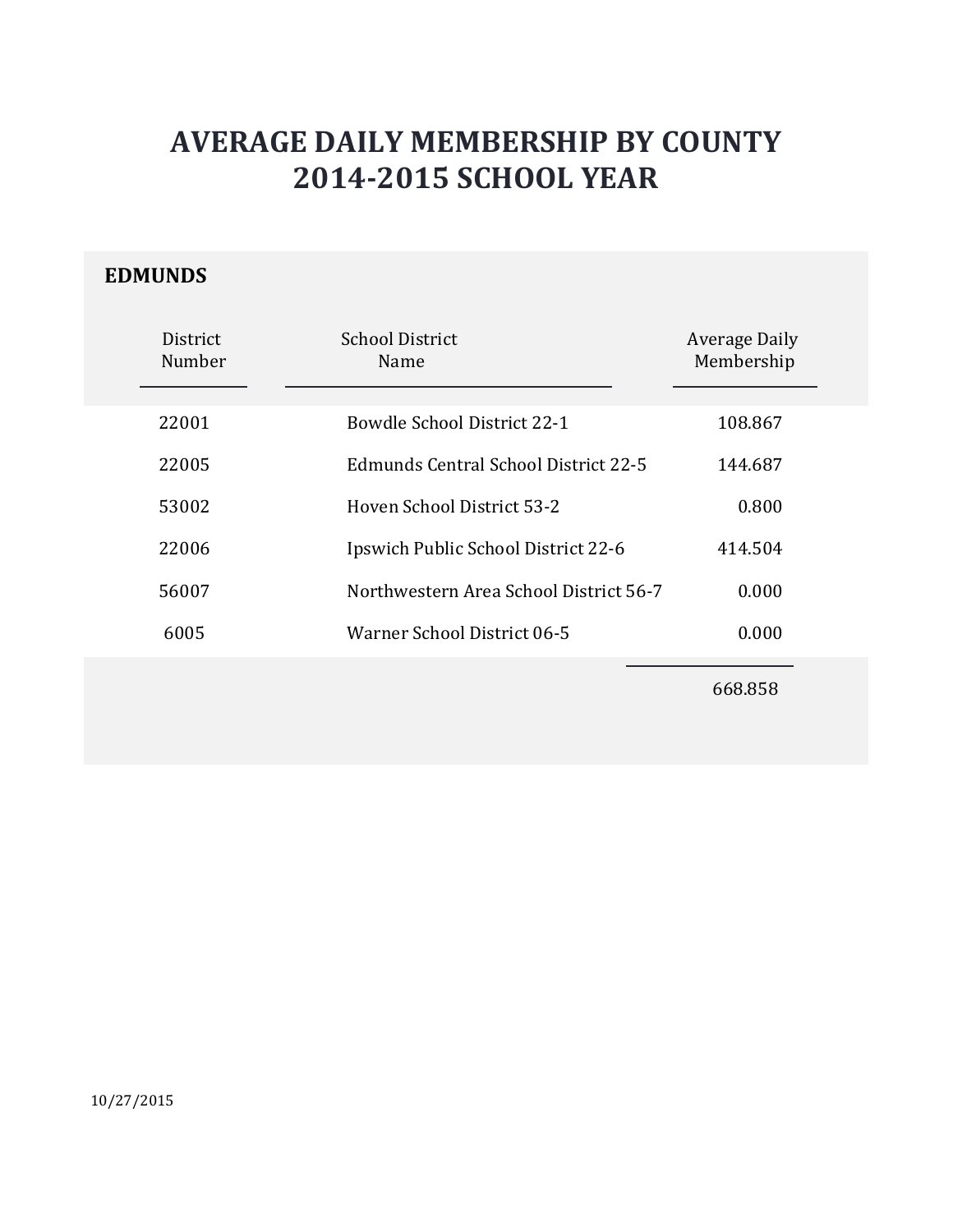# AVERAGE DAILY MEMBERSHIP BY COUNTY
# 2014-2015 SCHOOL YEAR

## EDMUNDS

| District Number | School District Name | Average Daily Membership |
|---|---|---|
| 22001 | Bowdle School District 22-1 | 108.867 |
| 22005 | Edmunds Central School District 22-5 | 144.687 |
| 53002 | Hoven School District 53-2 | 0.800 |
| 22006 | Ipswich Public School District 22-6 | 414.504 |
| 56007 | Northwestern Area School District 56-7 | 0.000 |
| 6005 | Warner School District 06-5 | 0.000 |
| | | 668.858 |

10/27/2015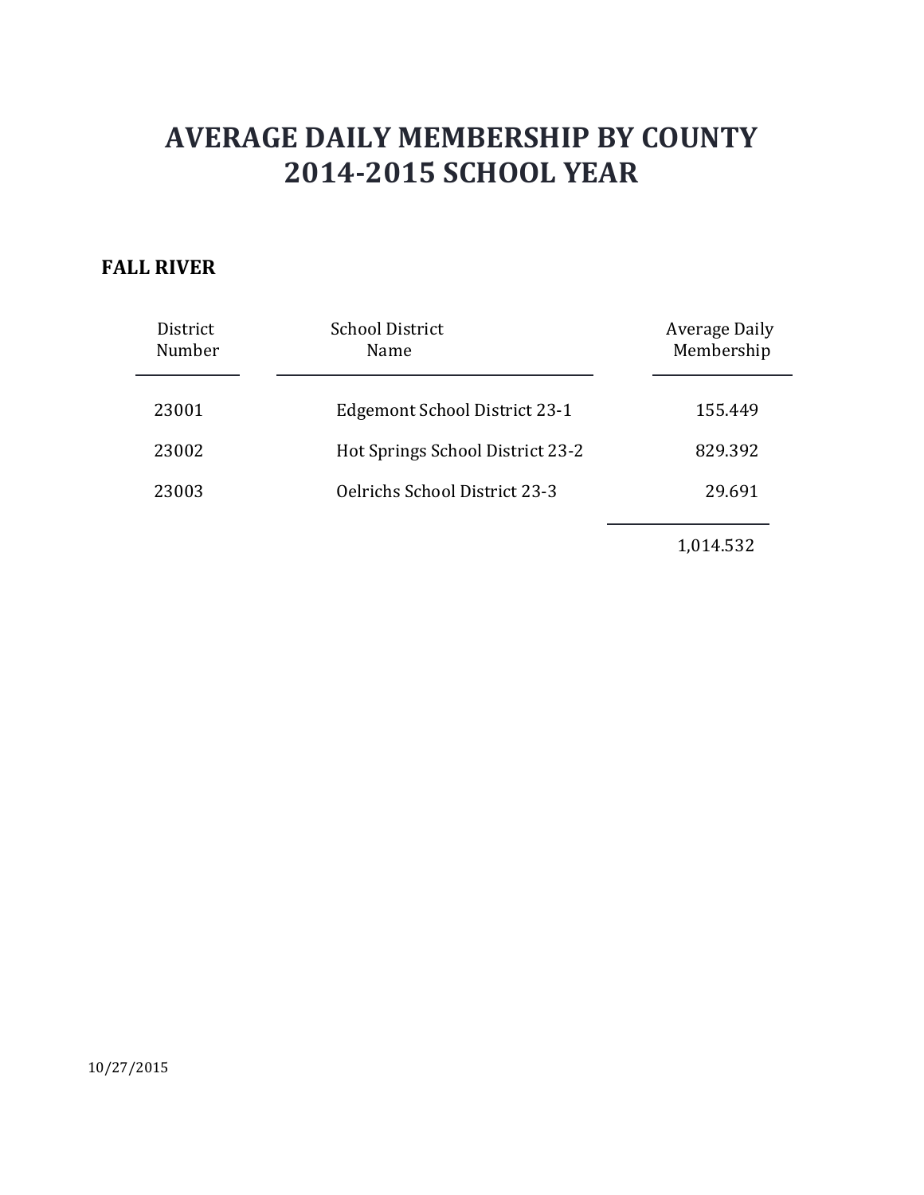# AVERAGE DAILY MEMBERSHIP BY COUNTY
# 2014-2015 SCHOOL YEAR

## FALL RIVER

| District Number | School District Name | Average Daily Membership |
|---|---|---|
| 23001 | Edgemont School District 23-1 | 155.449 |
| 23002 | Hot Springs School District 23-2 | 829.392 |
| 23003 | Oelrichs School District 23-3 | 29.691 |
| | | 1,014.532 |

10/27/2015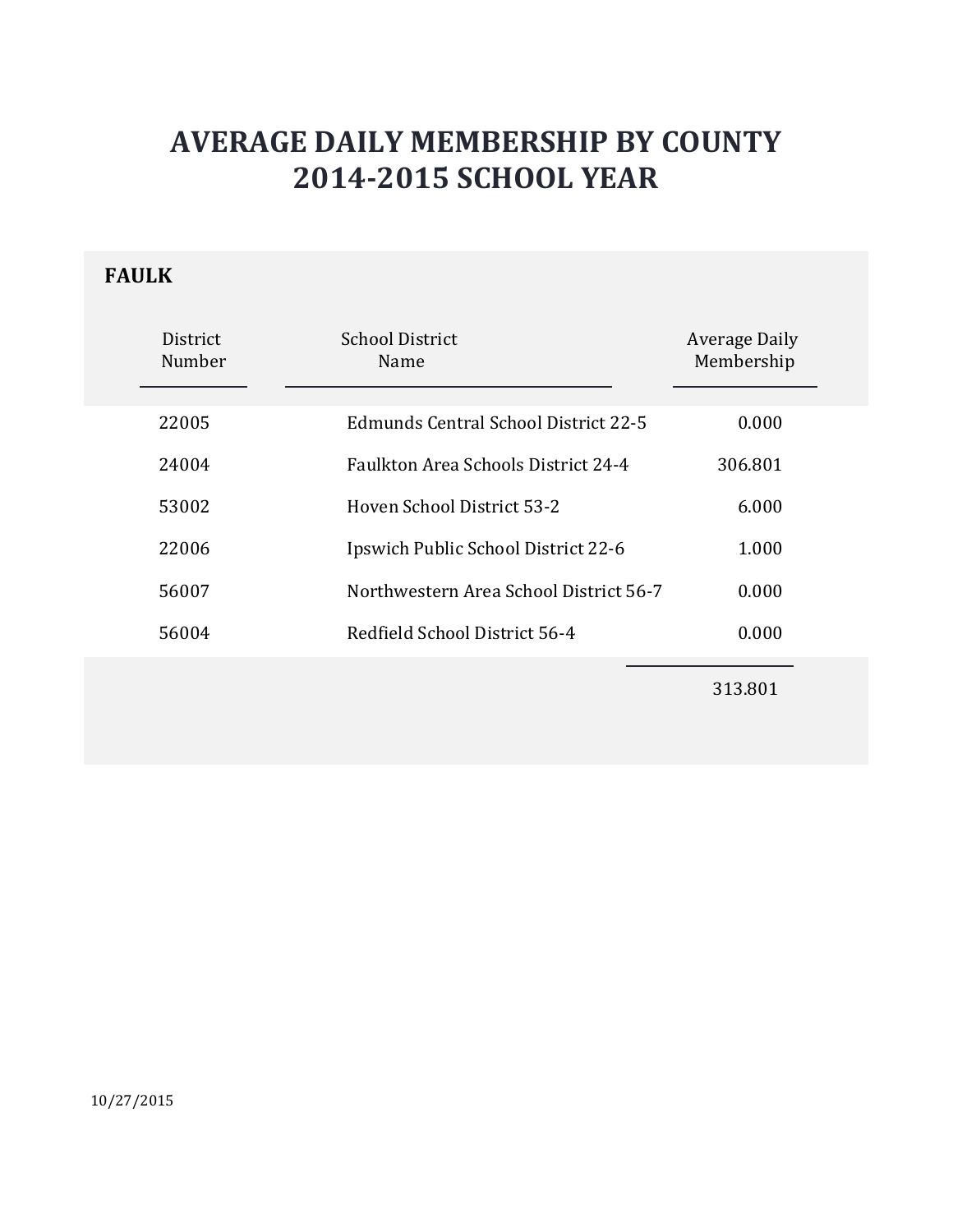# AVERAGE DAILY MEMBERSHIP BY COUNTY
# 2014-2015 SCHOOL YEAR

## FAULK

| District Number | School District Name | Average Daily Membership |
|---|---|---|
| 22005 | Edmunds Central School District 22-5 | 0.000 |
| 24004 | Faulkton Area Schools District 24-4 | 306.801 |
| 53002 | Hoven School District 53-2 | 6.000 |
| 22006 | Ipswich Public School District 22-6 | 1.000 |
| 56007 | Northwestern Area School District 56-7 | 0.000 |
| 56004 | Redfield School District 56-4 | 0.000 |
| | | 313.801 |

10/27/2015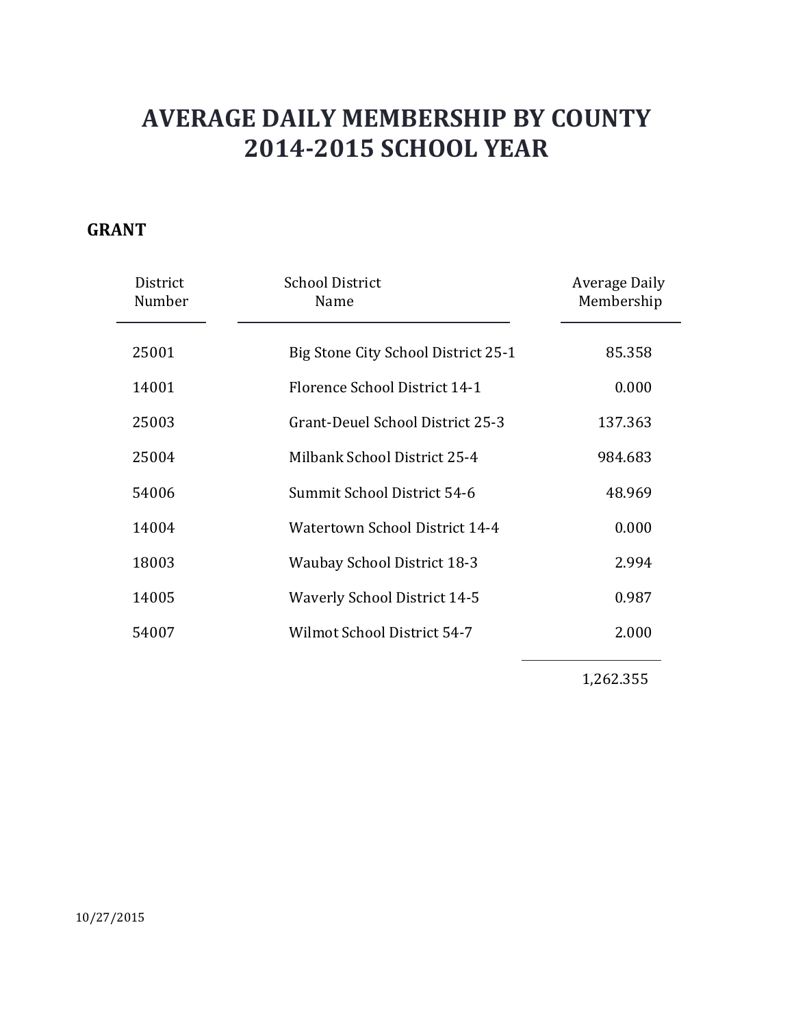# AVERAGE DAILY MEMBERSHIP BY COUNTY
# 2014-2015 SCHOOL YEAR

## GRANT

| District Number | School District Name | Average Daily Membership |
|---|---|---|
| 25001 | Big Stone City School District 25-1 | 85.358 |
| 14001 | Florence School District 14-1 | 0.000 |
| 25003 | Grant-Deuel School District 25-3 | 137.363 |
| 25004 | Milbank School District 25-4 | 984.683 |
| 54006 | Summit School District 54-6 | 48.969 |
| 14004 | Watertown School District 14-4 | 0.000 |
| 18003 | Waubay School District 18-3 | 2.994 |
| 14005 | Waverly School District 14-5 | 0.987 |
| 54007 | Wilmot School District 54-7 | 2.000 |
| | | 1,262.355 |

10/27/2015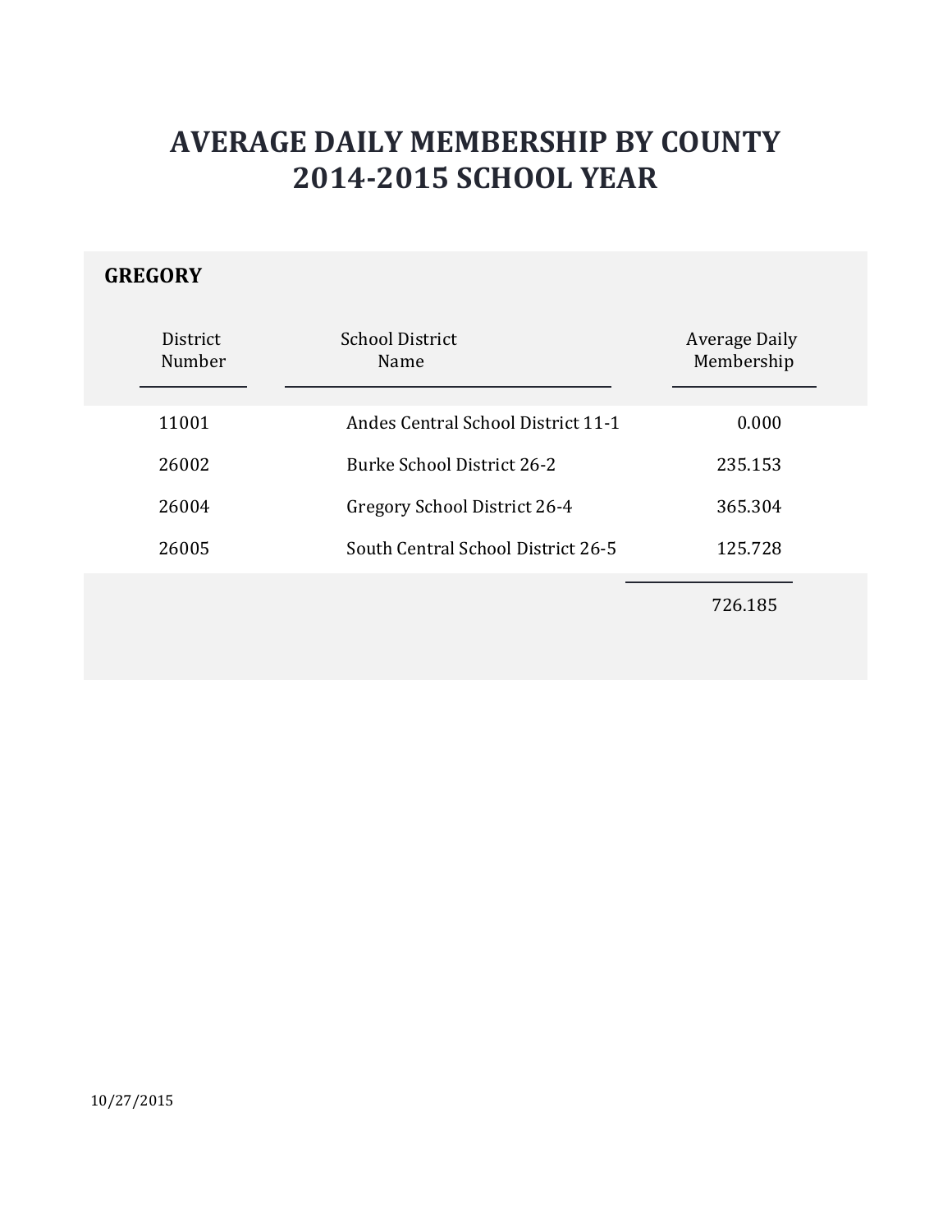# AVERAGE DAILY MEMBERSHIP BY COUNTY
# 2014-2015 SCHOOL YEAR

## GREGORY

| District Number | School District Name | Average Daily Membership |
|---|---|---|
| 11001 | Andes Central School District 11-1 | 0.000 |
| 26002 | Burke School District 26-2 | 235.153 |
| 26004 | Gregory School District 26-4 | 365.304 |
| 26005 | South Central School District 26-5 | 125.728 |
| | | 726.185 |

10/27/2015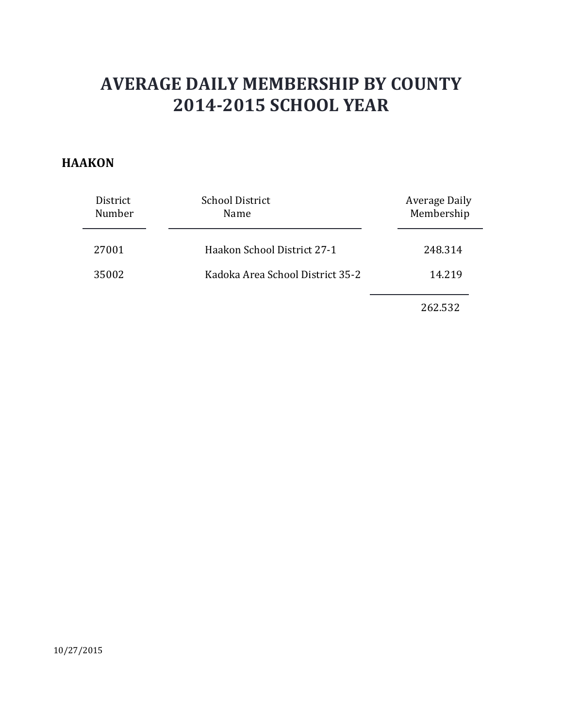# AVERAGE DAILY MEMBERSHIP BY COUNTY
# 2014-2015 SCHOOL YEAR

## HAAKON

| District Number | School District Name | Average Daily Membership |
|---|---|---|
| 27001 | Haakon School District 27-1 | 248.314 |
| 35002 | Kadoka Area School District 35-2 | 14.219 |
| | | 262.532 |

10/27/2015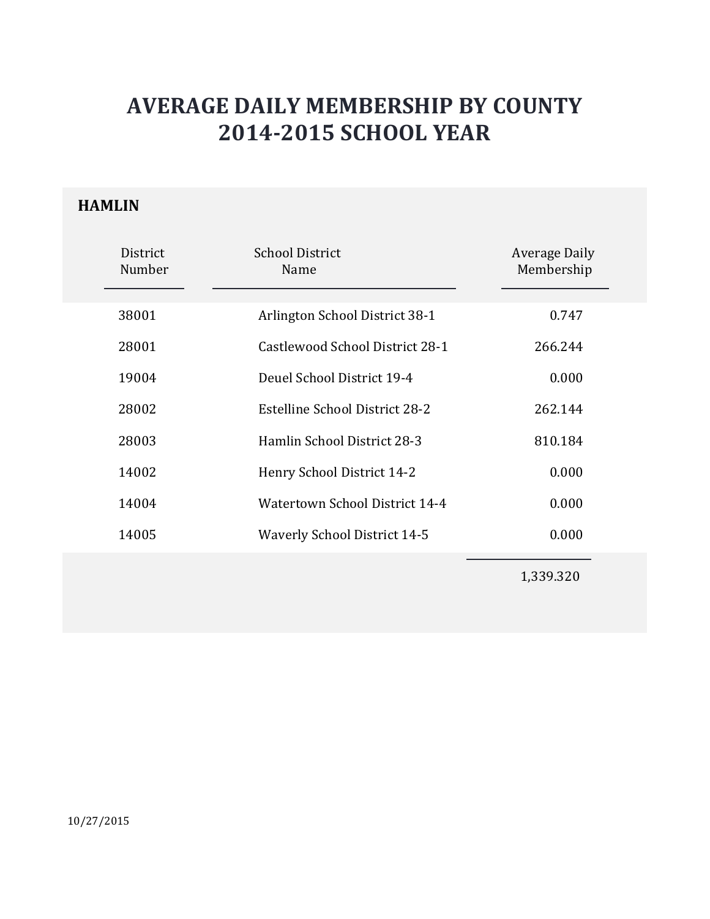# AVERAGE DAILY MEMBERSHIP BY COUNTY
# 2014-2015 SCHOOL YEAR

## HAMLIN

| District Number | School District Name | Average Daily Membership |
|---|---|---|
| 38001 | Arlington School District 38-1 | 0.747 |
| 28001 | Castlewood School District 28-1 | 266.244 |
| 19004 | Deuel School District 19-4 | 0.000 |
| 28002 | Estelline School District 28-2 | 262.144 |
| 28003 | Hamlin School District 28-3 | 810.184 |
| 14002 | Henry School District 14-2 | 0.000 |
| 14004 | Watertown School District 14-4 | 0.000 |
| 14005 | Waverly School District 14-5 | 0.000 |
| | | 1,339.320 |

10/27/2015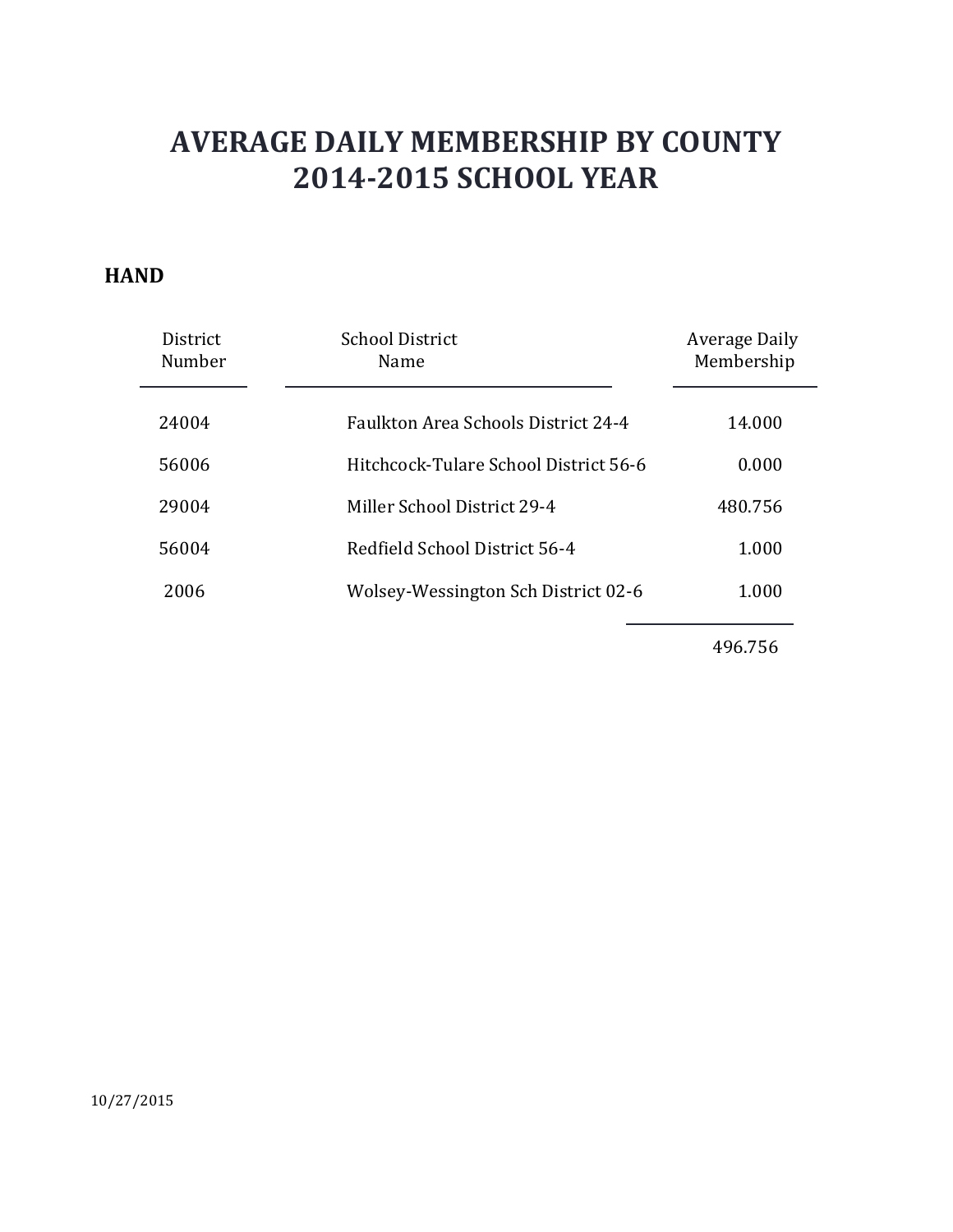# AVERAGE DAILY MEMBERSHIP BY COUNTY
# 2014-2015 SCHOOL YEAR

**HAND**

| District Number | School District Name | Average Daily Membership |
|---|---|---|
| 24004 | Faulkton Area Schools District 24-4 | 14.000 |
| 56006 | Hitchcock-Tulare School District 56-6 | 0.000 |
| 29004 | Miller School District 29-4 | 480.756 |
| 56004 | Redfield School District 56-4 | 1.000 |
| 2006 | Wolsey-Wessington Sch District 02-6 | 1.000 |
| | | 496.756 |

10/27/2015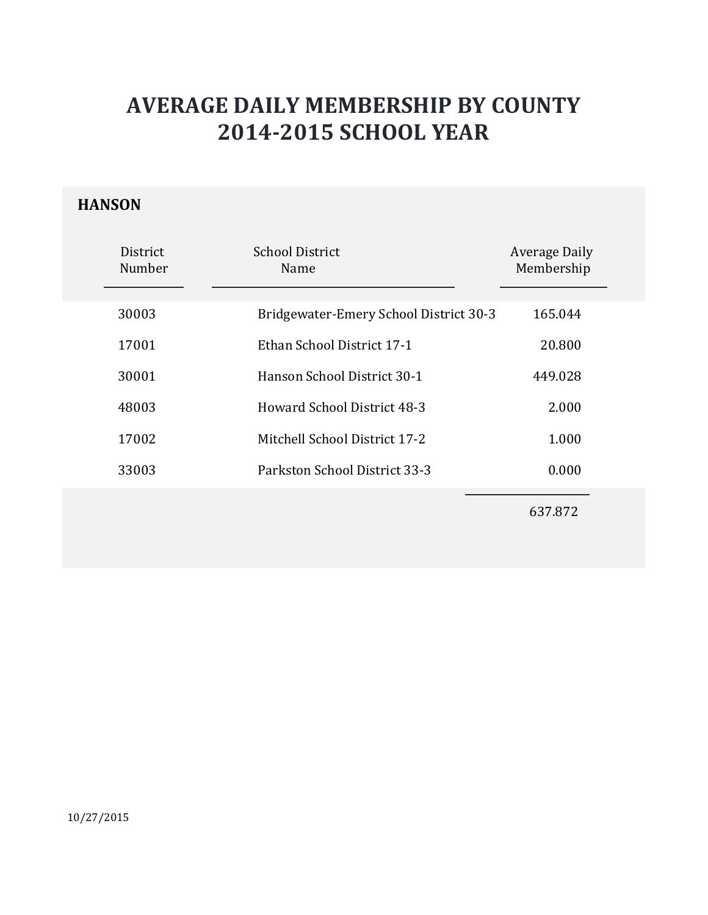# AVERAGE DAILY MEMBERSHIP BY COUNTY
# 2014-2015 SCHOOL YEAR

## HANSON

| District Number | School District Name | Average Daily Membership |
|---|---|---|
| 30003 | Bridgewater-Emery School District 30-3 | 165.044 |
| 17001 | Ethan School District 17-1 | 20.800 |
| 30001 | Hanson School District 30-1 | 449.028 |
| 48003 | Howard School District 48-3 | 2.000 |
| 17002 | Mitchell School District 17-2 | 1.000 |
| 33003 | Parkston School District 33-3 | 0.000 |
| | | 637.872 |

10/27/2015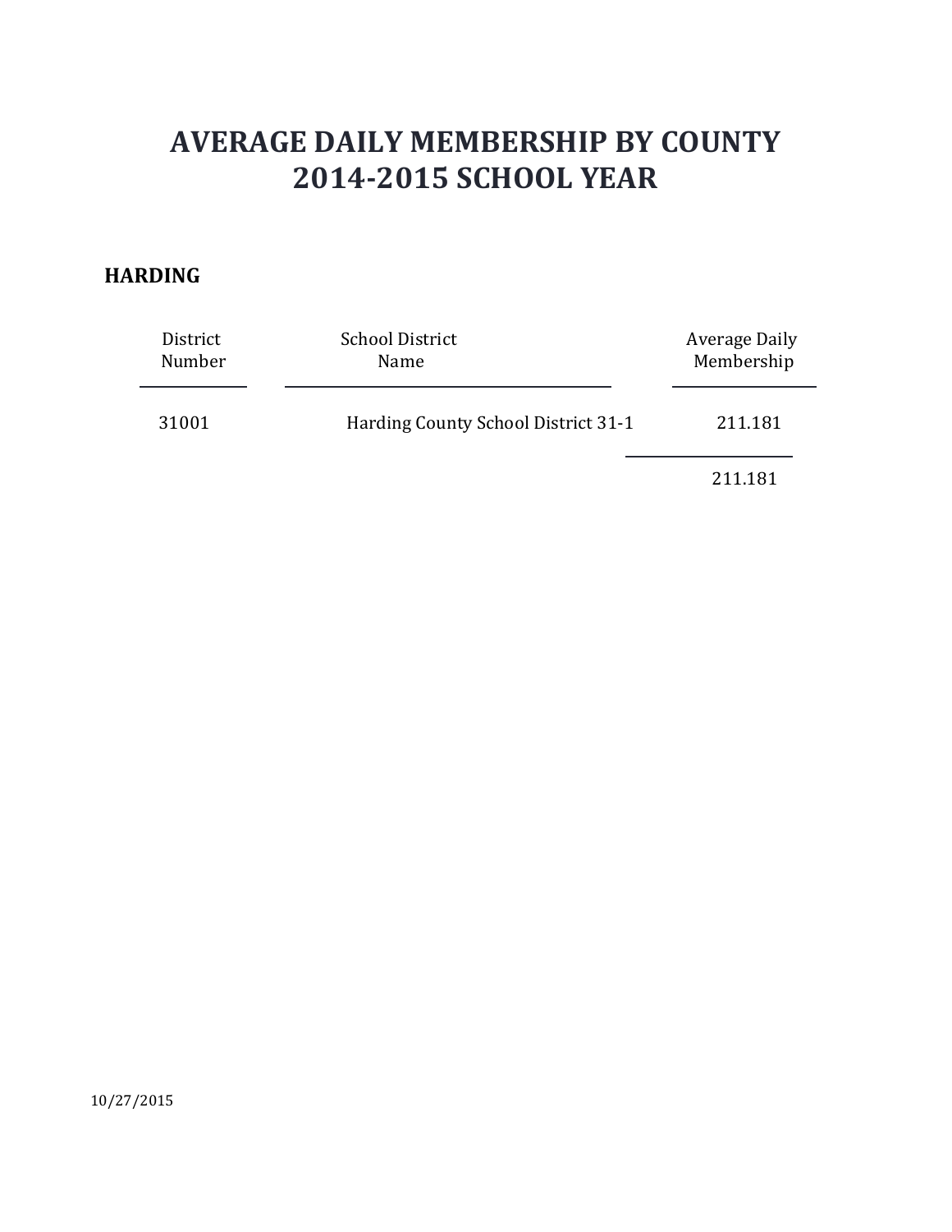# AVERAGE DAILY MEMBERSHIP BY COUNTY
# 2014-2015 SCHOOL YEAR

## HARDING

| District Number | School District Name | Average Daily Membership |
|---|---|---|
| 31001 | Harding County School District 31-1 | 211.181 |
| | | 211.181 |

10/27/2015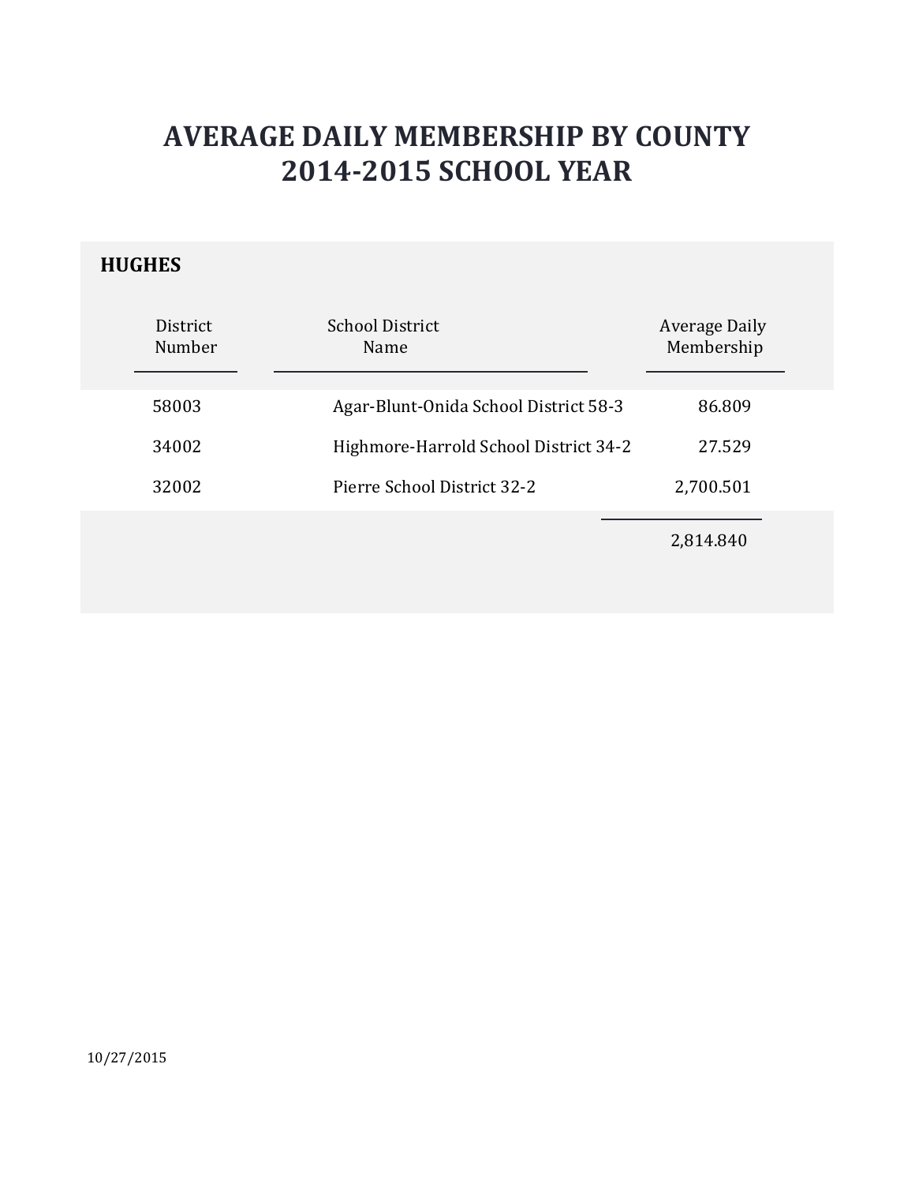# AVERAGE DAILY MEMBERSHIP BY COUNTY
# 2014-2015 SCHOOL YEAR

## HUGHES

| District Number | School District Name | Average Daily Membership |
|---|---|---|
| 58003 | Agar-Blunt-Onida School District 58-3 | 86.809 |
| 34002 | Highmore-Harrold School District 34-2 | 27.529 |
| 32002 | Pierre School District 32-2 | 2,700.501 |
| | | 2,814.840 |

10/27/2015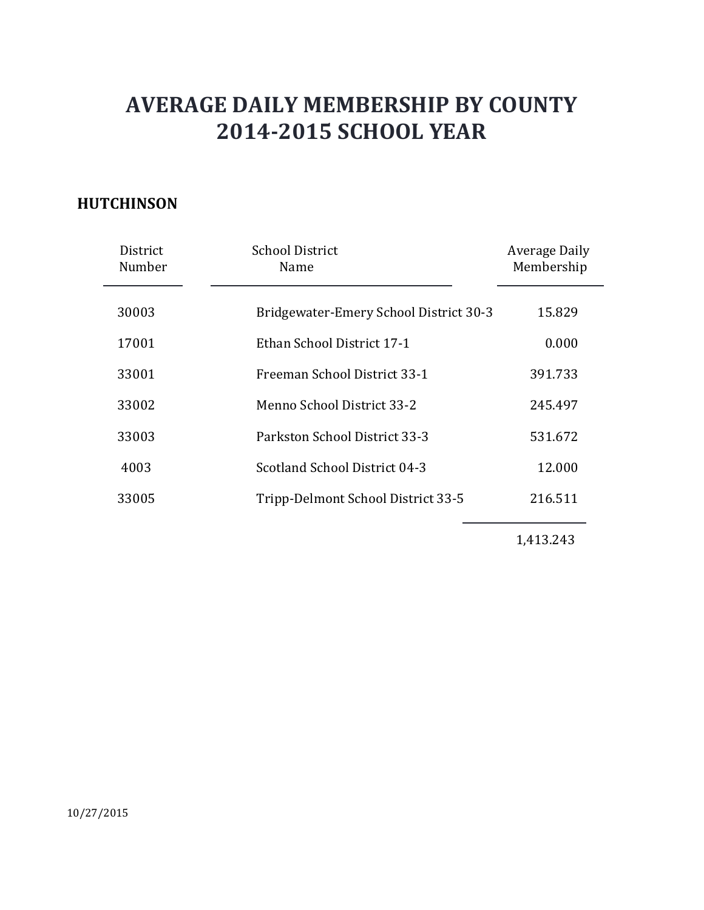# AVERAGE DAILY MEMBERSHIP BY COUNTY
# 2014-2015 SCHOOL YEAR

## HUTCHINSON

| District Number | School District Name | Average Daily Membership |
|---|---|---|
| 30003 | Bridgewater-Emery School District 30-3 | 15.829 |
| 17001 | Ethan School District 17-1 | 0.000 |
| 33001 | Freeman School District 33-1 | 391.733 |
| 33002 | Menno School District 33-2 | 245.497 |
| 33003 | Parkston School District 33-3 | 531.672 |
| 4003 | Scotland School District 04-3 | 12.000 |
| 33005 | Tripp-Delmont School District 33-5 | 216.511 |
| | | 1,413.243 |

10/27/2015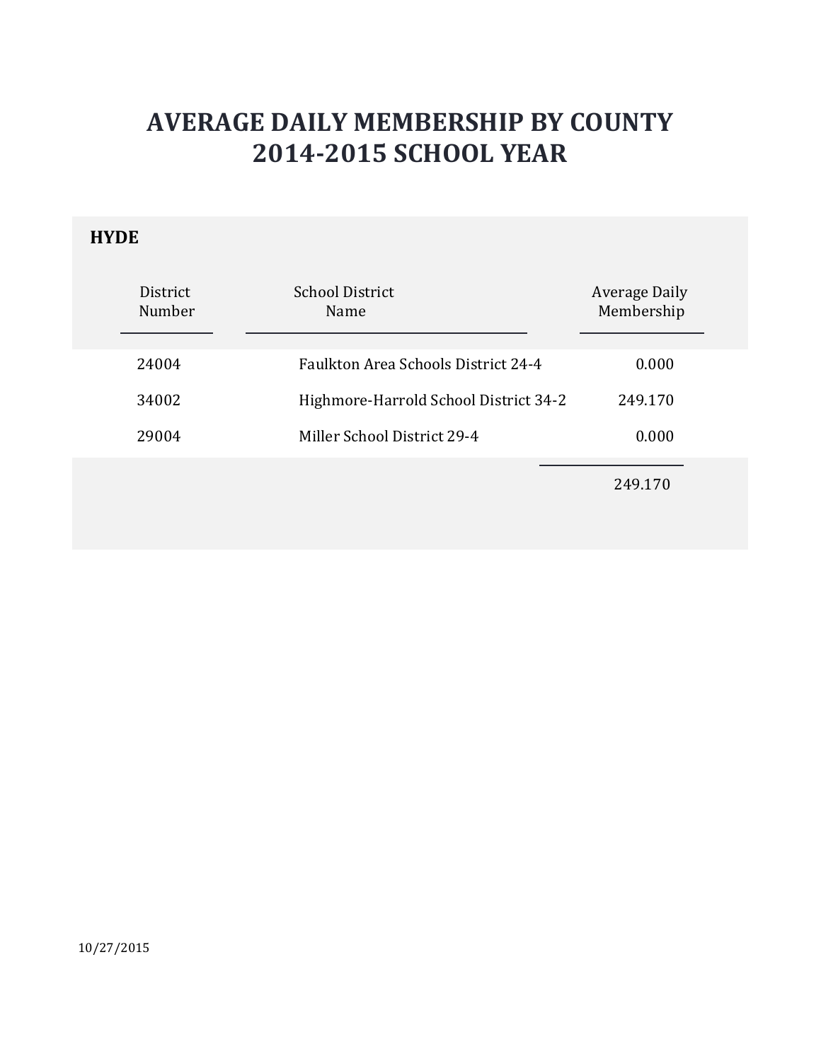# AVERAGE DAILY MEMBERSHIP BY COUNTY
# 2014-2015 SCHOOL YEAR

## HYDE

| District Number | School District Name | Average Daily Membership |
|---|---|---|
| 24004 | Faulkton Area Schools District 24-4 | 0.000 |
| 34002 | Highmore-Harrold School District 34-2 | 249.170 |
| 29004 | Miller School District 29-4 | 0.000 |
| | | 249.170 |

10/27/2015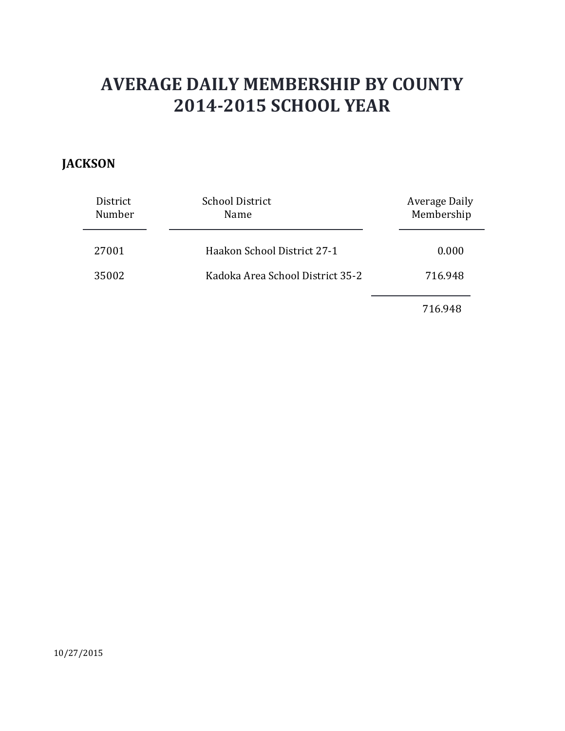# AVERAGE DAILY MEMBERSHIP BY COUNTY
# 2014-2015 SCHOOL YEAR

**JACKSON**

| District Number | School District Name | Average Daily Membership |
|---|---|---|
| 27001 | Haakon School District 27-1 | 0.000 |
| 35002 | Kadoka Area School District 35-2 | 716.948 |
| | | 716.948 |

10/27/2015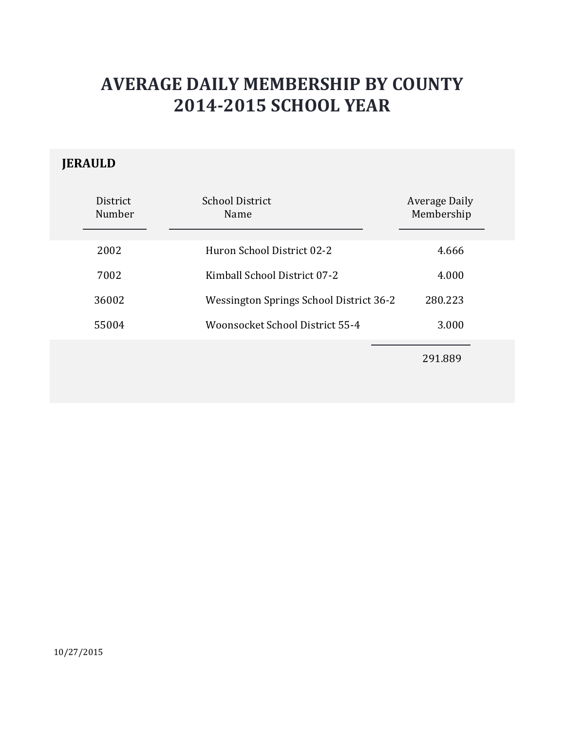# AVERAGE DAILY MEMBERSHIP BY COUNTY
# 2014-2015 SCHOOL YEAR

## JERAULD

| District Number | School District Name | Average Daily Membership |
|---|---|---|
| 2002 | Huron School District 02-2 | 4.666 |
| 7002 | Kimball School District 07-2 | 4.000 |
| 36002 | Wessington Springs School District 36-2 | 280.223 |
| 55004 | Woonsocket School District 55-4 | 3.000 |
| | | 291.889 |

10/27/2015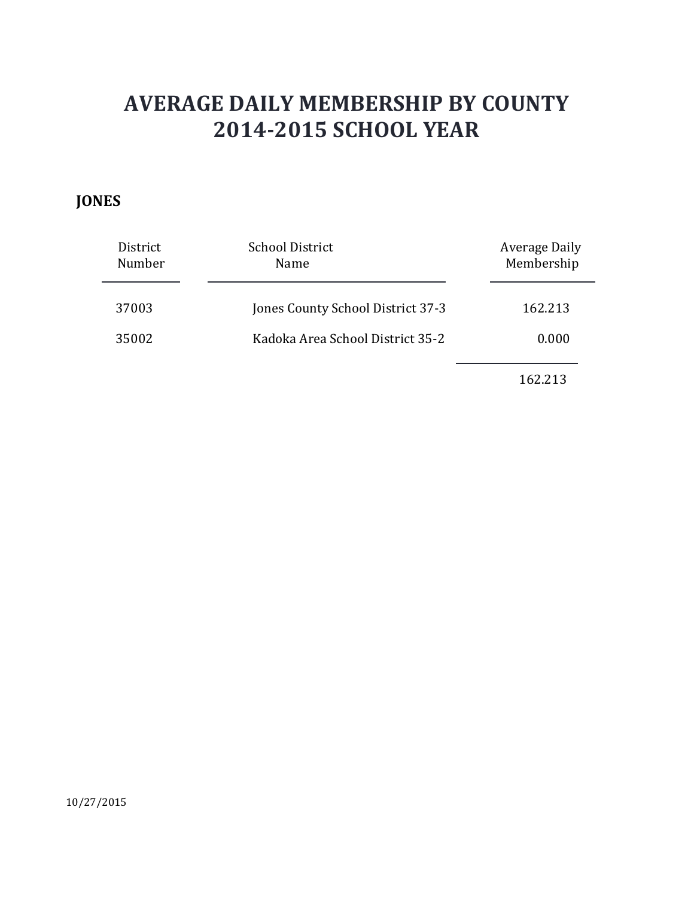# AVERAGE DAILY MEMBERSHIP BY COUNTY
# 2014-2015 SCHOOL YEAR

**JONES**

| District Number | School District Name | Average Daily Membership |
|---|---|---|
| 37003 | Jones County School District 37-3 | 162.213 |
| 35002 | Kadoka Area School District 35-2 | 0.000 |
| | | 162.213 |

10/27/2015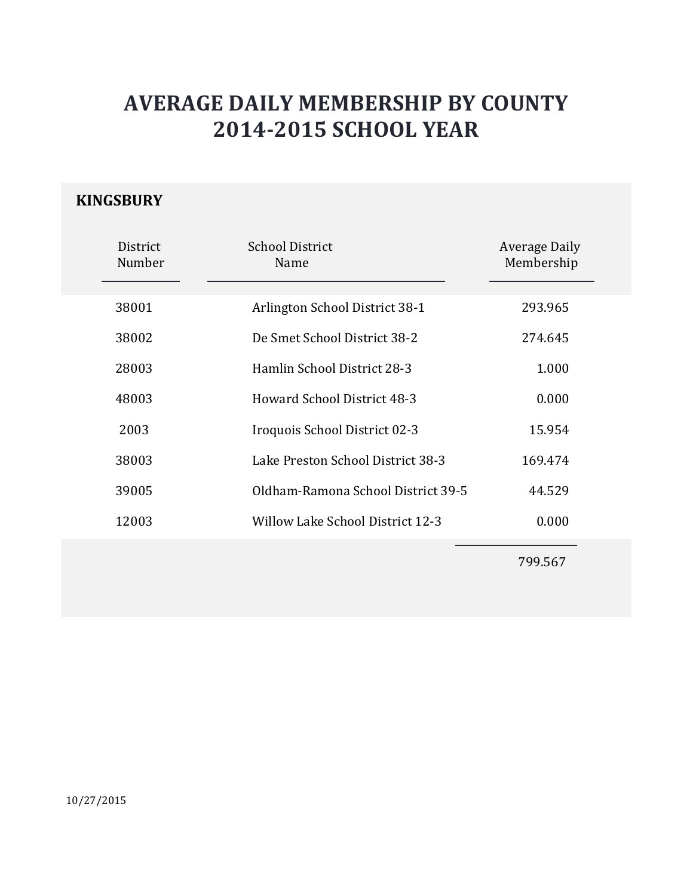# AVERAGE DAILY MEMBERSHIP BY COUNTY
# 2014-2015 SCHOOL YEAR

## KINGSBURY

| District Number | School District Name | Average Daily Membership |
|---|---|---|
| 38001 | Arlington School District 38-1 | 293.965 |
| 38002 | De Smet School District 38-2 | 274.645 |
| 28003 | Hamlin School District 28-3 | 1.000 |
| 48003 | Howard School District 48-3 | 0.000 |
| 2003 | Iroquois School District 02-3 | 15.954 |
| 38003 | Lake Preston School District 38-3 | 169.474 |
| 39005 | Oldham-Ramona School District 39-5 | 44.529 |
| 12003 | Willow Lake School District 12-3 | 0.000 |
| | | 799.567 |

10/27/2015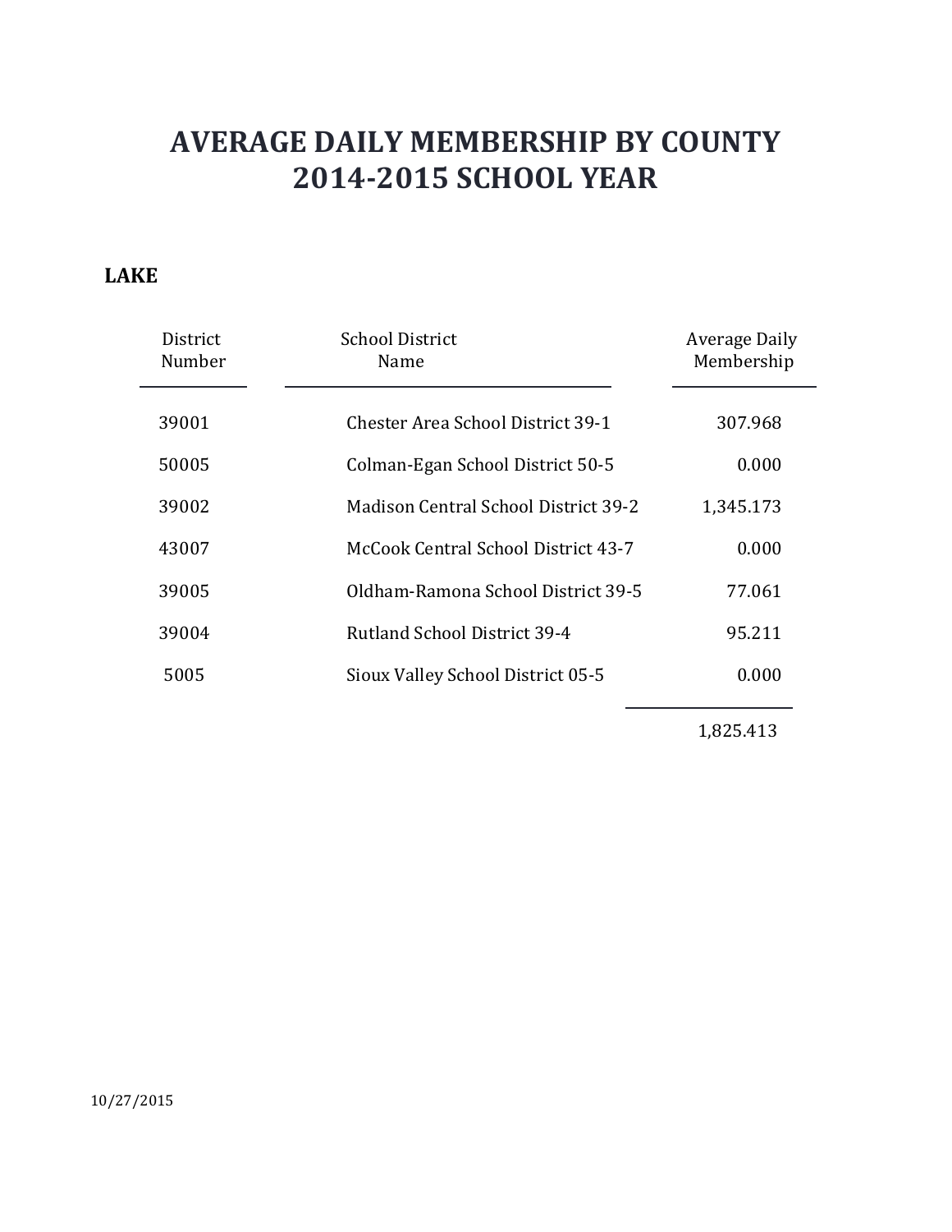# AVERAGE DAILY MEMBERSHIP BY COUNTY
# 2014-2015 SCHOOL YEAR

## LAKE

| District Number | School District Name | Average Daily Membership |
|---|---|---|
| 39001 | Chester Area School District 39-1 | 307.968 |
| 50005 | Colman-Egan School District 50-5 | 0.000 |
| 39002 | Madison Central School District 39-2 | 1,345.173 |
| 43007 | McCook Central School District 43-7 | 0.000 |
| 39005 | Oldham-Ramona School District 39-5 | 77.061 |
| 39004 | Rutland School District 39-4 | 95.211 |
| 5005 | Sioux Valley School District 05-5 | 0.000 |
| | | 1,825.413 |

10/27/2015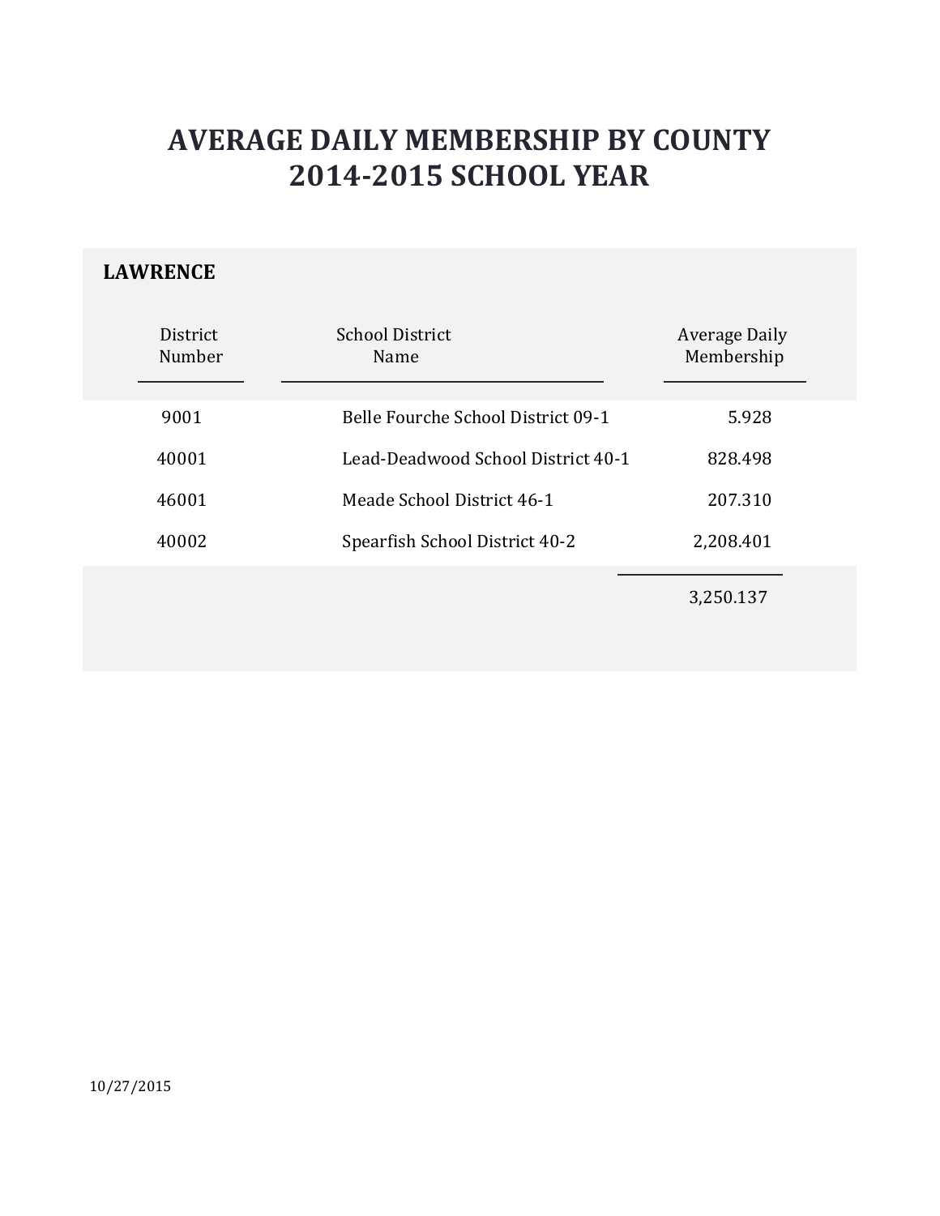# AVERAGE DAILY MEMBERSHIP BY COUNTY
# 2014-2015 SCHOOL YEAR

**LAWRENCE**

| District Number | School District Name | Average Daily Membership |
|---|---|---|
| 9001 | Belle Fourche School District 09-1 | 5.928 |
| 40001 | Lead-Deadwood School District 40-1 | 828.498 |
| 46001 | Meade School District 46-1 | 207.310 |
| 40002 | Spearfish School District 40-2 | 2,208.401 |
| | | 3,250.137 |

10/27/2015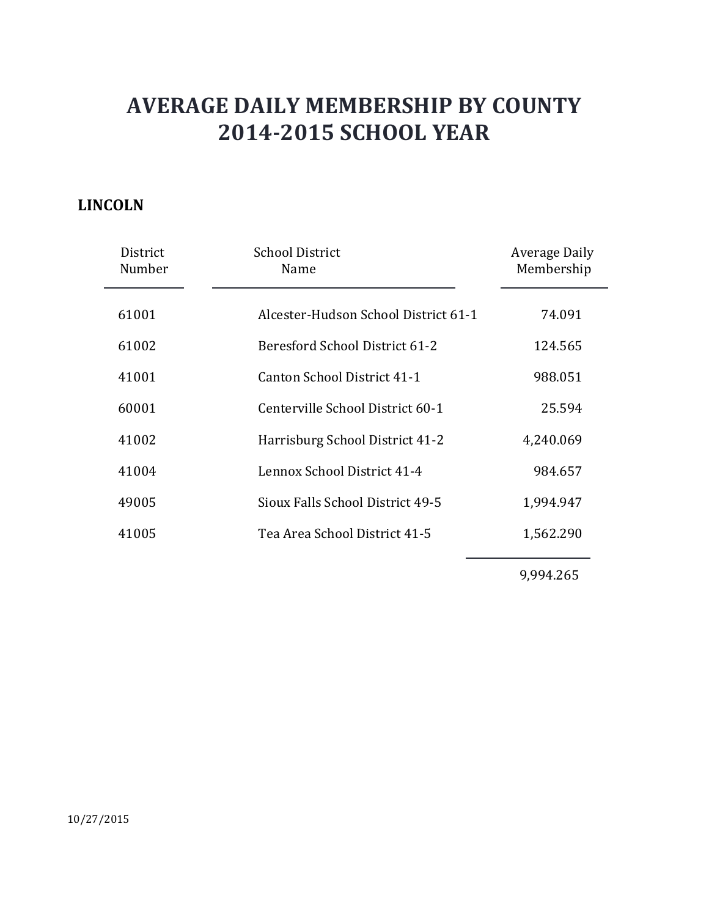# AVERAGE DAILY MEMBERSHIP BY COUNTY
# 2014-2015 SCHOOL YEAR

**LINCOLN**

| District Number | School District Name | Average Daily Membership |
|---|---|---|
| 61001 | Alcester-Hudson School District 61-1 | 74.091 |
| 61002 | Beresford School District 61-2 | 124.565 |
| 41001 | Canton School District 41-1 | 988.051 |
| 60001 | Centerville School District 60-1 | 25.594 |
| 41002 | Harrisburg School District 41-2 | 4,240.069 |
| 41004 | Lennox School District 41-4 | 984.657 |
| 49005 | Sioux Falls School District 49-5 | 1,994.947 |
| 41005 | Tea Area School District 41-5 | 1,562.290 |
| | | 9,994.265 |

10/27/2015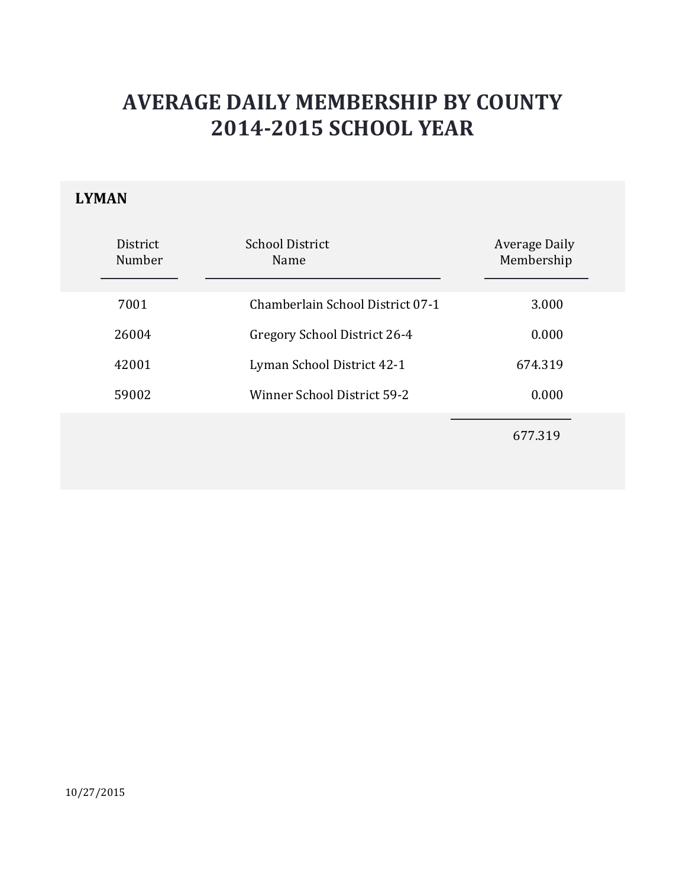# AVERAGE DAILY MEMBERSHIP BY COUNTY
# 2014-2015 SCHOOL YEAR

## LYMAN

| District Number | School District Name | Average Daily Membership |
|---|---|---|
| 7001 | Chamberlain School District 07-1 | 3.000 |
| 26004 | Gregory School District 26-4 | 0.000 |
| 42001 | Lyman School District 42-1 | 674.319 |
| 59002 | Winner School District 59-2 | 0.000 |
| | | 677.319 |

10/27/2015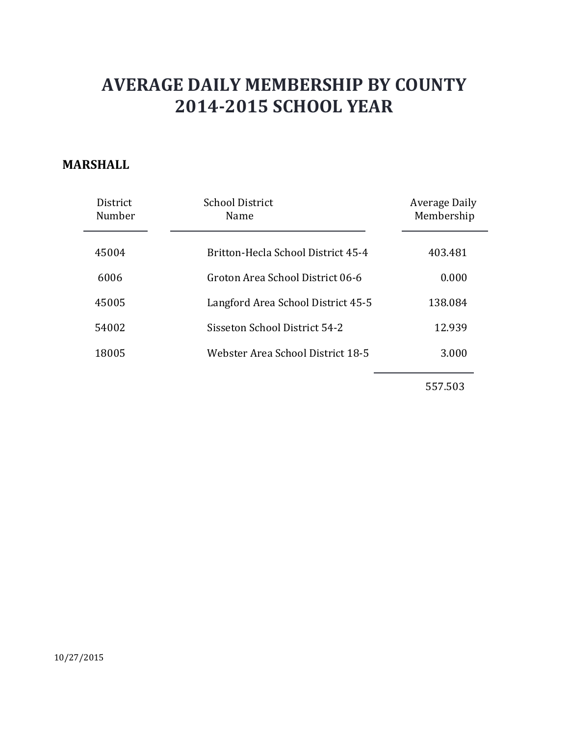# AVERAGE DAILY MEMBERSHIP BY COUNTY
# 2014-2015 SCHOOL YEAR

**MARSHALL**

| District Number | School District Name | Average Daily Membership |
|---|---|---|
| 45004 | Britton-Hecla School District 45-4 | 403.481 |
| 6006 | Groton Area School District 06-6 | 0.000 |
| 45005 | Langford Area School District 45-5 | 138.084 |
| 54002 | Sisseton School District 54-2 | 12.939 |
| 18005 | Webster Area School District 18-5 | 3.000 |
| | | 557.503 |

10/27/2015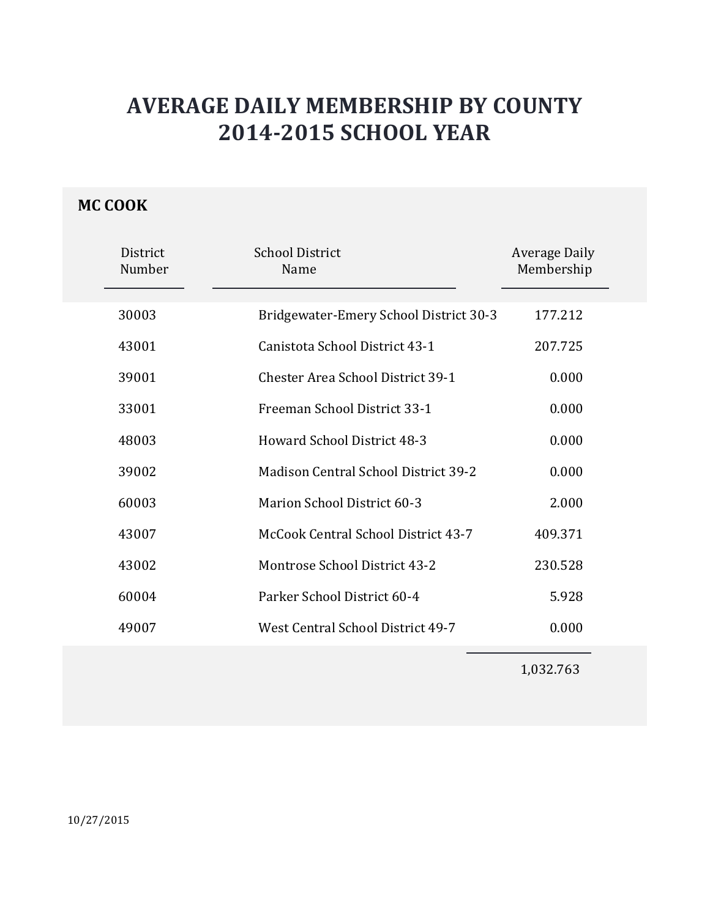# AVERAGE DAILY MEMBERSHIP BY COUNTY
# 2014-2015 SCHOOL YEAR

## MC COOK

| District Number | School District Name | Average Daily Membership |
|---|---|---|
| 30003 | Bridgewater-Emery School District 30-3 | 177.212 |
| 43001 | Canistota School District 43-1 | 207.725 |
| 39001 | Chester Area School District 39-1 | 0.000 |
| 33001 | Freeman School District 33-1 | 0.000 |
| 48003 | Howard School District 48-3 | 0.000 |
| 39002 | Madison Central School District 39-2 | 0.000 |
| 60003 | Marion School District 60-3 | 2.000 |
| 43007 | McCook Central School District 43-7 | 409.371 |
| 43002 | Montrose School District 43-2 | 230.528 |
| 60004 | Parker School District 60-4 | 5.928 |
| 49007 | West Central School District 49-7 | 0.000 |
| | | 1,032.763 |

10/27/2015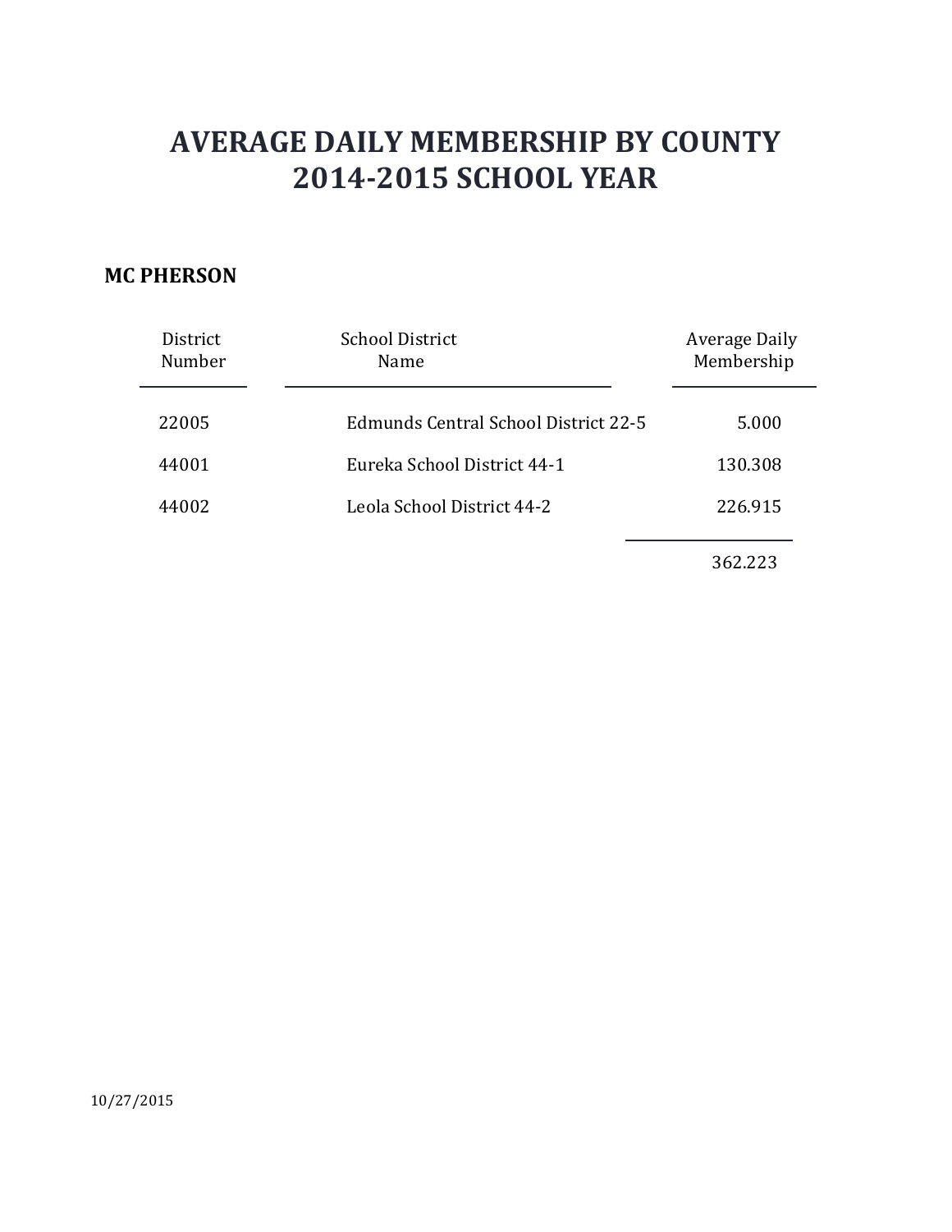# AVERAGE DAILY MEMBERSHIP BY COUNTY
# 2014-2015 SCHOOL YEAR

## MC PHERSON

| District Number | School District Name | Average Daily Membership |
|---|---|---|
| 22005 | Edmunds Central School District 22-5 | 5.000 |
| 44001 | Eureka School District 44-1 | 130.308 |
| 44002 | Leola School District 44-2 | 226.915 |
| | | 362.223 |

10/27/2015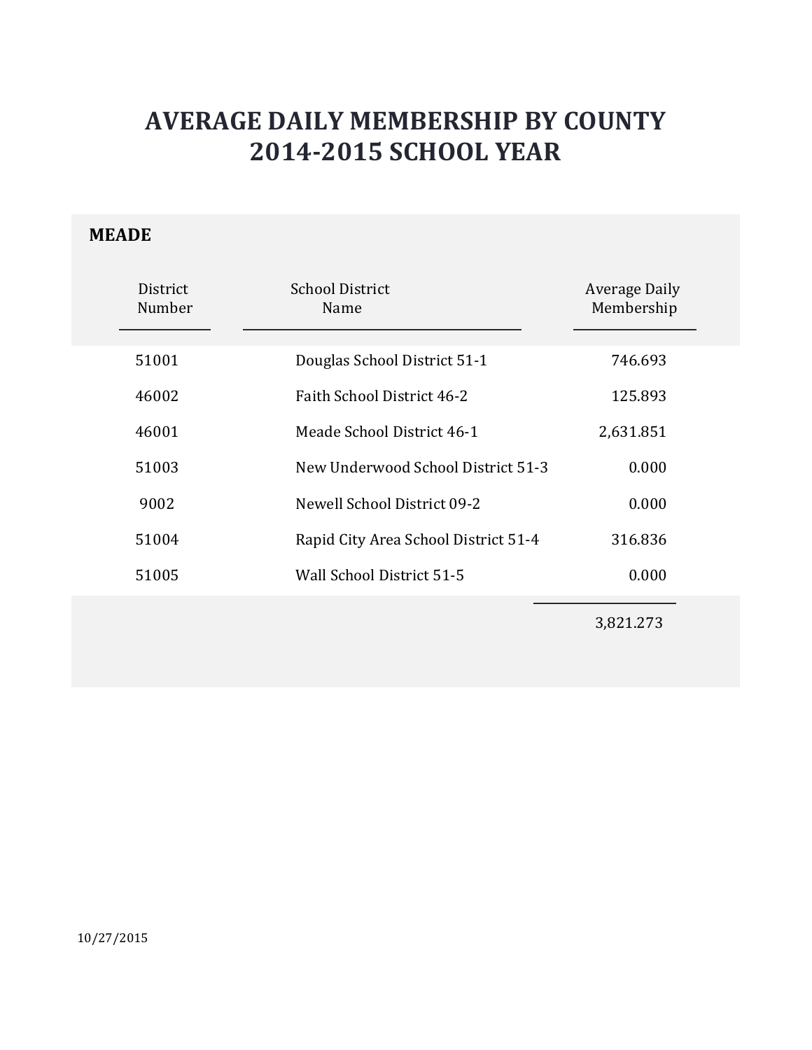# AVERAGE DAILY MEMBERSHIP BY COUNTY
# 2014-2015 SCHOOL YEAR

**MEADE**

| District Number | School District Name | Average Daily Membership |
|---|---|---|
| 51001 | Douglas School District 51-1 | 746.693 |
| 46002 | Faith School District 46-2 | 125.893 |
| 46001 | Meade School District 46-1 | 2,631.851 |
| 51003 | New Underwood School District 51-3 | 0.000 |
| 9002 | Newell School District 09-2 | 0.000 |
| 51004 | Rapid City Area School District 51-4 | 316.836 |
| 51005 | Wall School District 51-5 | 0.000 |
| | | 3,821.273 |

10/27/2015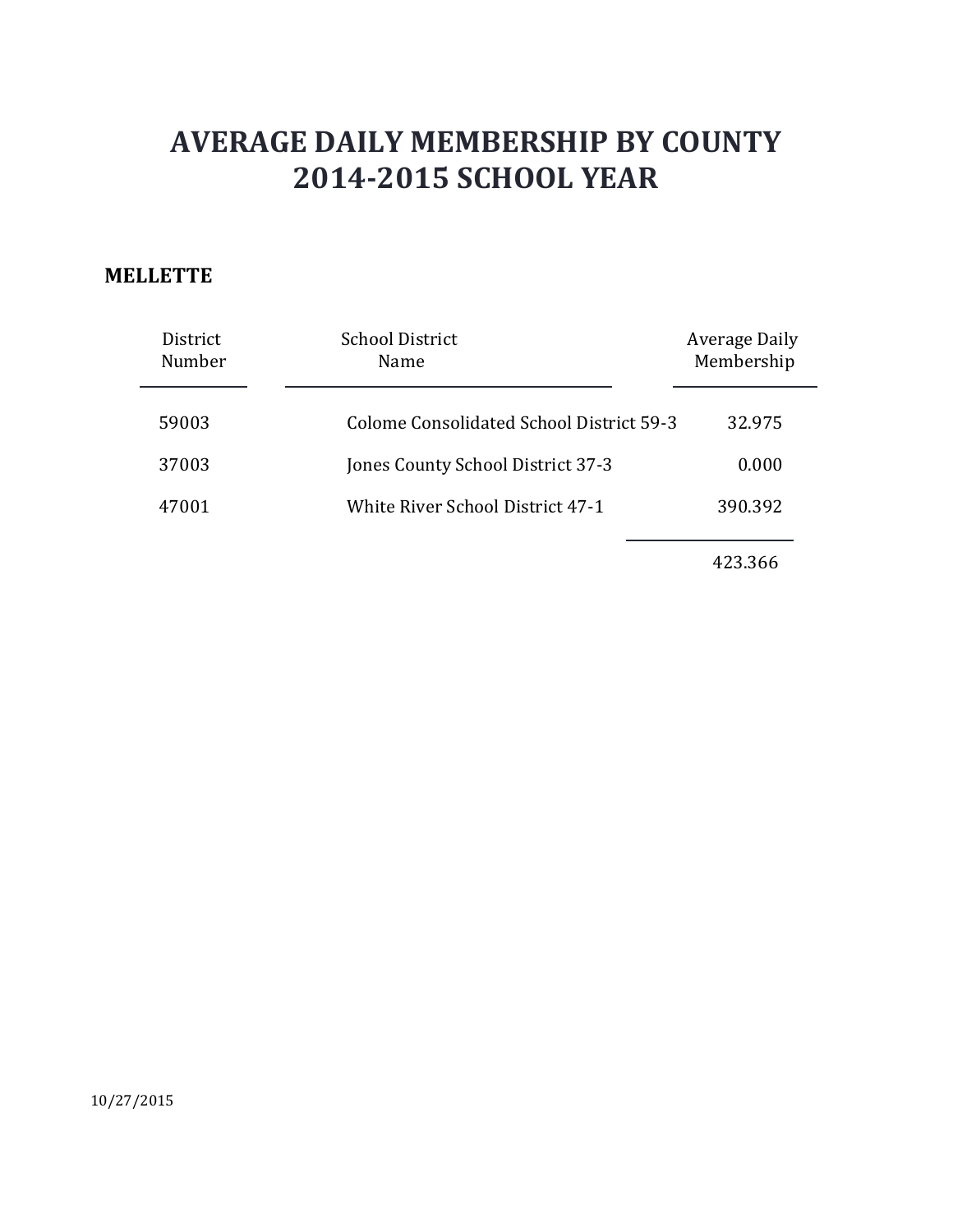# AVERAGE DAILY MEMBERSHIP BY COUNTY
# 2014-2015 SCHOOL YEAR

**MELLETTE**

| District Number | School District Name | Average Daily Membership |
|---|---|---|
| 59003 | Colome Consolidated School District 59-3 | 32.975 |
| 37003 | Jones County School District 37-3 | 0.000 |
| 47001 | White River School District 47-1 | 390.392 |
| | | 423.366 |

10/27/2015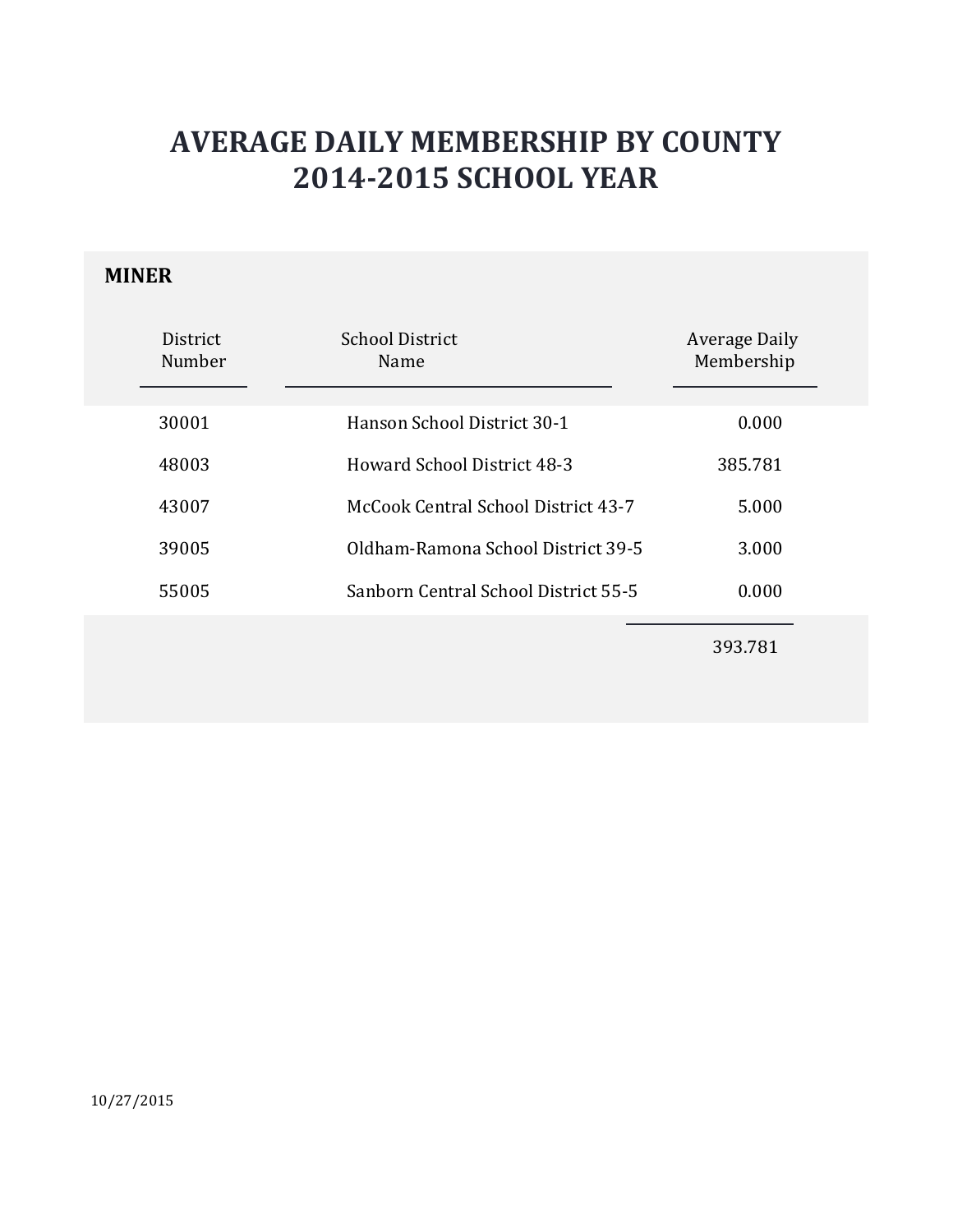# AVERAGE DAILY MEMBERSHIP BY COUNTY
# 2014-2015 SCHOOL YEAR

## MINER

| District Number | School District Name | Average Daily Membership |
|---|---|---|
| 30001 | Hanson School District 30-1 | 0.000 |
| 48003 | Howard School District 48-3 | 385.781 |
| 43007 | McCook Central School District 43-7 | 5.000 |
| 39005 | Oldham-Ramona School District 39-5 | 3.000 |
| 55005 | Sanborn Central School District 55-5 | 0.000 |
| | | 393.781 |

10/27/2015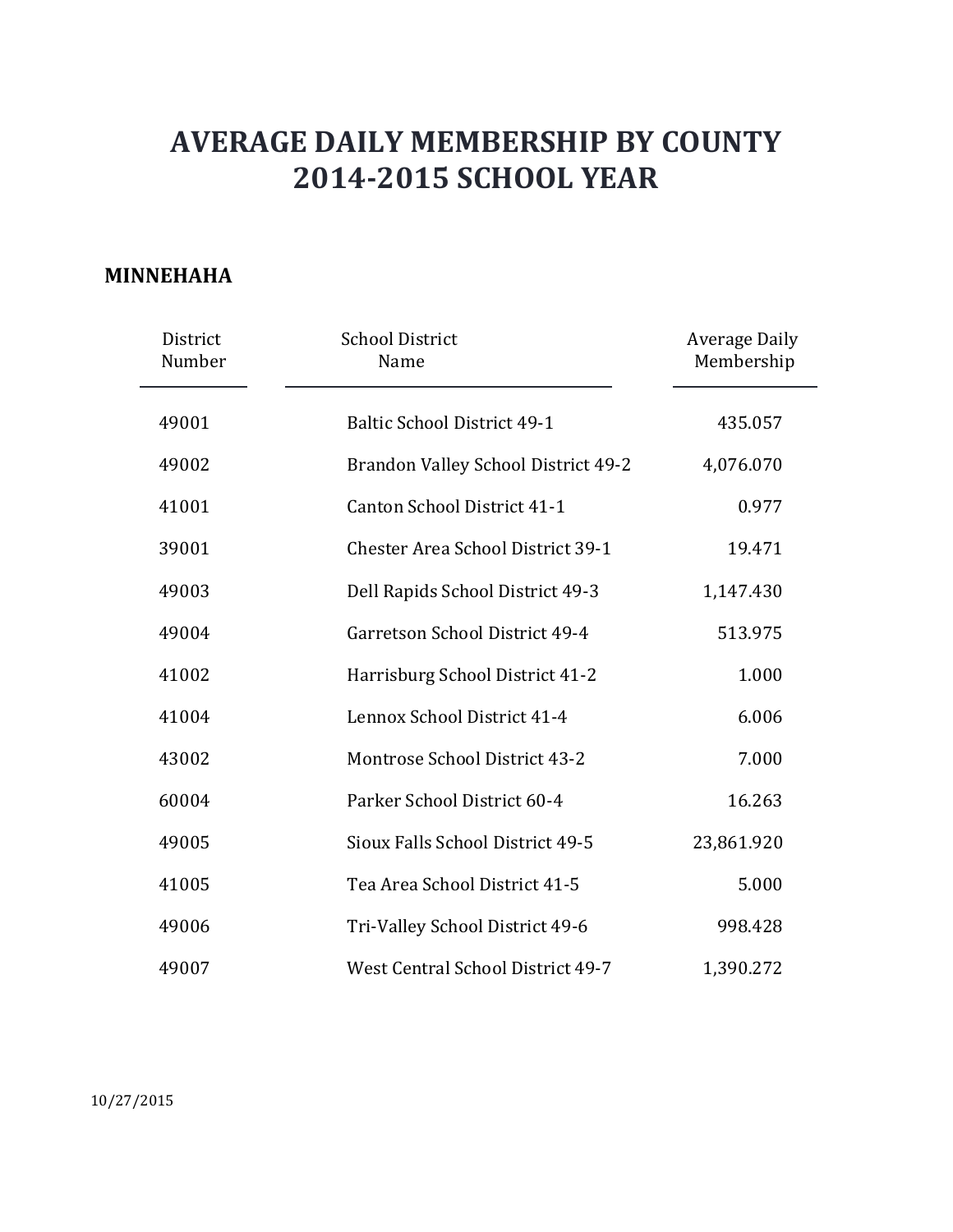# AVERAGE DAILY MEMBERSHIP BY COUNTY
# 2014-2015 SCHOOL YEAR

## MINNEHAHA

| District Number | School District Name | Average Daily Membership |
|---|---|---|
| 49001 | Baltic School District 49-1 | 435.057 |
| 49002 | Brandon Valley School District 49-2 | 4,076.070 |
| 41001 | Canton School District 41-1 | 0.977 |
| 39001 | Chester Area School District 39-1 | 19.471 |
| 49003 | Dell Rapids School District 49-3 | 1,147.430 |
| 49004 | Garretson School District 49-4 | 513.975 |
| 41002 | Harrisburg School District 41-2 | 1.000 |
| 41004 | Lennox School District 41-4 | 6.006 |
| 43002 | Montrose School District 43-2 | 7.000 |
| 60004 | Parker School District 60-4 | 16.263 |
| 49005 | Sioux Falls School District 49-5 | 23,861.920 |
| 41005 | Tea Area School District 41-5 | 5.000 |
| 49006 | Tri-Valley School District 49-6 | 998.428 |
| 49007 | West Central School District 49-7 | 1,390.272 |

10/27/2015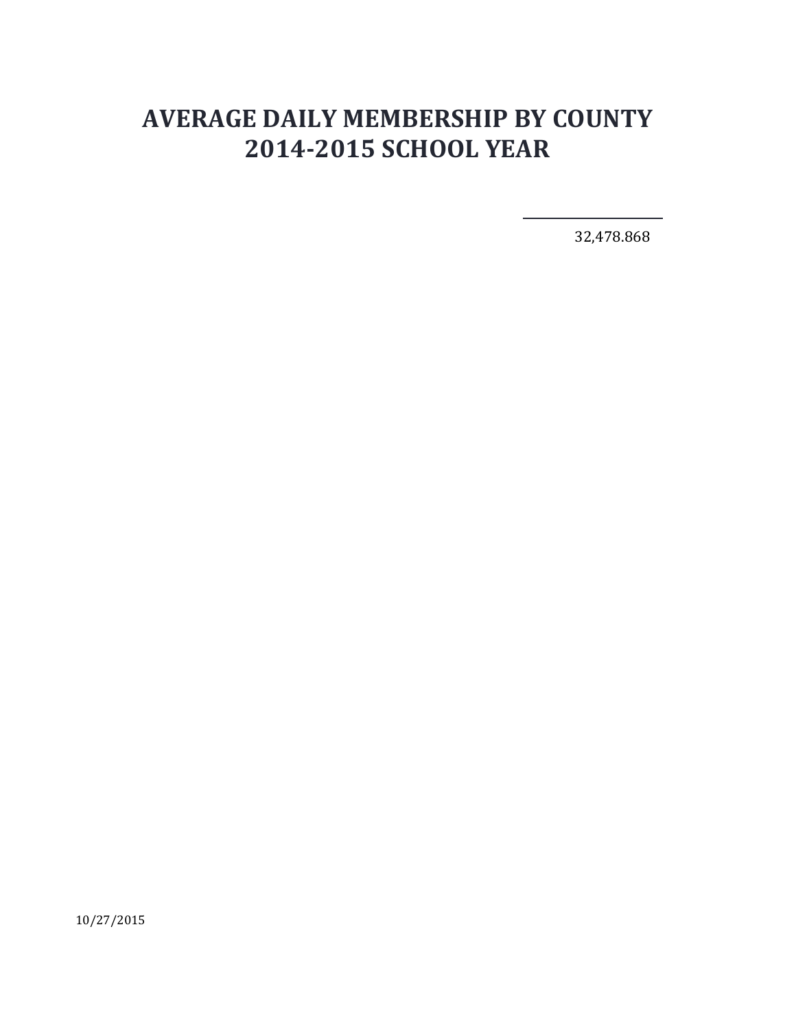# AVERAGE DAILY MEMBERSHIP BY COUNTY
# 2014-2015 SCHOOL YEAR

32,478.868

10/27/2015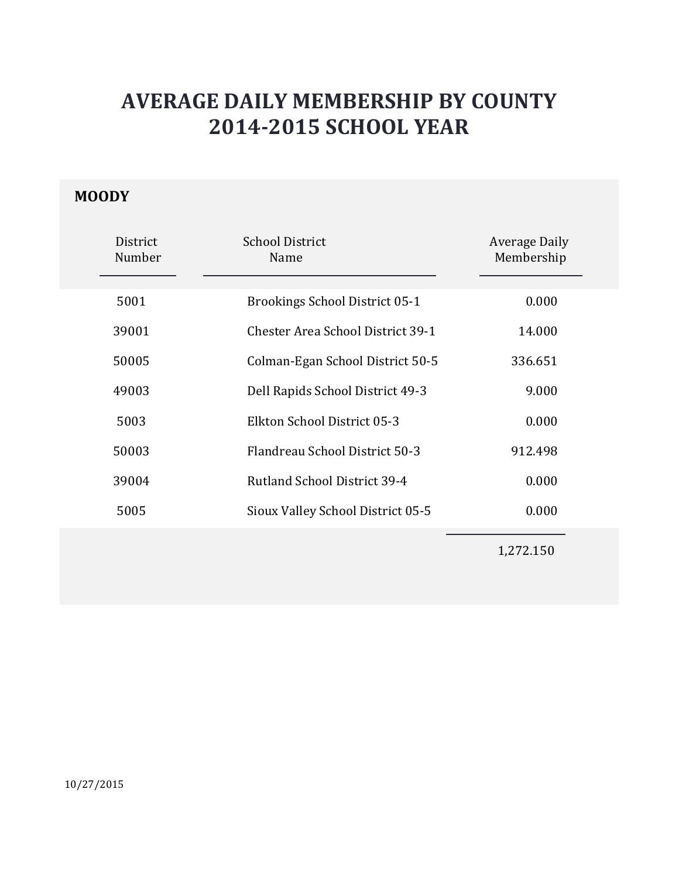# AVERAGE DAILY MEMBERSHIP BY COUNTY
# 2014-2015 SCHOOL YEAR

## MOODY

| District Number | School District Name | Average Daily Membership |
|---|---|---|
| 5001 | Brookings School District 05-1 | 0.000 |
| 39001 | Chester Area School District 39-1 | 14.000 |
| 50005 | Colman-Egan School District 50-5 | 336.651 |
| 49003 | Dell Rapids School District 49-3 | 9.000 |
| 5003 | Elkton School District 05-3 | 0.000 |
| 50003 | Flandreau School District 50-3 | 912.498 |
| 39004 | Rutland School District 39-4 | 0.000 |
| 5005 | Sioux Valley School District 05-5 | 0.000 |
| | | 1,272.150 |

10/27/2015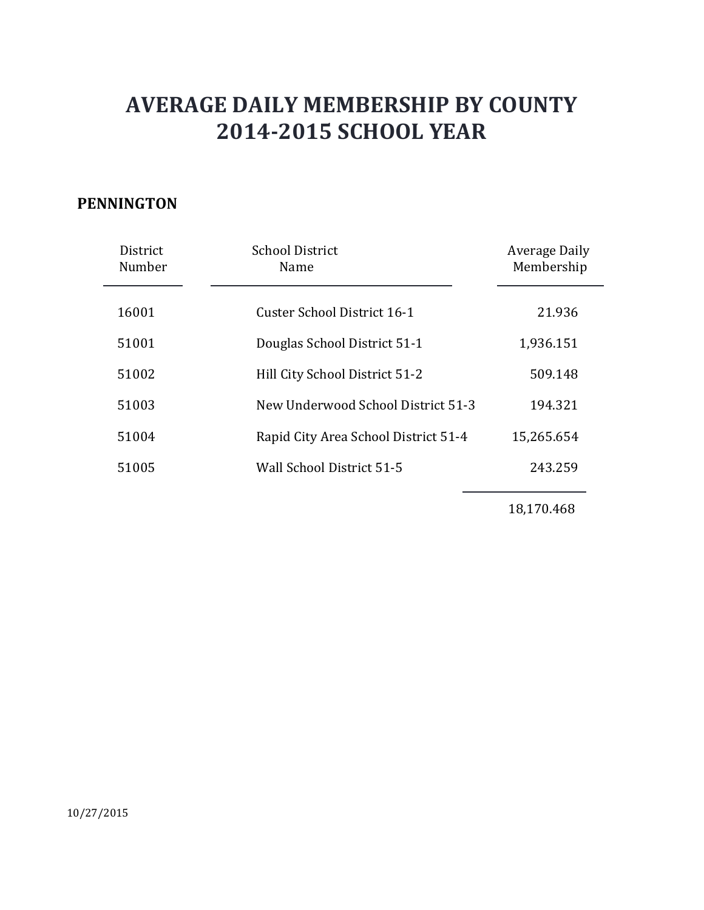# AVERAGE DAILY MEMBERSHIP BY COUNTY
# 2014-2015 SCHOOL YEAR

**PENNINGTON**

| District Number | School District Name | Average Daily Membership |
|---|---|---|
| 16001 | Custer School District 16-1 | 21.936 |
| 51001 | Douglas School District 51-1 | 1,936.151 |
| 51002 | Hill City School District 51-2 | 509.148 |
| 51003 | New Underwood School District 51-3 | 194.321 |
| 51004 | Rapid City Area School District 51-4 | 15,265.654 |
| 51005 | Wall School District 51-5 | 243.259 |
| | | 18,170.468 |

10/27/2015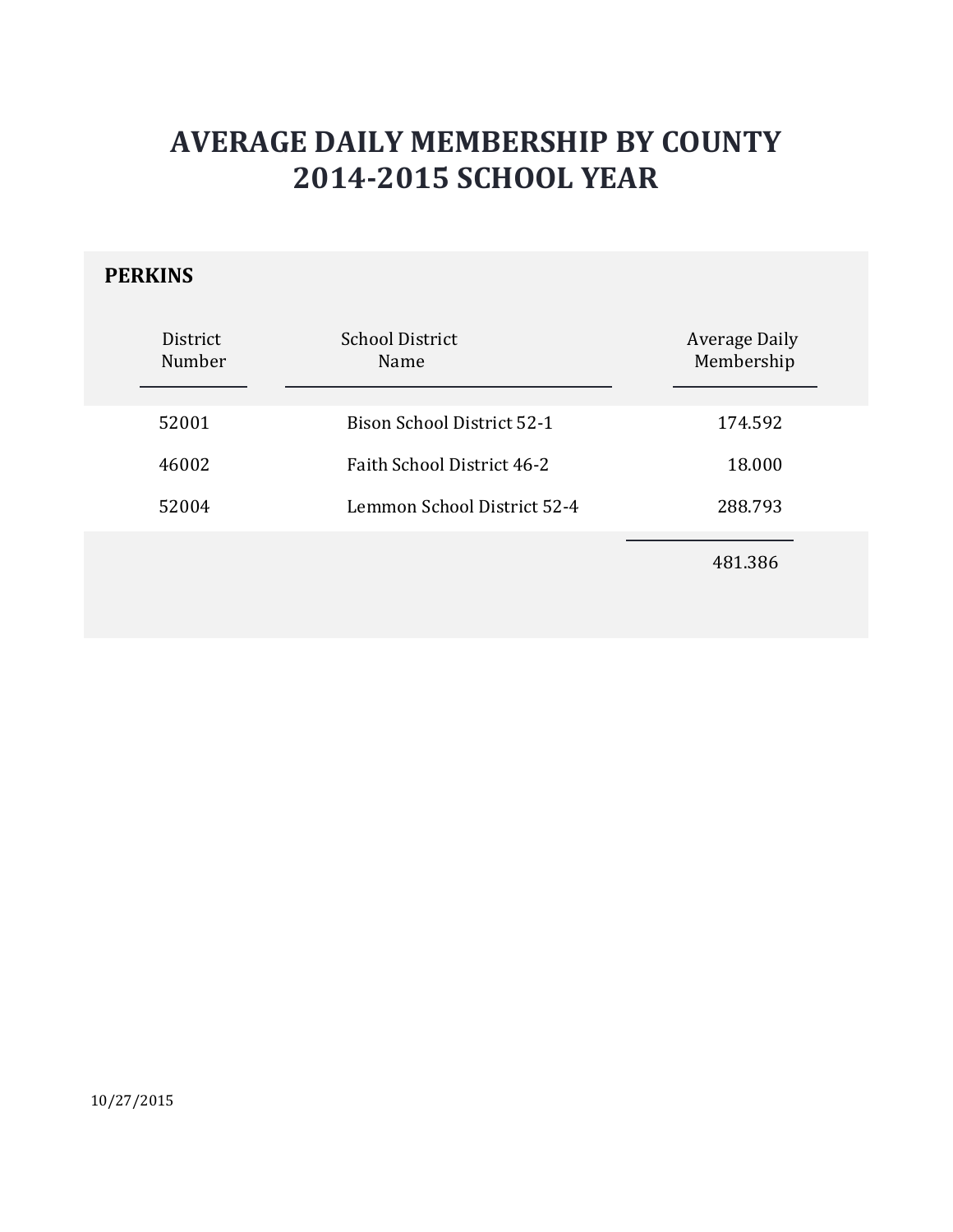# AVERAGE DAILY MEMBERSHIP BY COUNTY
# 2014-2015 SCHOOL YEAR

## PERKINS

| District Number | School District Name | Average Daily Membership |
|---|---|---|
| 52001 | Bison School District 52-1 | 174.592 |
| 46002 | Faith School District 46-2 | 18.000 |
| 52004 | Lemmon School District 52-4 | 288.793 |
| | | 481.386 |

10/27/2015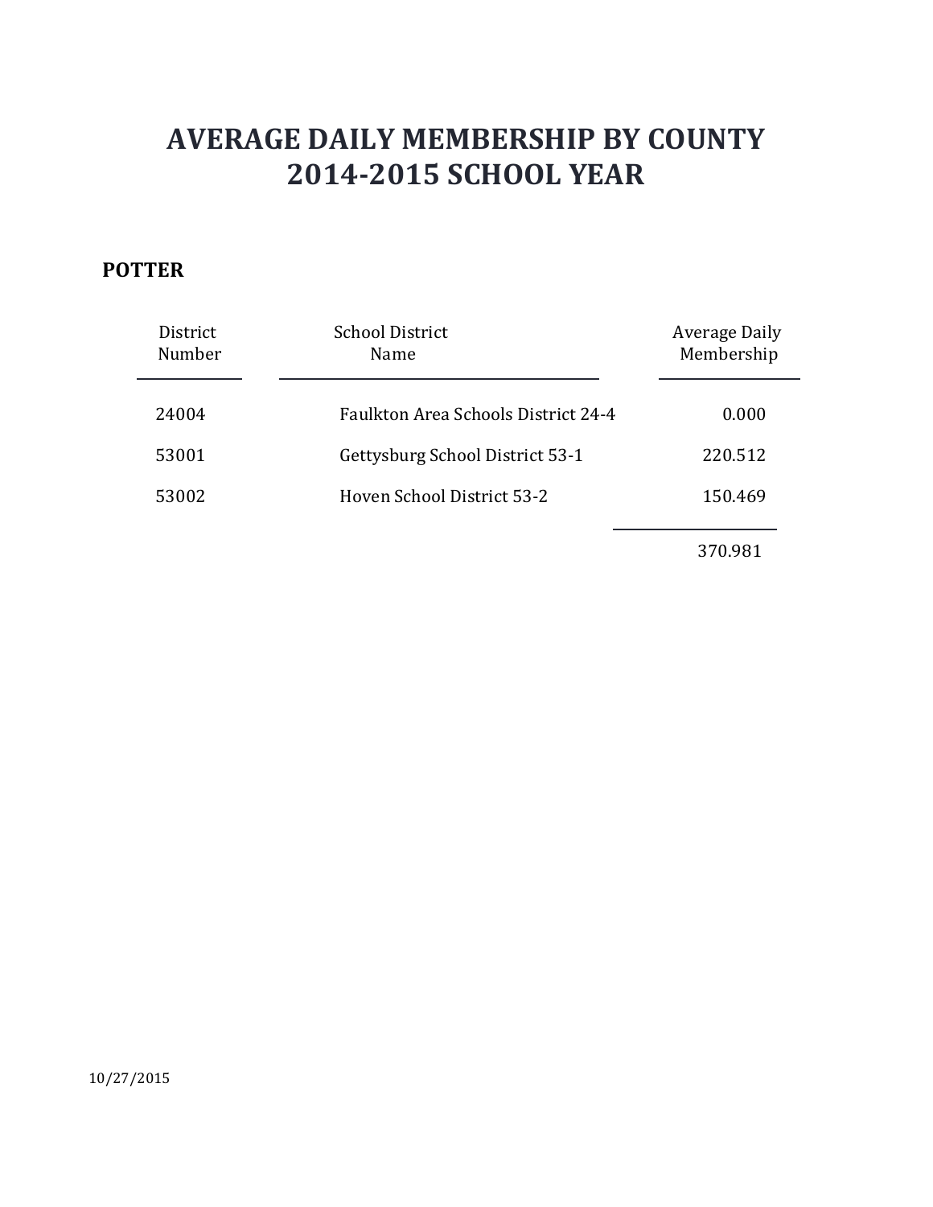# AVERAGE DAILY MEMBERSHIP BY COUNTY
# 2014-2015 SCHOOL YEAR

**POTTER**

| District Number | School District Name | Average Daily Membership |
|---|---|---|
| 24004 | Faulkton Area Schools District 24-4 | 0.000 |
| 53001 | Gettysburg School District 53-1 | 220.512 |
| 53002 | Hoven School District 53-2 | 150.469 |
| | | 370.981 |

10/27/2015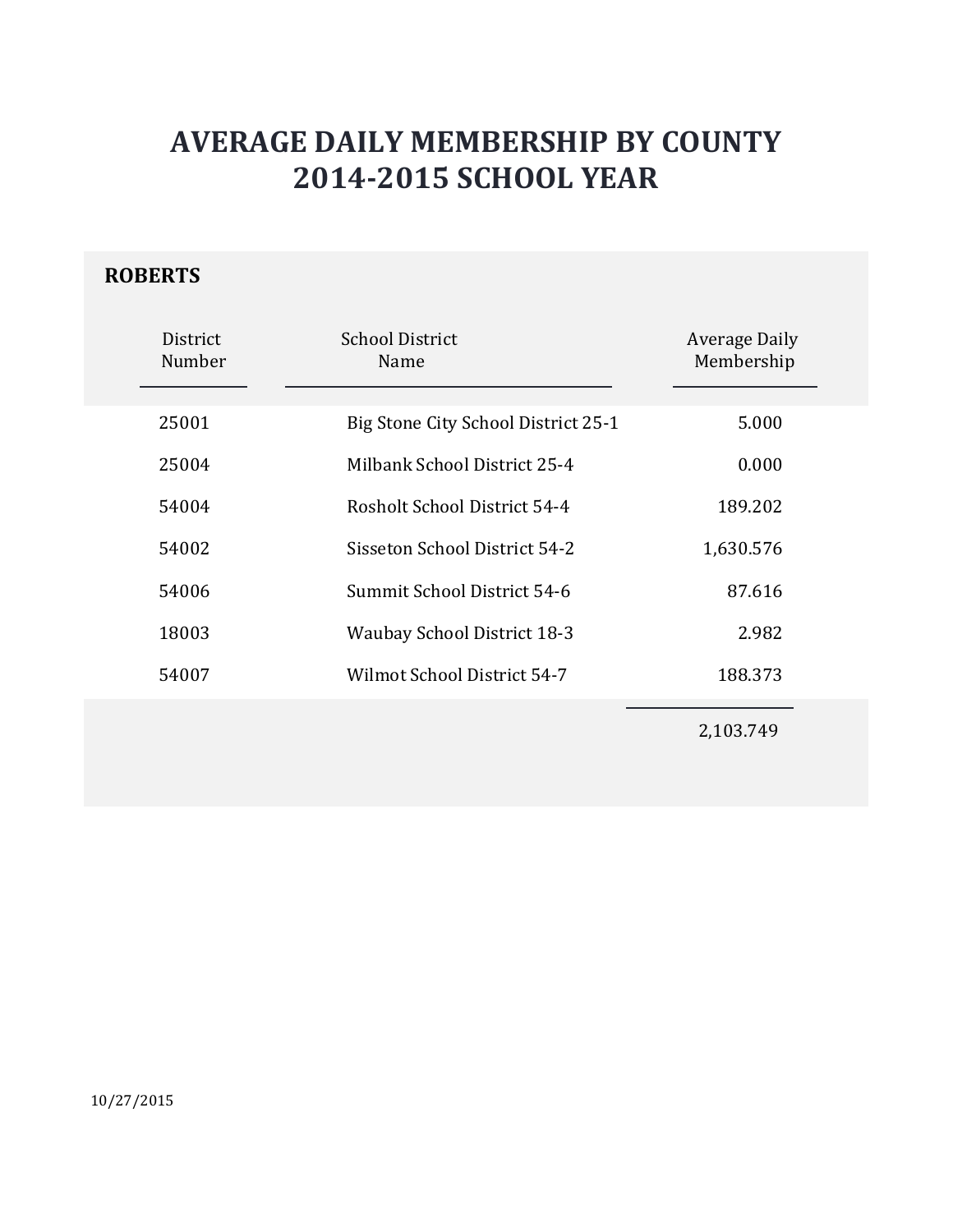# AVERAGE DAILY MEMBERSHIP BY COUNTY
# 2014-2015 SCHOOL YEAR

## ROBERTS

| District Number | School District Name | Average Daily Membership |
|---|---|---|
| 25001 | Big Stone City School District 25-1 | 5.000 |
| 25004 | Milbank School District 25-4 | 0.000 |
| 54004 | Rosholt School District 54-4 | 189.202 |
| 54002 | Sisseton School District 54-2 | 1,630.576 |
| 54006 | Summit School District 54-6 | 87.616 |
| 18003 | Waubay School District 18-3 | 2.982 |
| 54007 | Wilmot School District 54-7 | 188.373 |
| | | 2,103.749 |

10/27/2015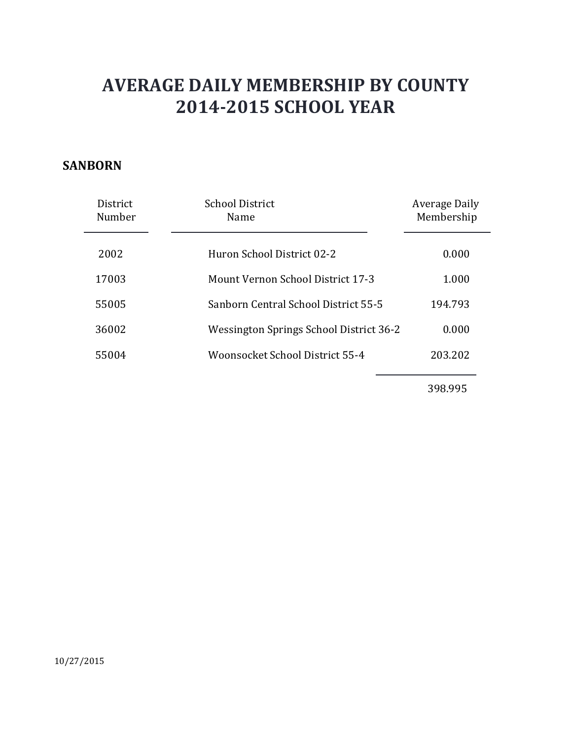# AVERAGE DAILY MEMBERSHIP BY COUNTY
# 2014-2015 SCHOOL YEAR

**SANBORN**

| District Number | School District Name | Average Daily Membership |
|---|---|---|
| 2002 | Huron School District 02-2 | 0.000 |
| 17003 | Mount Vernon School District 17-3 | 1.000 |
| 55005 | Sanborn Central School District 55-5 | 194.793 |
| 36002 | Wessington Springs School District 36-2 | 0.000 |
| 55004 | Woonsocket School District 55-4 | 203.202 |
| | | 398.995 |

10/27/2015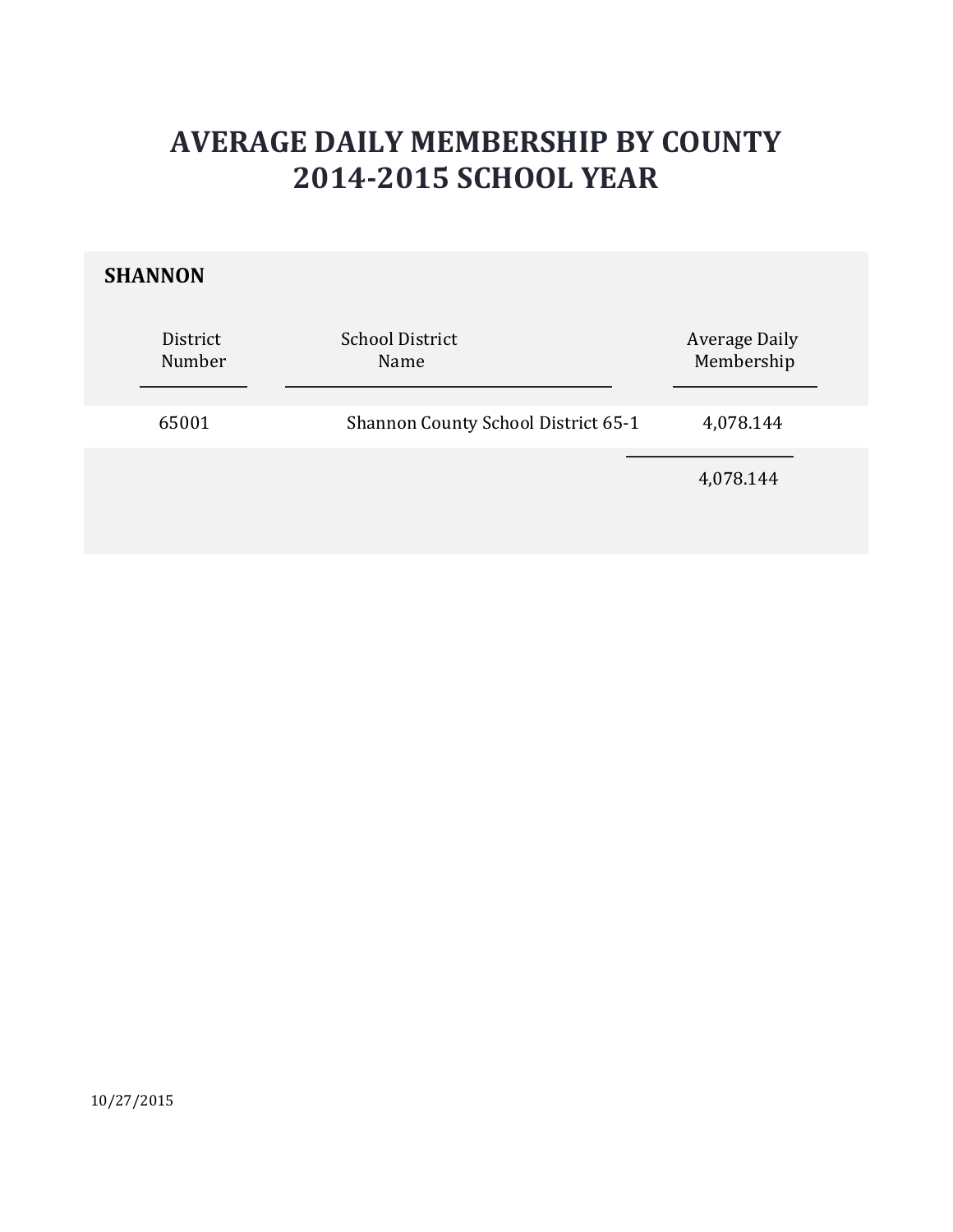# AVERAGE DAILY MEMBERSHIP BY COUNTY
# 2014-2015 SCHOOL YEAR

**SHANNON**

| District Number | School District Name | Average Daily Membership |
|---|---|---|
| 65001 | Shannon County School District 65-1 | 4,078.144 |
| | | 4,078.144 |

10/27/2015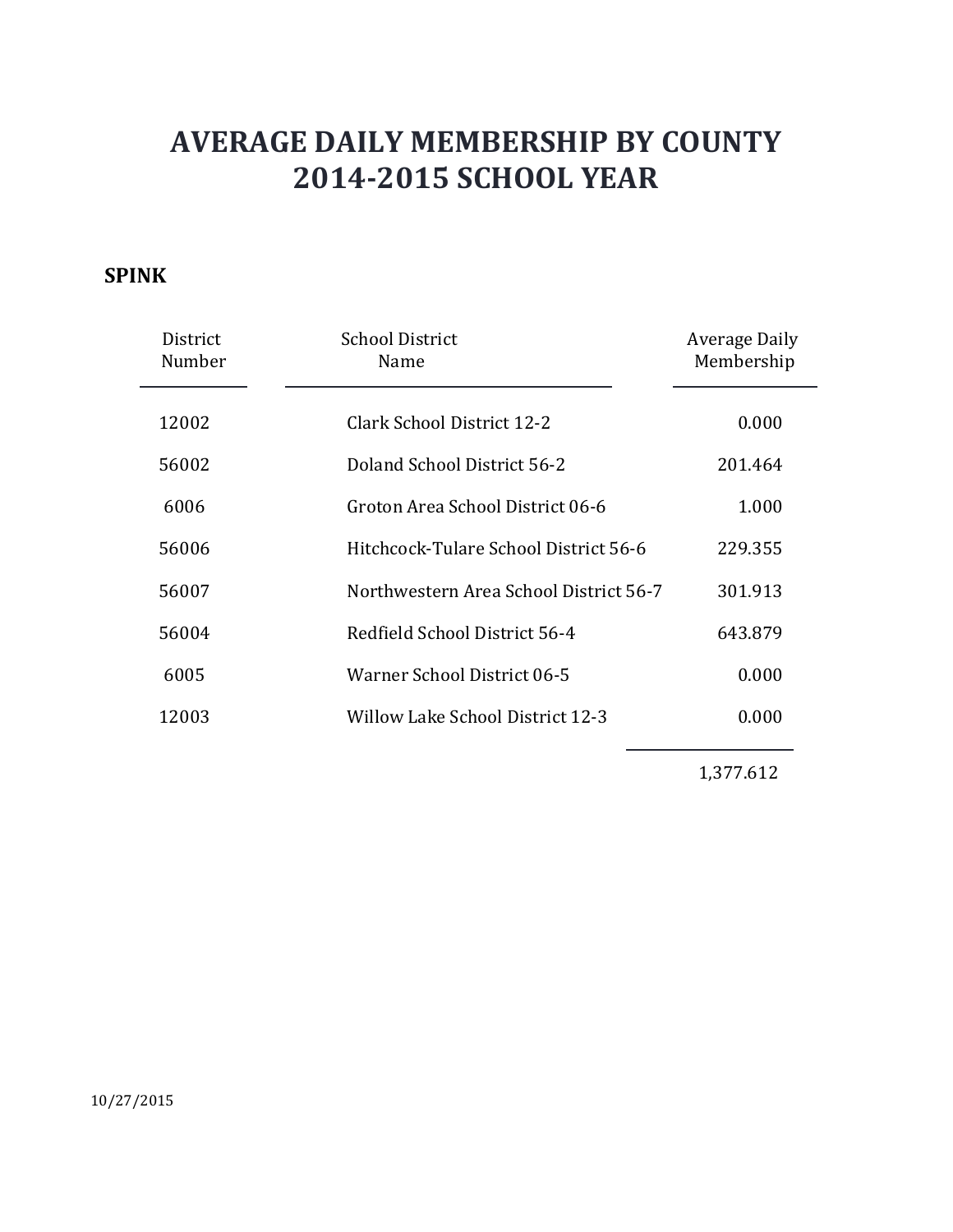# AVERAGE DAILY MEMBERSHIP BY COUNTY
# 2014-2015 SCHOOL YEAR

**SPINK**

| District Number | School District Name | Average Daily Membership |
|---|---|---|
| 12002 | Clark School District 12-2 | 0.000 |
| 56002 | Doland School District 56-2 | 201.464 |
| 6006 | Groton Area School District 06-6 | 1.000 |
| 56006 | Hitchcock-Tulare School District 56-6 | 229.355 |
| 56007 | Northwestern Area School District 56-7 | 301.913 |
| 56004 | Redfield School District 56-4 | 643.879 |
| 6005 | Warner School District 06-5 | 0.000 |
| 12003 | Willow Lake School District 12-3 | 0.000 |
| | | 1,377.612 |

10/27/2015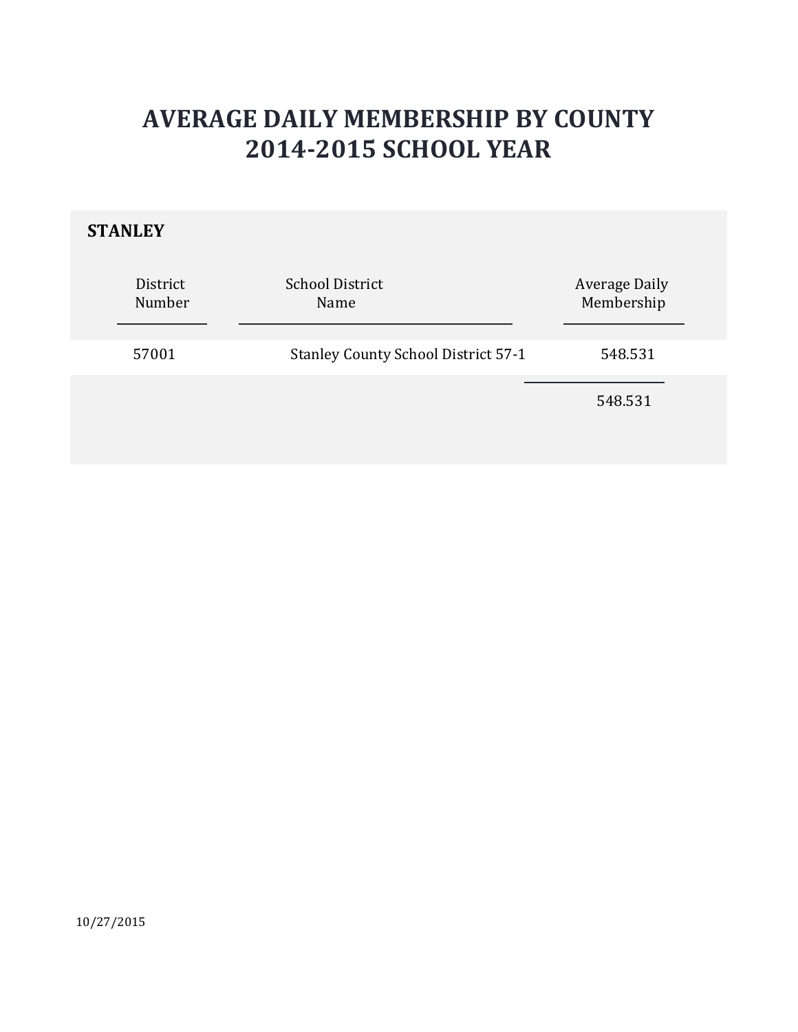# AVERAGE DAILY MEMBERSHIP BY COUNTY
# 2014-2015 SCHOOL YEAR

**STANLEY**

| District Number | School District Name | Average Daily Membership |
|---|---|---|
| 57001 | Stanley County School District 57-1 | 548.531 |
| | | 548.531 |

10/27/2015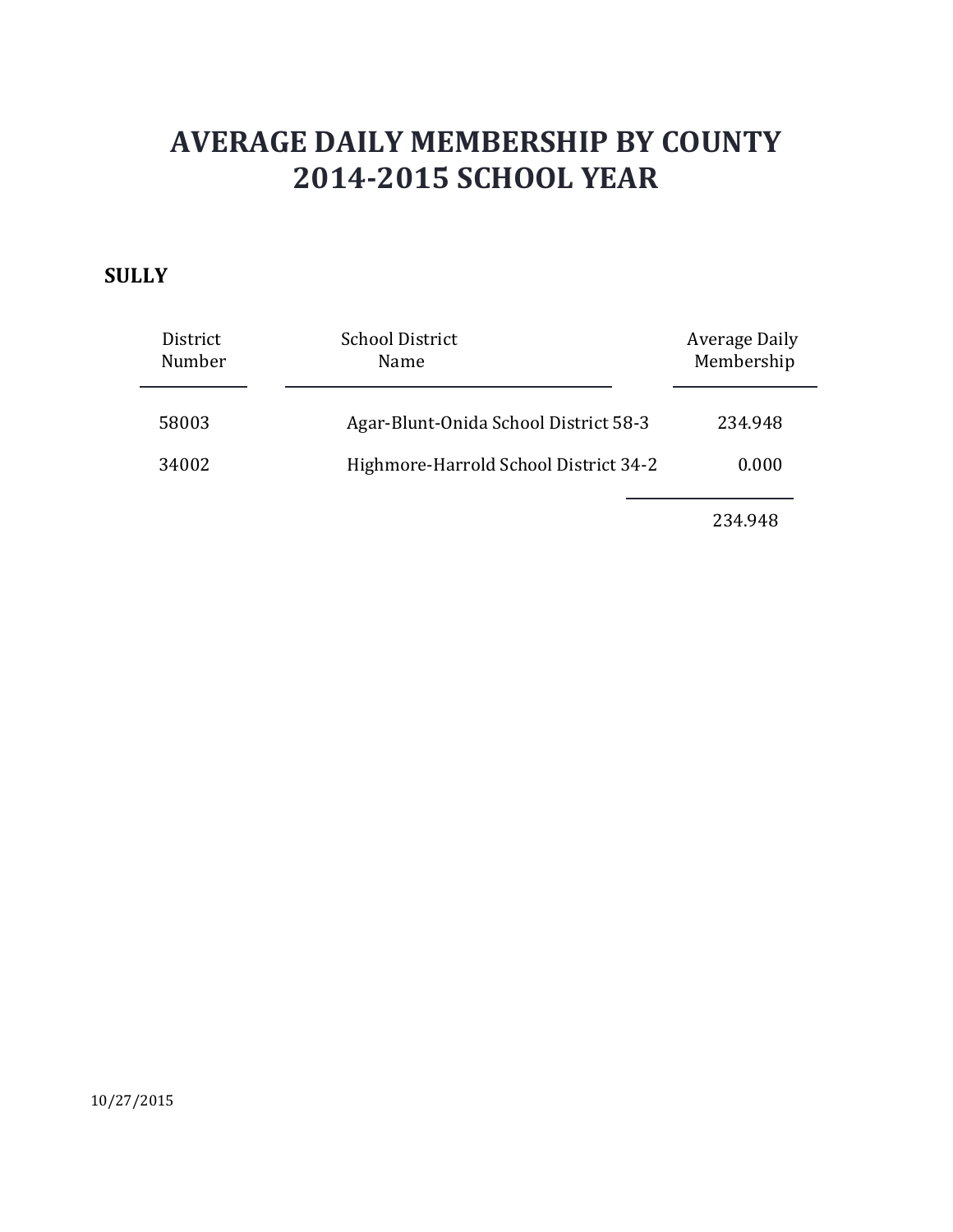# AVERAGE DAILY MEMBERSHIP BY COUNTY
# 2014-2015 SCHOOL YEAR

**SULLY**

| District Number | School District Name | Average Daily Membership |
|---|---|---|
| 58003 | Agar-Blunt-Onida School District 58-3 | 234.948 |
| 34002 | Highmore-Harrold School District 34-2 | 0.000 |
| | | 234.948 |

10/27/2015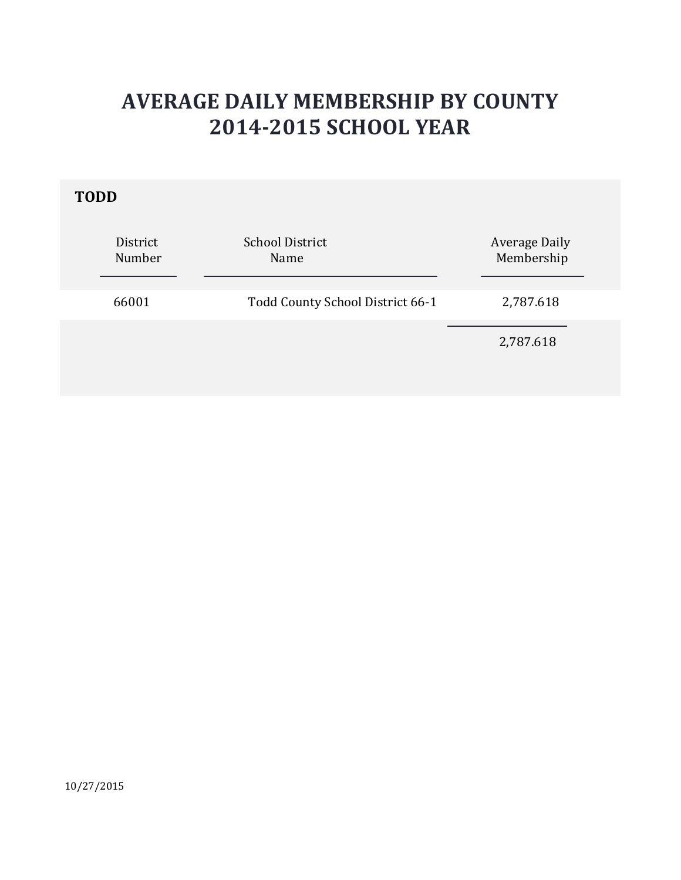# AVERAGE DAILY MEMBERSHIP BY COUNTY
# 2014-2015 SCHOOL YEAR

**TODD**

| District Number | School District Name | Average Daily Membership |
|---|---|---|
| 66001 | Todd County School District 66-1 | 2,787.618 |
| | | 2,787.618 |

10/27/2015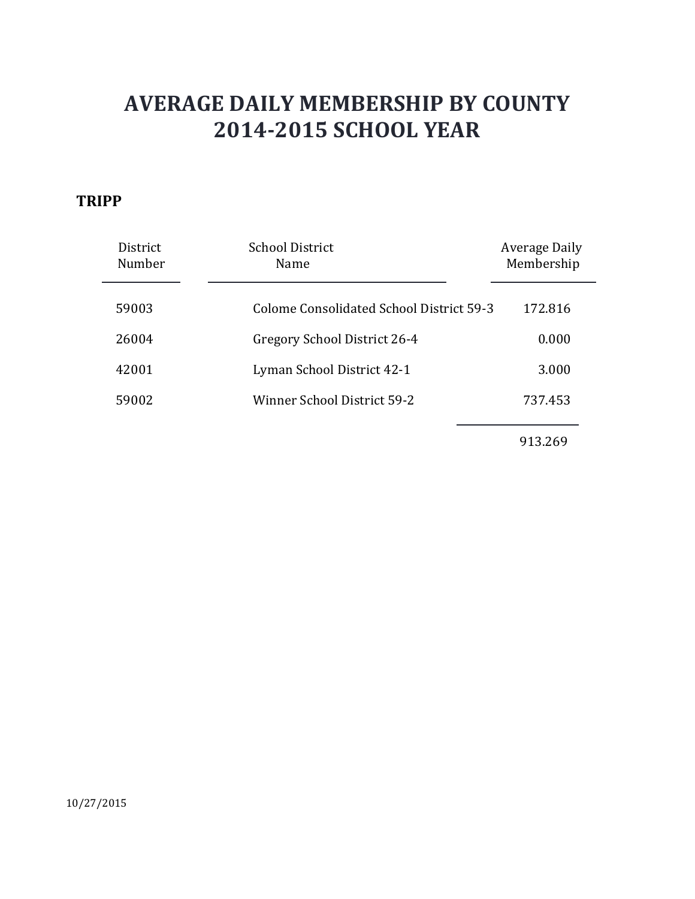# AVERAGE DAILY MEMBERSHIP BY COUNTY
# 2014-2015 SCHOOL YEAR

**TRIPP**

| District Number | School District Name | Average Daily Membership |
|---|---|---|
| 59003 | Colome Consolidated School District 59-3 | 172.816 |
| 26004 | Gregory School District 26-4 | 0.000 |
| 42001 | Lyman School District 42-1 | 3.000 |
| 59002 | Winner School District 59-2 | 737.453 |
| | | 913.269 |

10/27/2015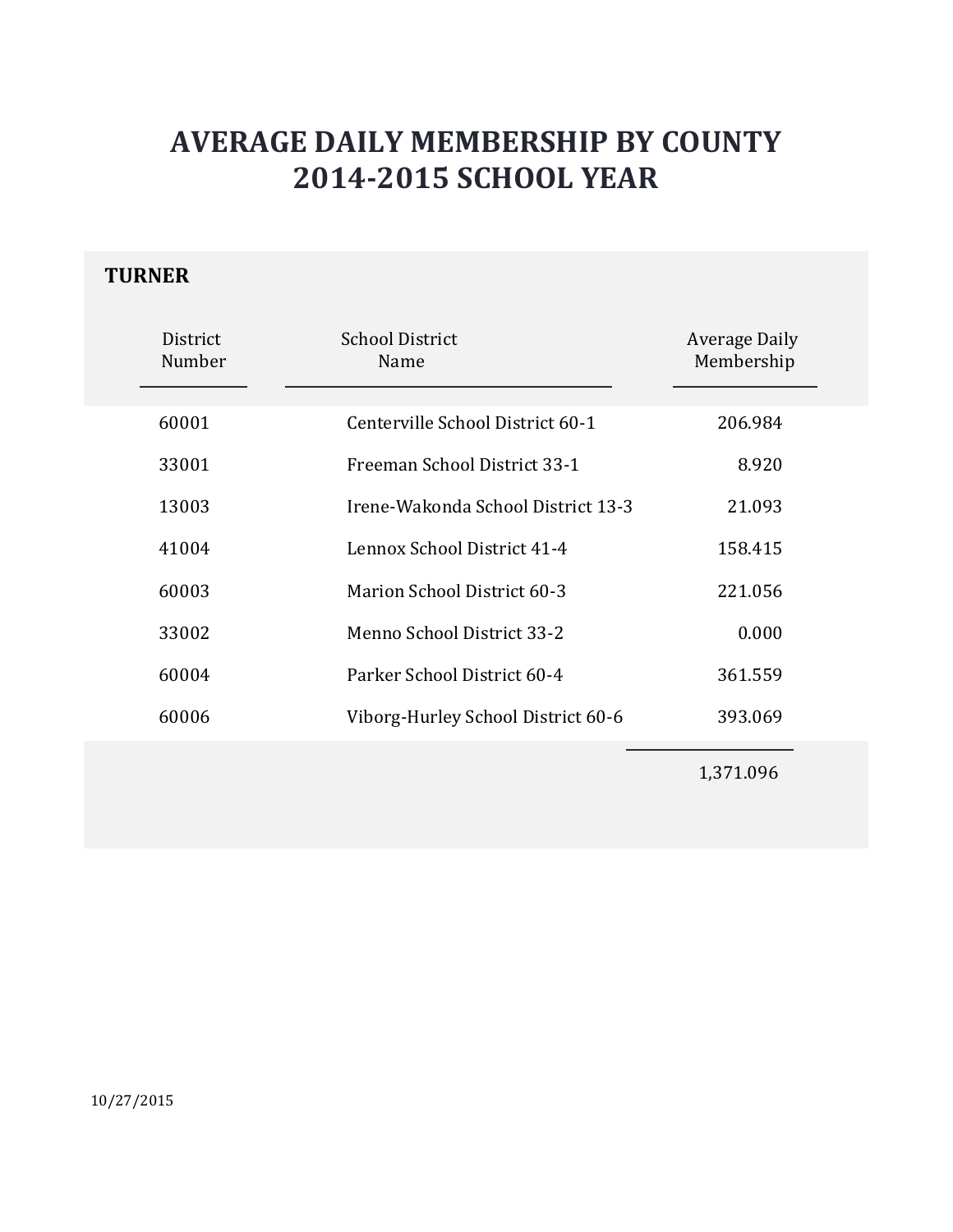# AVERAGE DAILY MEMBERSHIP BY COUNTY
# 2014-2015 SCHOOL YEAR

## TURNER

| District Number | School District Name | Average Daily Membership |
|---|---|---|
| 60001 | Centerville School District 60-1 | 206.984 |
| 33001 | Freeman School District 33-1 | 8.920 |
| 13003 | Irene-Wakonda School District 13-3 | 21.093 |
| 41004 | Lennox School District 41-4 | 158.415 |
| 60003 | Marion School District 60-3 | 221.056 |
| 33002 | Menno School District 33-2 | 0.000 |
| 60004 | Parker School District 60-4 | 361.559 |
| 60006 | Viborg-Hurley School District 60-6 | 393.069 |
| | | 1,371.096 |

10/27/2015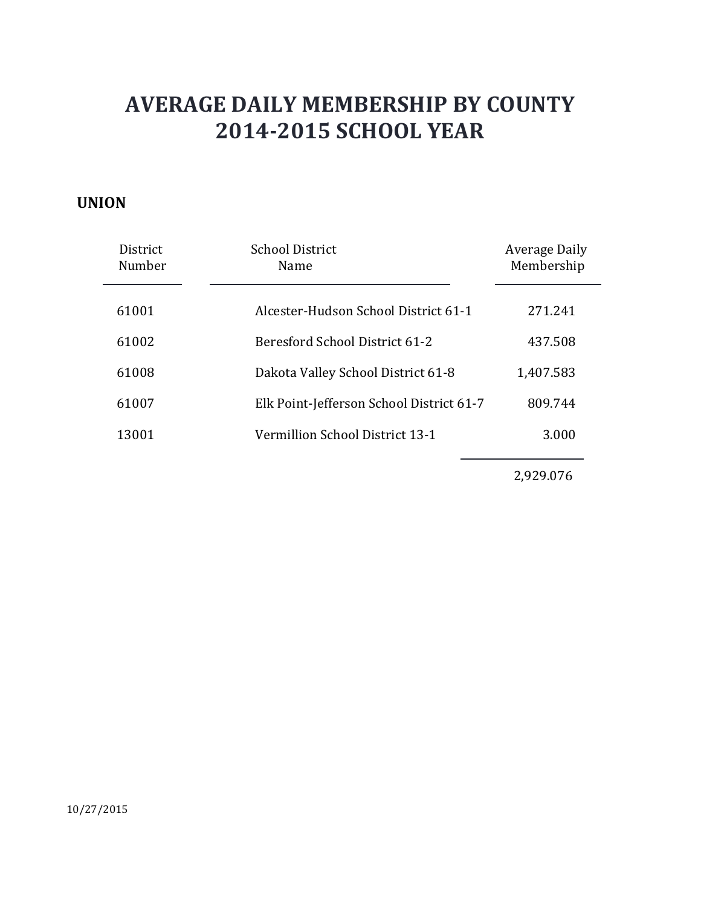# AVERAGE DAILY MEMBERSHIP BY COUNTY
# 2014-2015 SCHOOL YEAR

**UNION**

| District Number | School District Name | Average Daily Membership |
|---|---|---|
| 61001 | Alcester-Hudson School District 61-1 | 271.241 |
| 61002 | Beresford School District 61-2 | 437.508 |
| 61008 | Dakota Valley School District 61-8 | 1,407.583 |
| 61007 | Elk Point-Jefferson School District 61-7 | 809.744 |
| 13001 | Vermillion School District 13-1 | 3.000 |
| | | 2,929.076 |

10/27/2015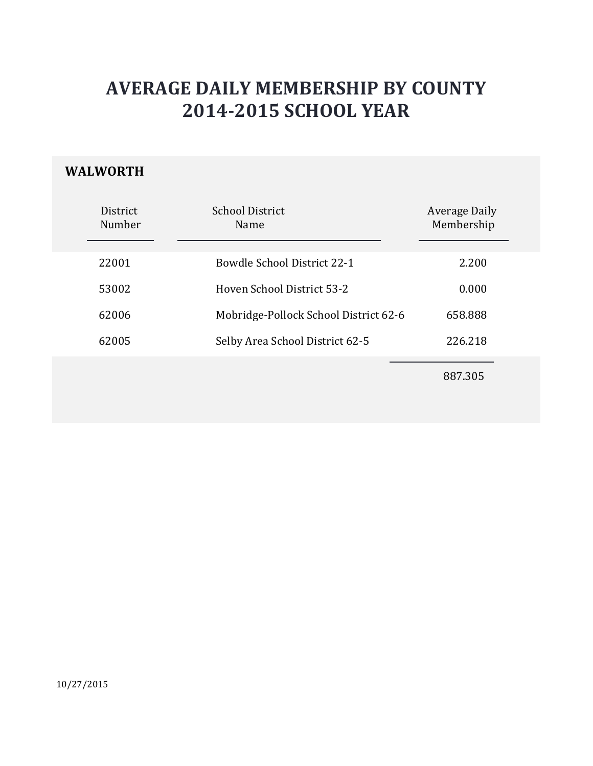# AVERAGE DAILY MEMBERSHIP BY COUNTY
# 2014-2015 SCHOOL YEAR

## WALWORTH

| District Number | School District Name | Average Daily Membership |
|---|---|---|
| 22001 | Bowdle School District 22-1 | 2.200 |
| 53002 | Hoven School District 53-2 | 0.000 |
| 62006 | Mobridge-Pollock School District 62-6 | 658.888 |
| 62005 | Selby Area School District 62-5 | 226.218 |
| | | 887.305 |

10/27/2015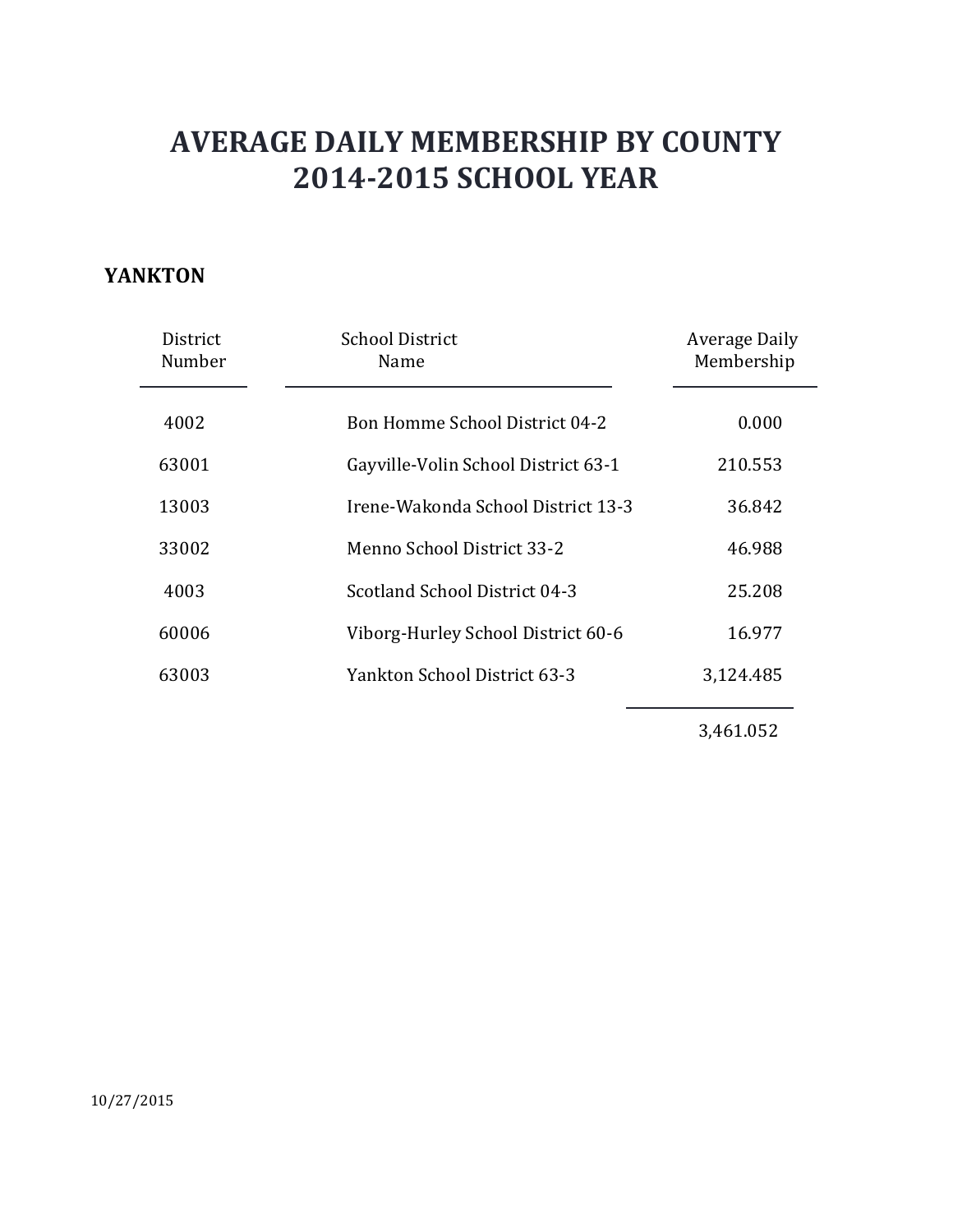# AVERAGE DAILY MEMBERSHIP BY COUNTY
# 2014-2015 SCHOOL YEAR

**YANKTON**

| District Number | School District Name | Average Daily Membership |
|---|---|---|
| 4002 | Bon Homme School District 04-2 | 0.000 |
| 63001 | Gayville-Volin School District 63-1 | 210.553 |
| 13003 | Irene-Wakonda School District 13-3 | 36.842 |
| 33002 | Menno School District 33-2 | 46.988 |
| 4003 | Scotland School District 04-3 | 25.208 |
| 60006 | Viborg-Hurley School District 60-6 | 16.977 |
| 63003 | Yankton School District 63-3 | 3,124.485 |
| | | 3,461.052 |

10/27/2015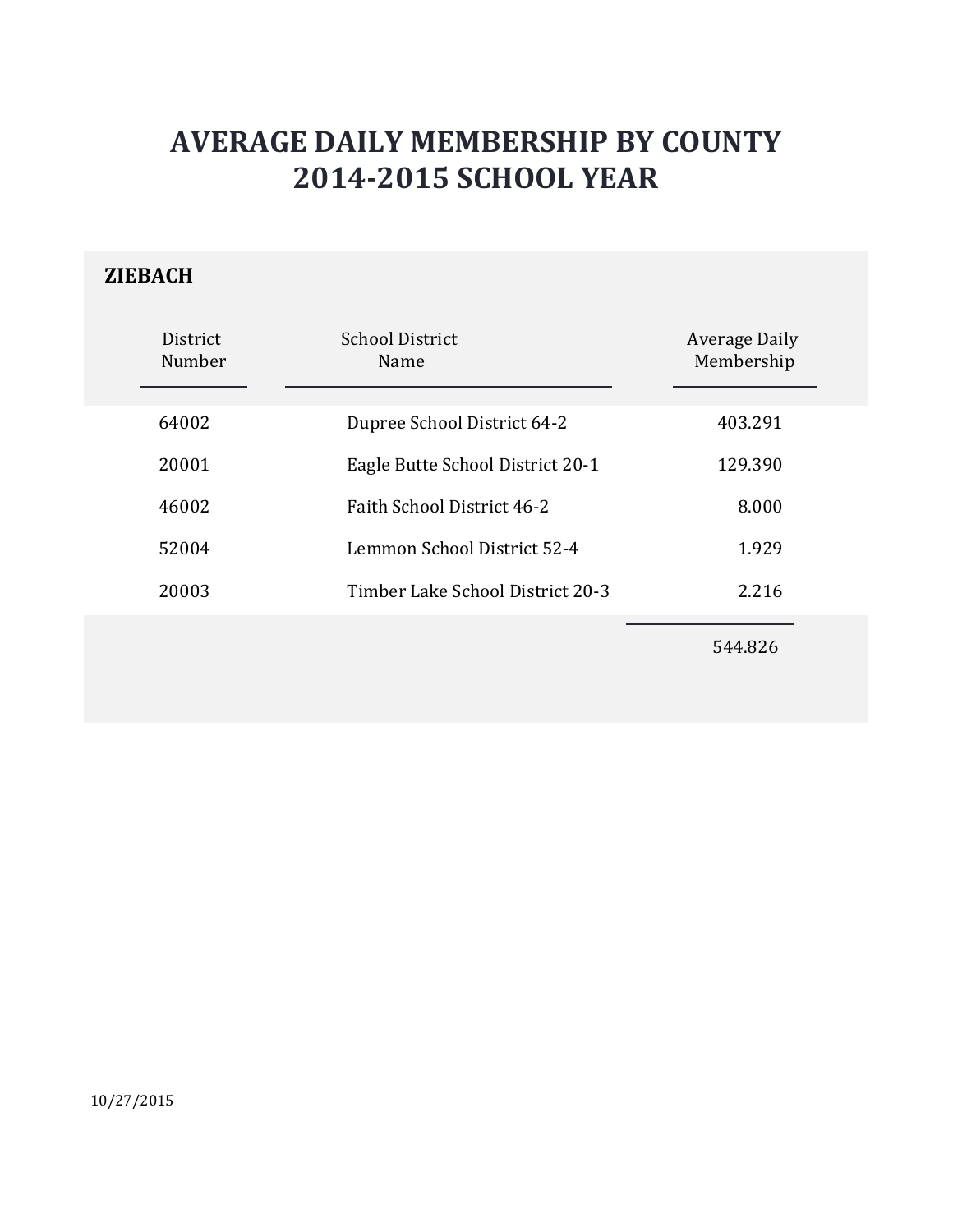# AVERAGE DAILY MEMBERSHIP BY COUNTY
# 2014-2015 SCHOOL YEAR

## ZIEBACH

| District Number | School District Name | Average Daily Membership |
|---|---|---|
| 64002 | Dupree School District 64-2 | 403.291 |
| 20001 | Eagle Butte School District 20-1 | 129.390 |
| 46002 | Faith School District 46-2 | 8.000 |
| 52004 | Lemmon School District 52-4 | 1.929 |
| 20003 | Timber Lake School District 20-3 | 2.216 |
| | | 544.826 |

10/27/2015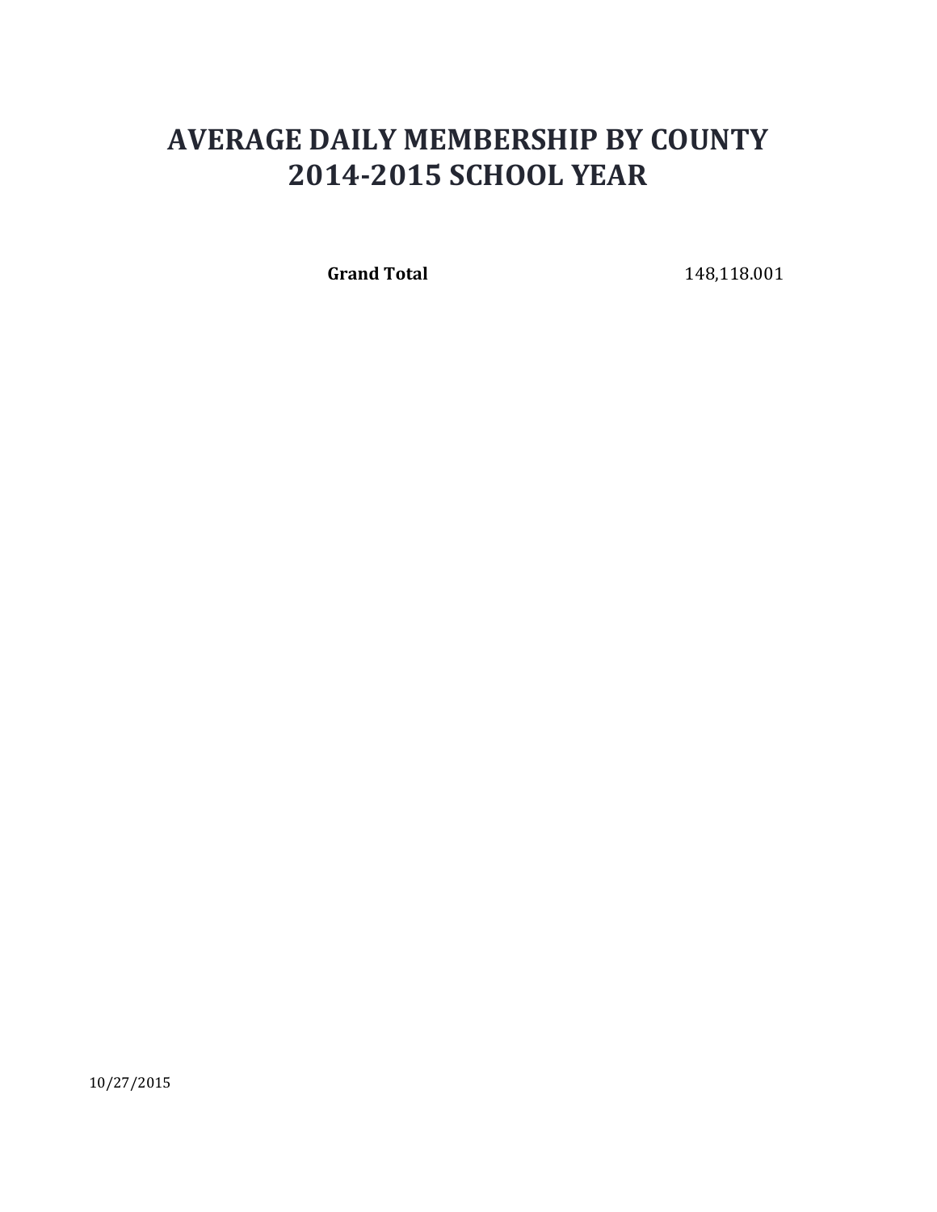# AVERAGE DAILY MEMBERSHIP BY COUNTY
# 2014-2015 SCHOOL YEAR

| | |
|---|---|
| **Grand Total** | 148,118.001 |

10/27/2015